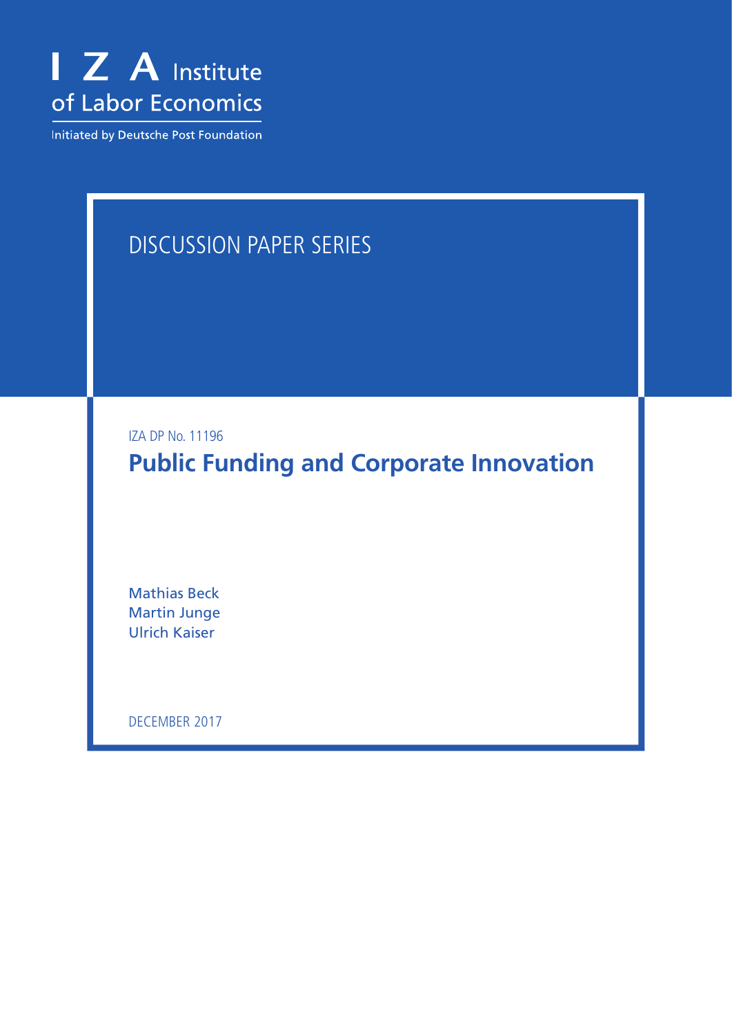I Z A Institute of Labor Economics

Initiated by Deutsche Post Foundation

DISCUSSION PAPER SERIES

IZA DP No. 11196

# Public Funding and Corporate Innovation

Mathias Beck
Martin Junge
Ulrich Kaiser

DECEMBER 2017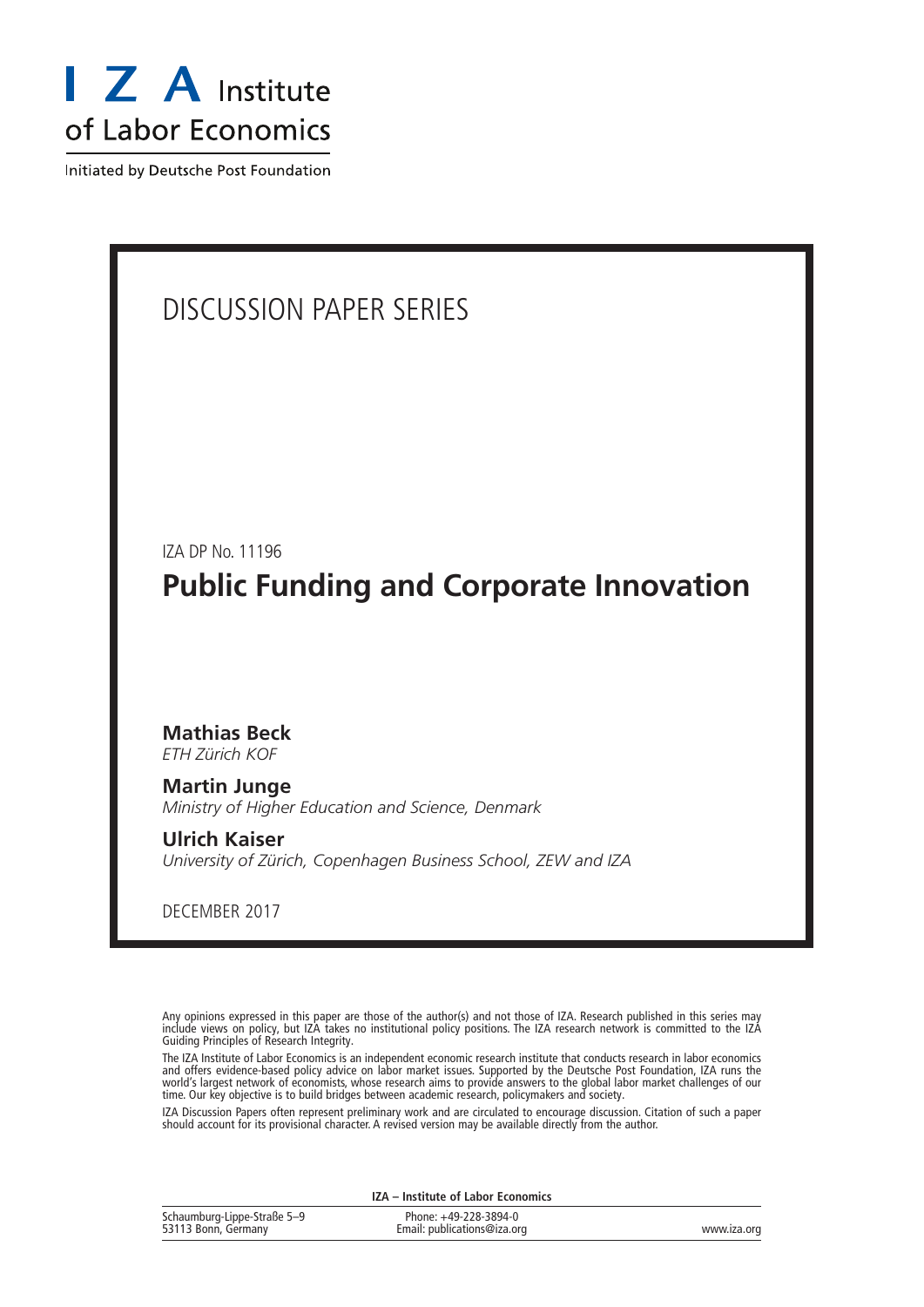# I Z A Institute of Labor Economics

Initiated by Deutsche Post Foundation

DISCUSSION PAPER SERIES

IZA DP No. 11196

## Public Funding and Corporate Innovation

**Mathias Beck**
*ETH Zürich KOF*

**Martin Junge**
*Ministry of Higher Education and Science, Denmark*

**Ulrich Kaiser**
*University of Zürich, Copenhagen Business School, ZEW and IZA*

DECEMBER 2017

Any opinions expressed in this paper are those of the author(s) and not those of IZA. Research published in this series may include views on policy, but IZA takes no institutional policy positions. The IZA research network is committed to the IZA Guiding Principles of Research Integrity.

The IZA Institute of Labor Economics is an independent economic research institute that conducts research in labor economics and offers evidence-based policy advice on labor market issues. Supported by the Deutsche Post Foundation, IZA runs the world's largest network of economists, whose research aims to provide answers to the global labor market challenges of our time. Our key objective is to build bridges between academic research, policymakers and society.

IZA Discussion Papers often represent preliminary work and are circulated to encourage discussion. Citation of such a paper should account for its provisional character. A revised version may be available directly from the author.

**IZA – Institute of Labor Economics**

Schaumburg-Lippe-Straße 5–9
53113 Bonn, Germany

Phone: +49-228-3894-0
Email: publications@iza.org

www.iza.org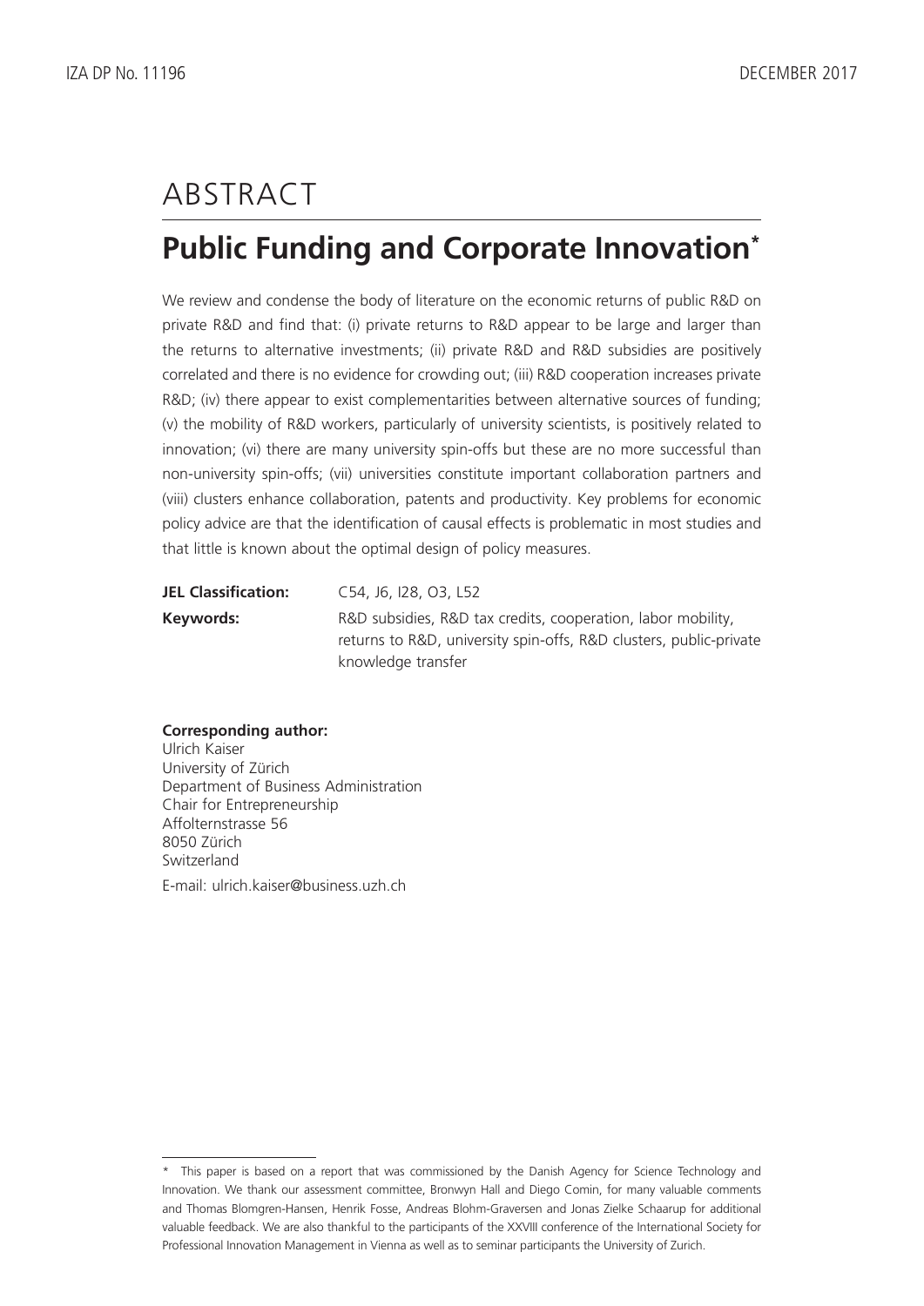# ABSTRACT

## Public Funding and Corporate Innovation*

We review and condense the body of literature on the economic returns of public R&D on private R&D and find that: (i) private returns to R&D appear to be large and larger than the returns to alternative investments; (ii) private R&D and R&D subsidies are positively correlated and there is no evidence for crowding out; (iii) R&D cooperation increases private R&D; (iv) there appear to exist complementarities between alternative sources of funding; (v) the mobility of R&D workers, particularly of university scientists, is positively related to innovation; (vi) there are many university spin-offs but these are no more successful than non-university spin-offs; (vii) universities constitute important collaboration partners and (viii) clusters enhance collaboration, patents and productivity. Key problems for economic policy advice are that the identification of causal effects is problematic in most studies and that little is known about the optimal design of policy measures.

**JEL Classification:** C54, J6, I28, O3, L52

**Keywords:** R&D subsidies, R&D tax credits, cooperation, labor mobility, returns to R&D, university spin-offs, R&D clusters, public-private knowledge transfer

**Corresponding author:**
Ulrich Kaiser
University of Zürich
Department of Business Administration
Chair for Entrepreneurship
Affolternstrasse 56
8050 Zürich
Switzerland

E-mail: ulrich.kaiser@business.uzh.ch

---

\* This paper is based on a report that was commissioned by the Danish Agency for Science Technology and Innovation. We thank our assessment committee, Bronwyn Hall and Diego Comin, for many valuable comments and Thomas Blomgren-Hansen, Henrik Fosse, Andreas Blohm-Graversen and Jonas Zielke Schaarup for additional valuable feedback. We are also thankful to the participants of the XXVIII conference of the International Society for Professional Innovation Management in Vienna as well as to seminar participants the University of Zurich.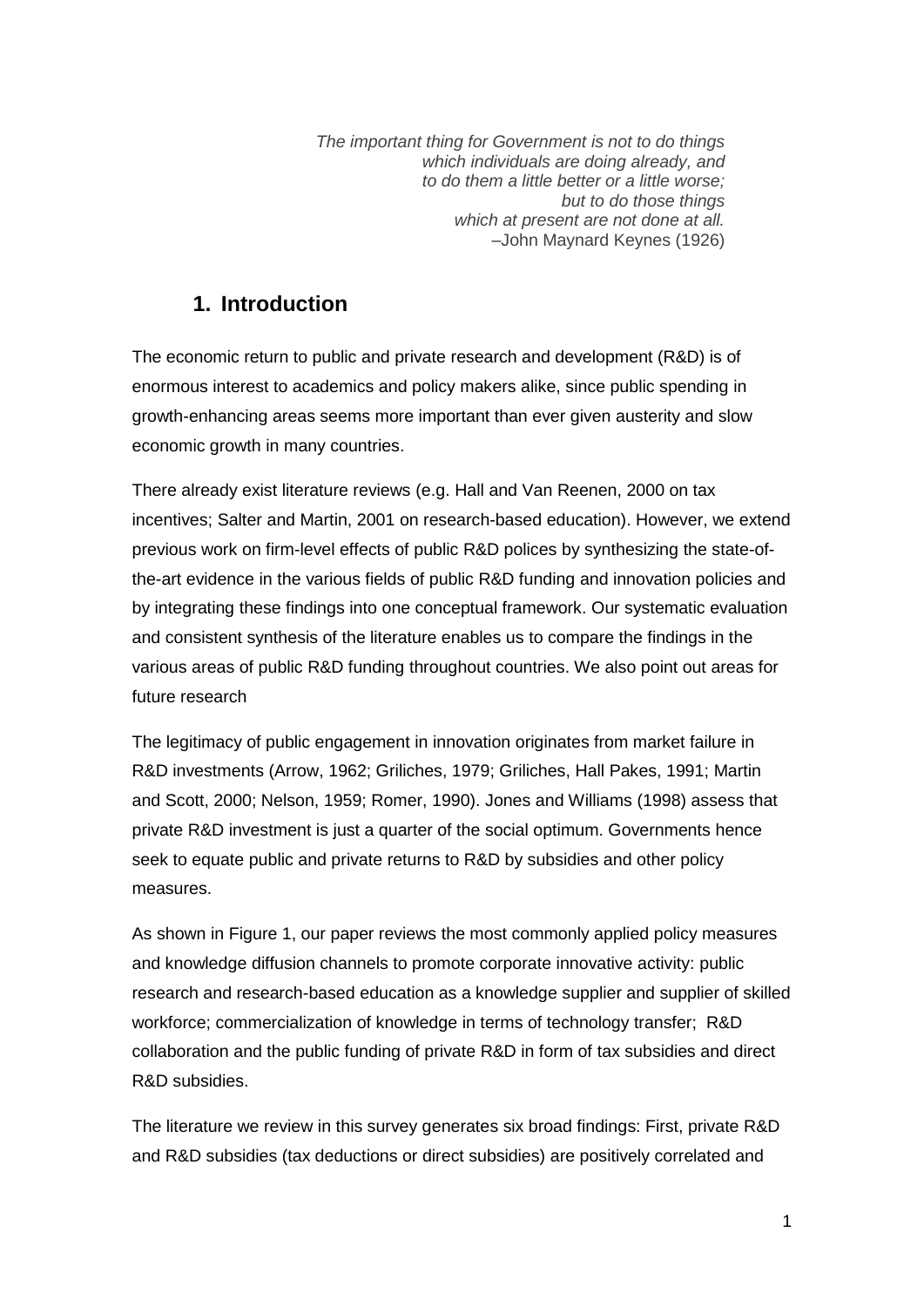*The important thing for Government is not to do things which individuals are doing already, and to do them a little better or a little worse; but to do those things which at present are not done at all.*
–John Maynard Keynes (1926)

## 1. Introduction

The economic return to public and private research and development (R&D) is of enormous interest to academics and policy makers alike, since public spending in growth-enhancing areas seems more important than ever given austerity and slow economic growth in many countries.

There already exist literature reviews (e.g. Hall and Van Reenen, 2000 on tax incentives; Salter and Martin, 2001 on research-based education). However, we extend previous work on firm-level effects of public R&D polices by synthesizing the state-of-the-art evidence in the various fields of public R&D funding and innovation policies and by integrating these findings into one conceptual framework. Our systematic evaluation and consistent synthesis of the literature enables us to compare the findings in the various areas of public R&D funding throughout countries. We also point out areas for future research

The legitimacy of public engagement in innovation originates from market failure in R&D investments (Arrow, 1962; Griliches, 1979; Griliches, Hall Pakes, 1991; Martin and Scott, 2000; Nelson, 1959; Romer, 1990). Jones and Williams (1998) assess that private R&D investment is just a quarter of the social optimum. Governments hence seek to equate public and private returns to R&D by subsidies and other policy measures.

As shown in Figure 1, our paper reviews the most commonly applied policy measures and knowledge diffusion channels to promote corporate innovative activity: public research and research-based education as a knowledge supplier and supplier of skilled workforce; commercialization of knowledge in terms of technology transfer; R&D collaboration and the public funding of private R&D in form of tax subsidies and direct R&D subsidies.

The literature we review in this survey generates six broad findings: First, private R&D and R&D subsidies (tax deductions or direct subsidies) are positively correlated and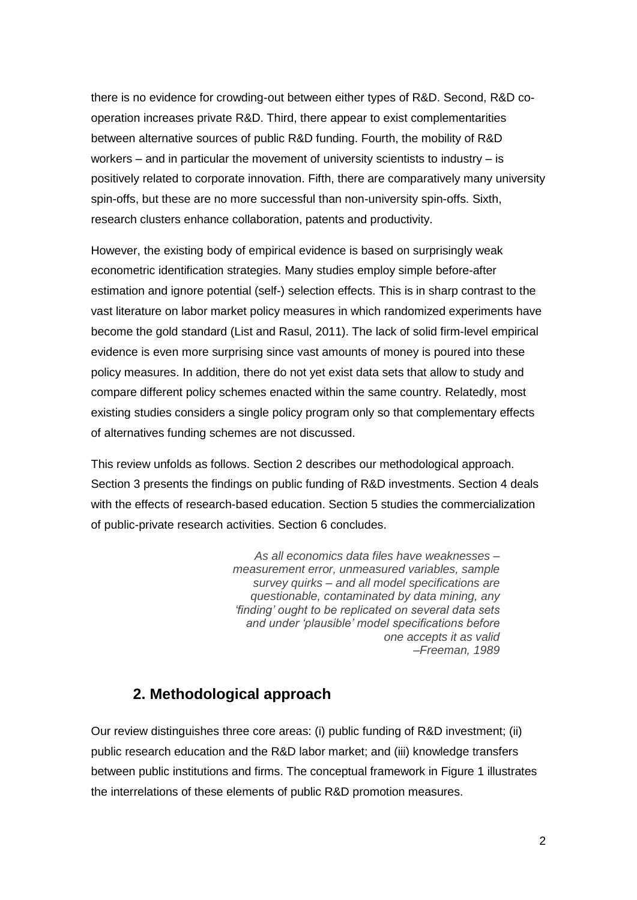there is no evidence for crowding-out between either types of R&D. Second, R&D co-operation increases private R&D. Third, there appear to exist complementarities between alternative sources of public R&D funding. Fourth, the mobility of R&D workers – and in particular the movement of university scientists to industry – is positively related to corporate innovation. Fifth, there are comparatively many university spin-offs, but these are no more successful than non-university spin-offs. Sixth, research clusters enhance collaboration, patents and productivity.

However, the existing body of empirical evidence is based on surprisingly weak econometric identification strategies. Many studies employ simple before-after estimation and ignore potential (self-) selection effects. This is in sharp contrast to the vast literature on labor market policy measures in which randomized experiments have become the gold standard (List and Rasul, 2011). The lack of solid firm-level empirical evidence is even more surprising since vast amounts of money is poured into these policy measures. In addition, there do not yet exist data sets that allow to study and compare different policy schemes enacted within the same country. Relatedly, most existing studies considers a single policy program only so that complementary effects of alternatives funding schemes are not discussed.

This review unfolds as follows. Section 2 describes our methodological approach. Section 3 presents the findings on public funding of R&D investments. Section 4 deals with the effects of research-based education. Section 5 studies the commercialization of public-private research activities. Section 6 concludes.

> *As all economics data files have weaknesses – measurement error, unmeasured variables, sample survey quirks – and all model specifications are questionable, contaminated by data mining, any 'finding' ought to be replicated on several data sets and under 'plausible' model specifications before one accepts it as valid*
> *–Freeman, 1989*

## 2. Methodological approach

Our review distinguishes three core areas: (i) public funding of R&D investment; (ii) public research education and the R&D labor market; and (iii) knowledge transfers between public institutions and firms. The conceptual framework in Figure 1 illustrates the interrelations of these elements of public R&D promotion measures.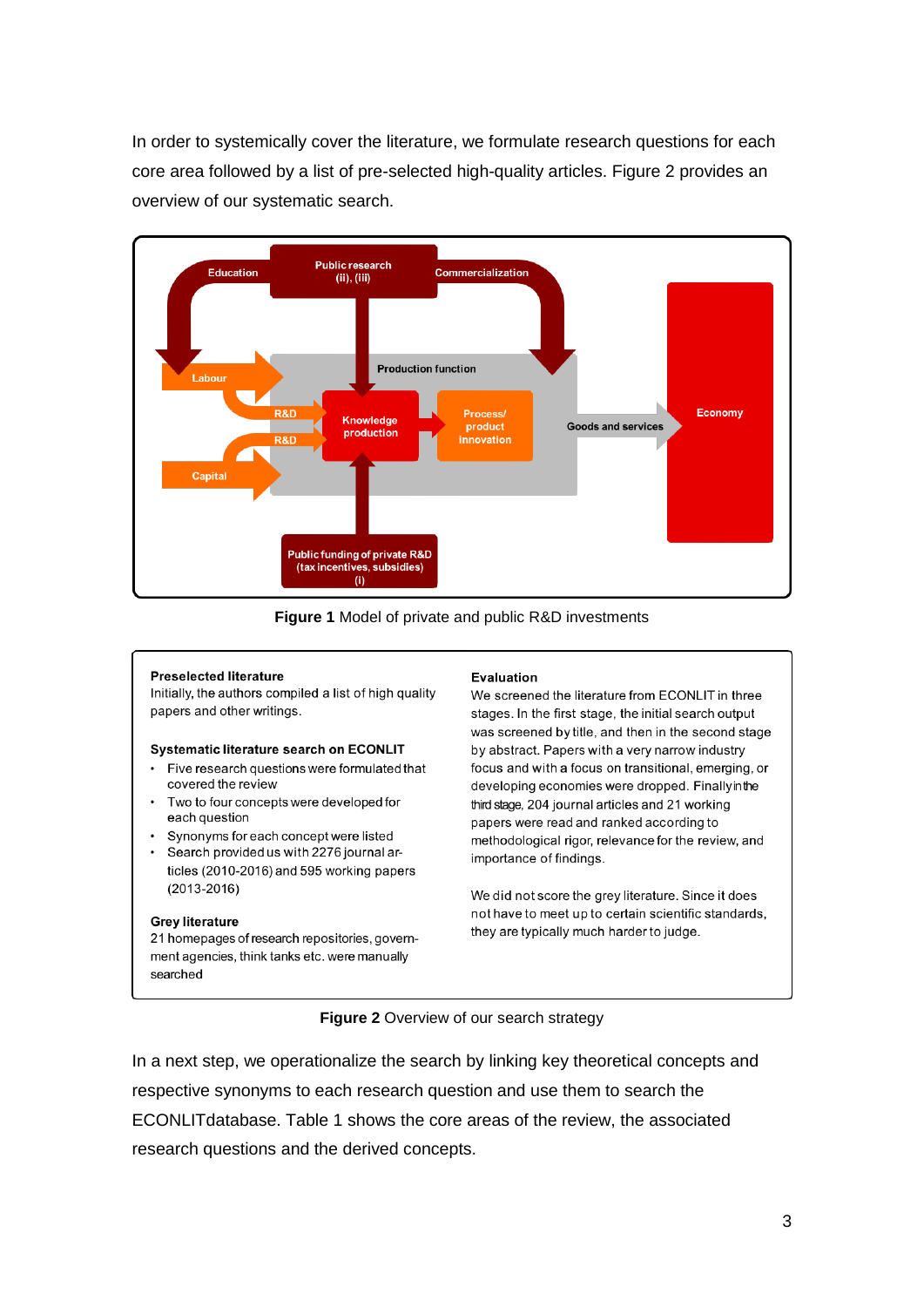In order to systemically cover the literature, we formulate research questions for each core area followed by a list of pre-selected high-quality articles. Figure 2 provides an overview of our systematic search.

**Figure 1** Model of private and public R&D investments

**Preselected literature**

Initially, the authors compiled a list of high quality papers and other writings.

**Systematic literature search on ECONLIT**

- Five research questions were formulated that covered the review
- Two to four concepts were developed for each question
- Synonyms for each concept were listed
- Search provided us with 2276 journal articles (2010-2016) and 595 working papers (2013-2016)

**Grey literature**

21 homepages of research repositories, government agencies, think tanks etc. were manually searched

**Evaluation**

We screened the literature from ECONLIT in three stages. In the first stage, the initial search output was screened by title, and then in the second stage by abstract. Papers with a very narrow industry focus and with a focus on transitional, emerging, or developing economies were dropped. Finally in the third stage, 204 journal articles and 21 working papers were read and ranked according to methodological rigor, relevance for the review, and importance of findings.

We did not score the grey literature. Since it does not have to meet up to certain scientific standards, they are typically much harder to judge.

**Figure 2** Overview of our search strategy

In a next step, we operationalize the search by linking key theoretical concepts and respective synonyms to each research question and use them to search the ECONLITdatabase. Table 1 shows the core areas of the review, the associated research questions and the derived concepts.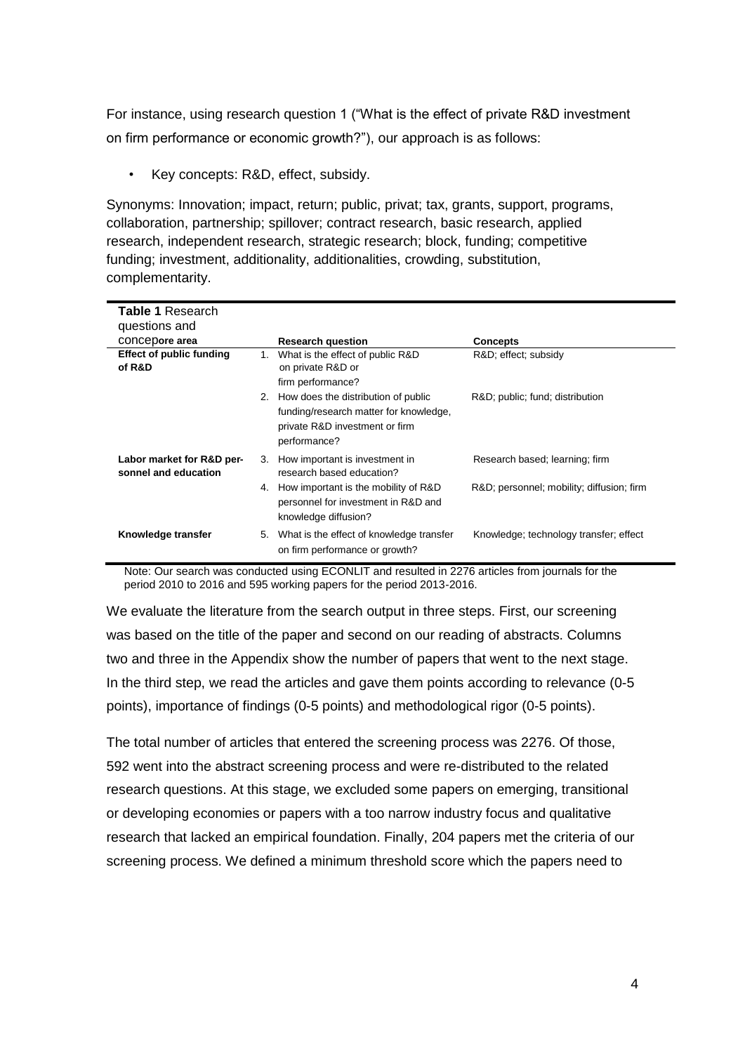For instance, using research question 1 ("What is the effect of private R&D investment on firm performance or economic growth?"), our approach is as follows:

- Key concepts: R&D, effect, subsidy.

Synonyms: Innovation; impact, return; public, privat; tax, grants, support, programs, collaboration, partnership; spillover; contract research, basic research, applied research, independent research, strategic research; block, funding; competitive funding; investment, additionality, additionalities, crowding, substitution, complementarity.

**Table 1** Research questions and concepore area

| | Research question | Concepts |
|---|---|---|
| **Effect of public funding of R&D** | 1. What is the effect of public R&D on private R&D or firm performance? | R&D; effect; subsidy |
| | 2. How does the distribution of public funding/research matter for knowledge, private R&D investment or firm performance? | R&D; public; fund; distribution |
| **Labor market for R&D personnel and education** | 3. How important is investment in research based education? | Research based; learning; firm |
| | 4. How important is the mobility of R&D personnel for investment in R&D and knowledge diffusion? | R&D; personnel; mobility; diffusion; firm |
| **Knowledge transfer** | 5. What is the effect of knowledge transfer on firm performance or growth? | Knowledge; technology transfer; effect |

Note: Our search was conducted using ECONLIT and resulted in 2276 articles from journals for the period 2010 to 2016 and 595 working papers for the period 2013-2016.

We evaluate the literature from the search output in three steps. First, our screening was based on the title of the paper and second on our reading of abstracts. Columns two and three in the Appendix show the number of papers that went to the next stage. In the third step, we read the articles and gave them points according to relevance (0-5 points), importance of findings (0-5 points) and methodological rigor (0-5 points).

The total number of articles that entered the screening process was 2276. Of those, 592 went into the abstract screening process and were re-distributed to the related research questions. At this stage, we excluded some papers on emerging, transitional or developing economies or papers with a too narrow industry focus and qualitative research that lacked an empirical foundation. Finally, 204 papers met the criteria of our screening process. We defined a minimum threshold score which the papers need to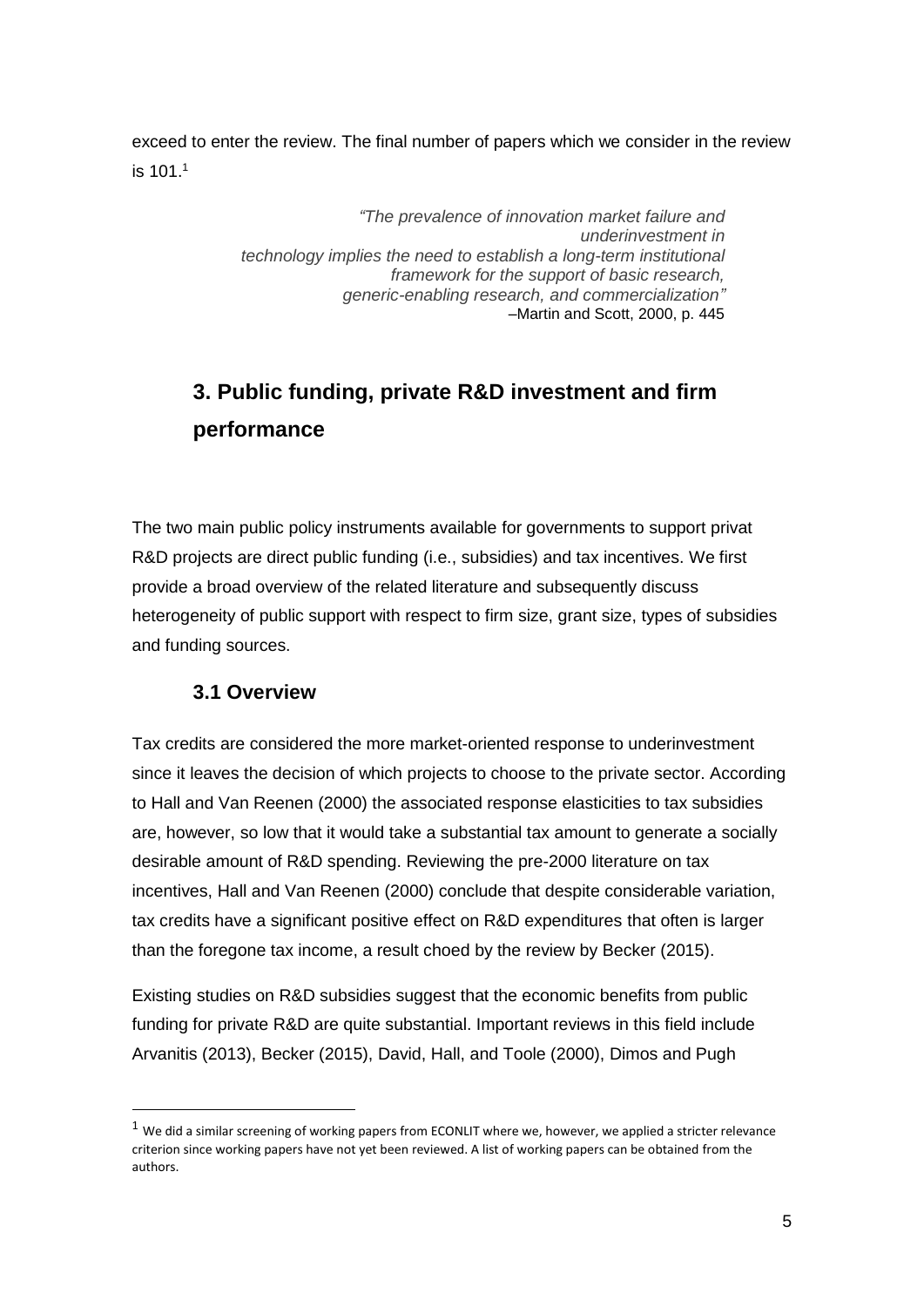exceed to enter the review. The final number of papers which we consider in the review is 101.[1]

> *"The prevalence of innovation market failure and underinvestment in technology implies the need to establish a long-term institutional framework for the support of basic research, generic-enabling research, and commercialization"*
> –Martin and Scott, 2000, p. 445

## 3. Public funding, private R&D investment and firm performance

The two main public policy instruments available for governments to support privat R&D projects are direct public funding (i.e., subsidies) and tax incentives. We first provide a broad overview of the related literature and subsequently discuss heterogeneity of public support with respect to firm size, grant size, types of subsidies and funding sources.

### 3.1 Overview

Tax credits are considered the more market-oriented response to underinvestment since it leaves the decision of which projects to choose to the private sector. According to Hall and Van Reenen (2000) the associated response elasticities to tax subsidies are, however, so low that it would take a substantial tax amount to generate a socially desirable amount of R&D spending. Reviewing the pre-2000 literature on tax incentives, Hall and Van Reenen (2000) conclude that despite considerable variation, tax credits have a significant positive effect on R&D expenditures that often is larger than the foregone tax income, a result choed by the review by Becker (2015).

Existing studies on R&D subsidies suggest that the economic benefits from public funding for private R&D are quite substantial. Important reviews in this field include Arvanitis (2013), Becker (2015), David, Hall, and Toole (2000), Dimos and Pugh

[1] We did a similar screening of working papers from ECONLIT where we, however, we applied a stricter relevance criterion since working papers have not yet been reviewed. A list of working papers can be obtained from the authors.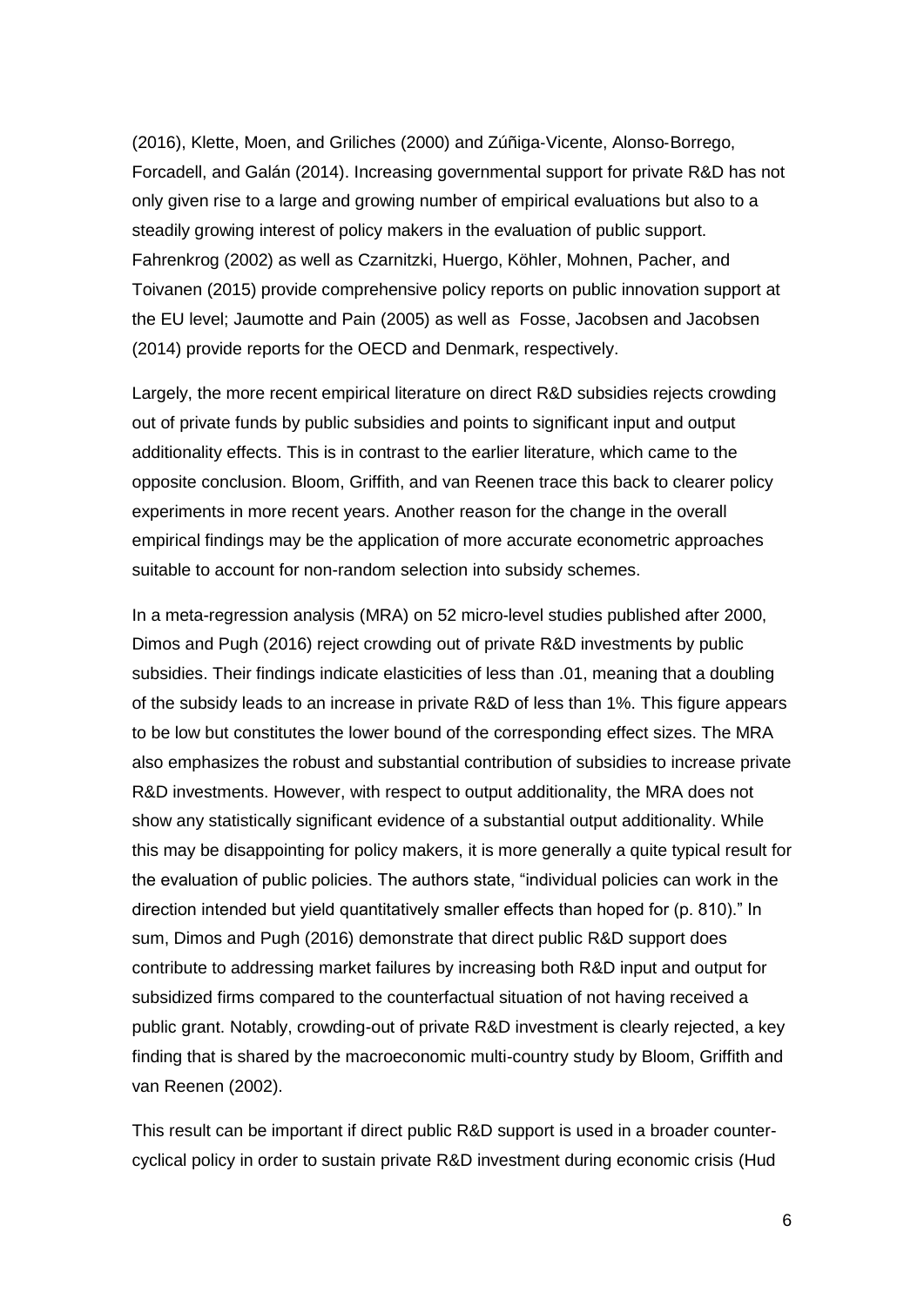(2016), Klette, Moen, and Griliches (2000) and Zúñiga-Vicente, Alonso-Borrego, Forcadell, and Galán (2014). Increasing governmental support for private R&D has not only given rise to a large and growing number of empirical evaluations but also to a steadily growing interest of policy makers in the evaluation of public support. Fahrenkrog (2002) as well as Czarnitzki, Huergo, Köhler, Mohnen, Pacher, and Toivanen (2015) provide comprehensive policy reports on public innovation support at the EU level; Jaumotte and Pain (2005) as well as Fosse, Jacobsen and Jacobsen (2014) provide reports for the OECD and Denmark, respectively.

Largely, the more recent empirical literature on direct R&D subsidies rejects crowding out of private funds by public subsidies and points to significant input and output additionality effects. This is in contrast to the earlier literature, which came to the opposite conclusion. Bloom, Griffith, and van Reenen trace this back to clearer policy experiments in more recent years. Another reason for the change in the overall empirical findings may be the application of more accurate econometric approaches suitable to account for non-random selection into subsidy schemes.

In a meta-regression analysis (MRA) on 52 micro-level studies published after 2000, Dimos and Pugh (2016) reject crowding out of private R&D investments by public subsidies. Their findings indicate elasticities of less than .01, meaning that a doubling of the subsidy leads to an increase in private R&D of less than 1%. This figure appears to be low but constitutes the lower bound of the corresponding effect sizes. The MRA also emphasizes the robust and substantial contribution of subsidies to increase private R&D investments. However, with respect to output additionality, the MRA does not show any statistically significant evidence of a substantial output additionality. While this may be disappointing for policy makers, it is more generally a quite typical result for the evaluation of public policies. The authors state, "individual policies can work in the direction intended but yield quantitatively smaller effects than hoped for (p. 810)." In sum, Dimos and Pugh (2016) demonstrate that direct public R&D support does contribute to addressing market failures by increasing both R&D input and output for subsidized firms compared to the counterfactual situation of not having received a public grant. Notably, crowding-out of private R&D investment is clearly rejected, a key finding that is shared by the macroeconomic multi-country study by Bloom, Griffith and van Reenen (2002).

This result can be important if direct public R&D support is used in a broader counter-cyclical policy in order to sustain private R&D investment during economic crisis (Hud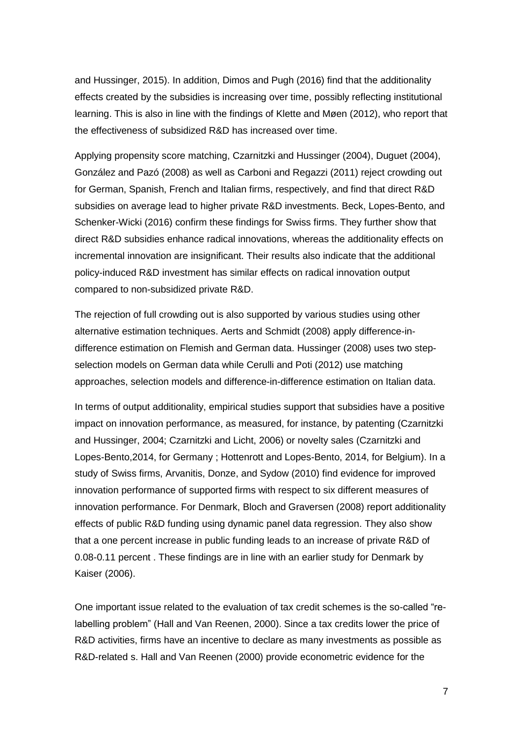and Hussinger, 2015). In addition, Dimos and Pugh (2016) find that the additionality effects created by the subsidies is increasing over time, possibly reflecting institutional learning. This is also in line with the findings of Klette and Møen (2012), who report that the effectiveness of subsidized R&D has increased over time.

Applying propensity score matching, Czarnitzki and Hussinger (2004), Duguet (2004), González and Pazó (2008) as well as Carboni and Regazzi (2011) reject crowding out for German, Spanish, French and Italian firms, respectively, and find that direct R&D subsidies on average lead to higher private R&D investments. Beck, Lopes-Bento, and Schenker-Wicki (2016) confirm these findings for Swiss firms. They further show that direct R&D subsidies enhance radical innovations, whereas the additionality effects on incremental innovation are insignificant. Their results also indicate that the additional policy-induced R&D investment has similar effects on radical innovation output compared to non-subsidized private R&D.

The rejection of full crowding out is also supported by various studies using other alternative estimation techniques. Aerts and Schmidt (2008) apply difference-in-difference estimation on Flemish and German data. Hussinger (2008) uses two step-selection models on German data while Cerulli and Poti (2012) use matching approaches, selection models and difference-in-difference estimation on Italian data.

In terms of output additionality, empirical studies support that subsidies have a positive impact on innovation performance, as measured, for instance, by patenting (Czarnitzki and Hussinger, 2004; Czarnitzki and Licht, 2006) or novelty sales (Czarnitzki and Lopes-Bento,2014, for Germany ; Hottenrott and Lopes-Bento, 2014, for Belgium). In a study of Swiss firms, Arvanitis, Donze, and Sydow (2010) find evidence for improved innovation performance of supported firms with respect to six different measures of innovation performance. For Denmark, Bloch and Graversen (2008) report additionality effects of public R&D funding using dynamic panel data regression. They also show that a one percent increase in public funding leads to an increase of private R&D of 0.08-0.11 percent . These findings are in line with an earlier study for Denmark by Kaiser (2006).

One important issue related to the evaluation of tax credit schemes is the so-called "re-labelling problem" (Hall and Van Reenen, 2000). Since a tax credits lower the price of R&D activities, firms have an incentive to declare as many investments as possible as R&D-related s. Hall and Van Reenen (2000) provide econometric evidence for the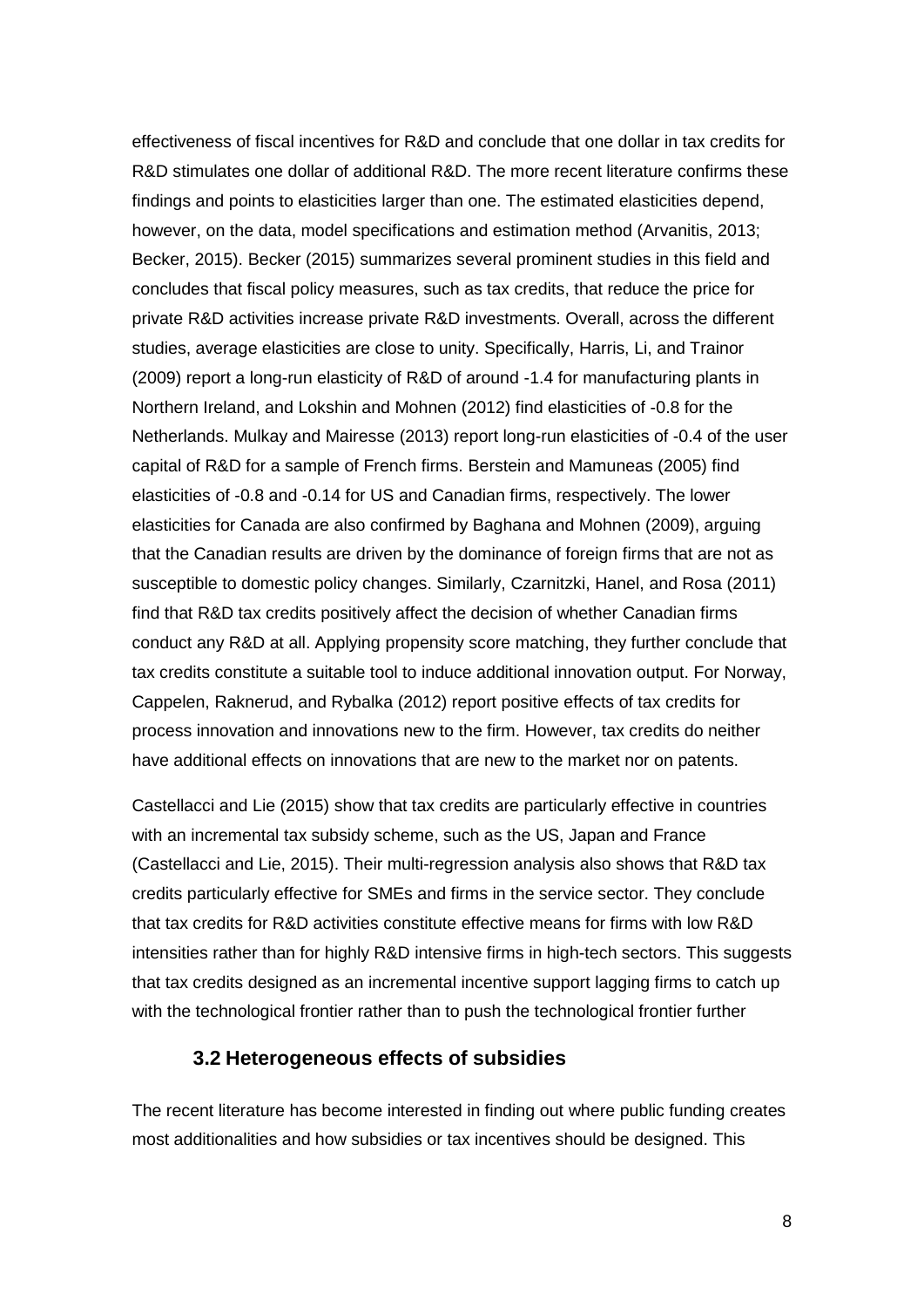effectiveness of fiscal incentives for R&D and conclude that one dollar in tax credits for R&D stimulates one dollar of additional R&D. The more recent literature confirms these findings and points to elasticities larger than one. The estimated elasticities depend, however, on the data, model specifications and estimation method (Arvanitis, 2013; Becker, 2015). Becker (2015) summarizes several prominent studies in this field and concludes that fiscal policy measures, such as tax credits, that reduce the price for private R&D activities increase private R&D investments. Overall, across the different studies, average elasticities are close to unity. Specifically, Harris, Li, and Trainor (2009) report a long-run elasticity of R&D of around -1.4 for manufacturing plants in Northern Ireland, and Lokshin and Mohnen (2012) find elasticities of -0.8 for the Netherlands. Mulkay and Mairesse (2013) report long-run elasticities of -0.4 of the user capital of R&D for a sample of French firms. Berstein and Mamuneas (2005) find elasticities of -0.8 and -0.14 for US and Canadian firms, respectively. The lower elasticities for Canada are also confirmed by Baghana and Mohnen (2009), arguing that the Canadian results are driven by the dominance of foreign firms that are not as susceptible to domestic policy changes. Similarly, Czarnitzki, Hanel, and Rosa (2011) find that R&D tax credits positively affect the decision of whether Canadian firms conduct any R&D at all. Applying propensity score matching, they further conclude that tax credits constitute a suitable tool to induce additional innovation output. For Norway, Cappelen, Raknerud, and Rybalka (2012) report positive effects of tax credits for process innovation and innovations new to the firm. However, tax credits do neither have additional effects on innovations that are new to the market nor on patents.

Castellacci and Lie (2015) show that tax credits are particularly effective in countries with an incremental tax subsidy scheme, such as the US, Japan and France (Castellacci and Lie, 2015). Their multi-regression analysis also shows that R&D tax credits particularly effective for SMEs and firms in the service sector. They conclude that tax credits for R&D activities constitute effective means for firms with low R&D intensities rather than for highly R&D intensive firms in high-tech sectors. This suggests that tax credits designed as an incremental incentive support lagging firms to catch up with the technological frontier rather than to push the technological frontier further

### 3.2 Heterogeneous effects of subsidies

The recent literature has become interested in finding out where public funding creates most additionalities and how subsidies or tax incentives should be designed. This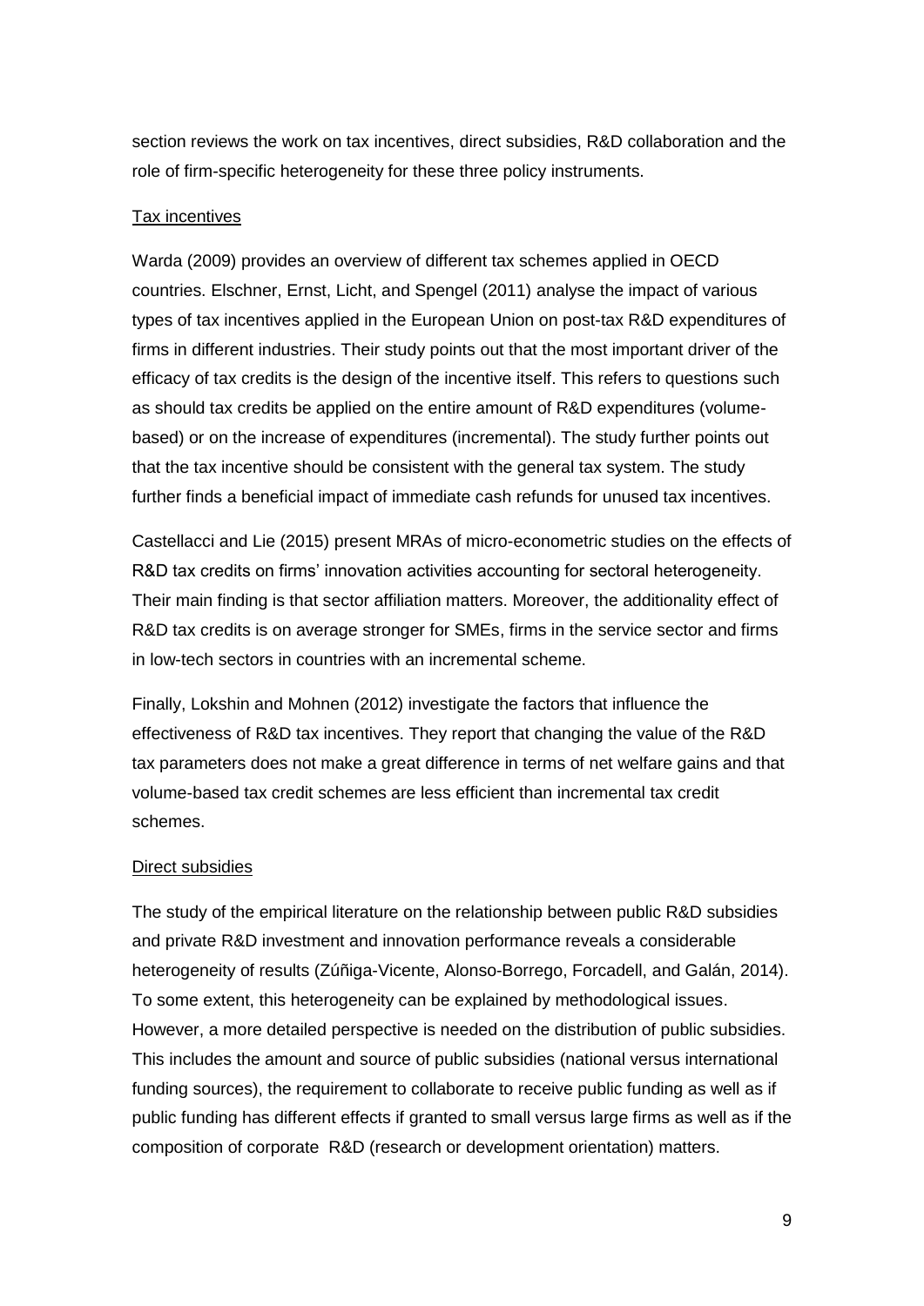section reviews the work on tax incentives, direct subsidies, R&D collaboration and the role of firm-specific heterogeneity for these three policy instruments.

### Tax incentives

Warda (2009) provides an overview of different tax schemes applied in OECD countries. Elschner, Ernst, Licht, and Spengel (2011) analyse the impact of various types of tax incentives applied in the European Union on post-tax R&D expenditures of firms in different industries. Their study points out that the most important driver of the efficacy of tax credits is the design of the incentive itself. This refers to questions such as should tax credits be applied on the entire amount of R&D expenditures (volume-based) or on the increase of expenditures (incremental). The study further points out that the tax incentive should be consistent with the general tax system. The study further finds a beneficial impact of immediate cash refunds for unused tax incentives.

Castellacci and Lie (2015) present MRAs of micro-econometric studies on the effects of R&D tax credits on firms' innovation activities accounting for sectoral heterogeneity. Their main finding is that sector affiliation matters. Moreover, the additionality effect of R&D tax credits is on average stronger for SMEs, firms in the service sector and firms in low-tech sectors in countries with an incremental scheme.

Finally, Lokshin and Mohnen (2012) investigate the factors that influence the effectiveness of R&D tax incentives. They report that changing the value of the R&D tax parameters does not make a great difference in terms of net welfare gains and that volume-based tax credit schemes are less efficient than incremental tax credit schemes.

### Direct subsidies

The study of the empirical literature on the relationship between public R&D subsidies and private R&D investment and innovation performance reveals a considerable heterogeneity of results (Zúñiga-Vicente, Alonso-Borrego, Forcadell, and Galán, 2014). To some extent, this heterogeneity can be explained by methodological issues. However, a more detailed perspective is needed on the distribution of public subsidies. This includes the amount and source of public subsidies (national versus international funding sources), the requirement to collaborate to receive public funding as well as if public funding has different effects if granted to small versus large firms as well as if the composition of corporate R&D (research or development orientation) matters.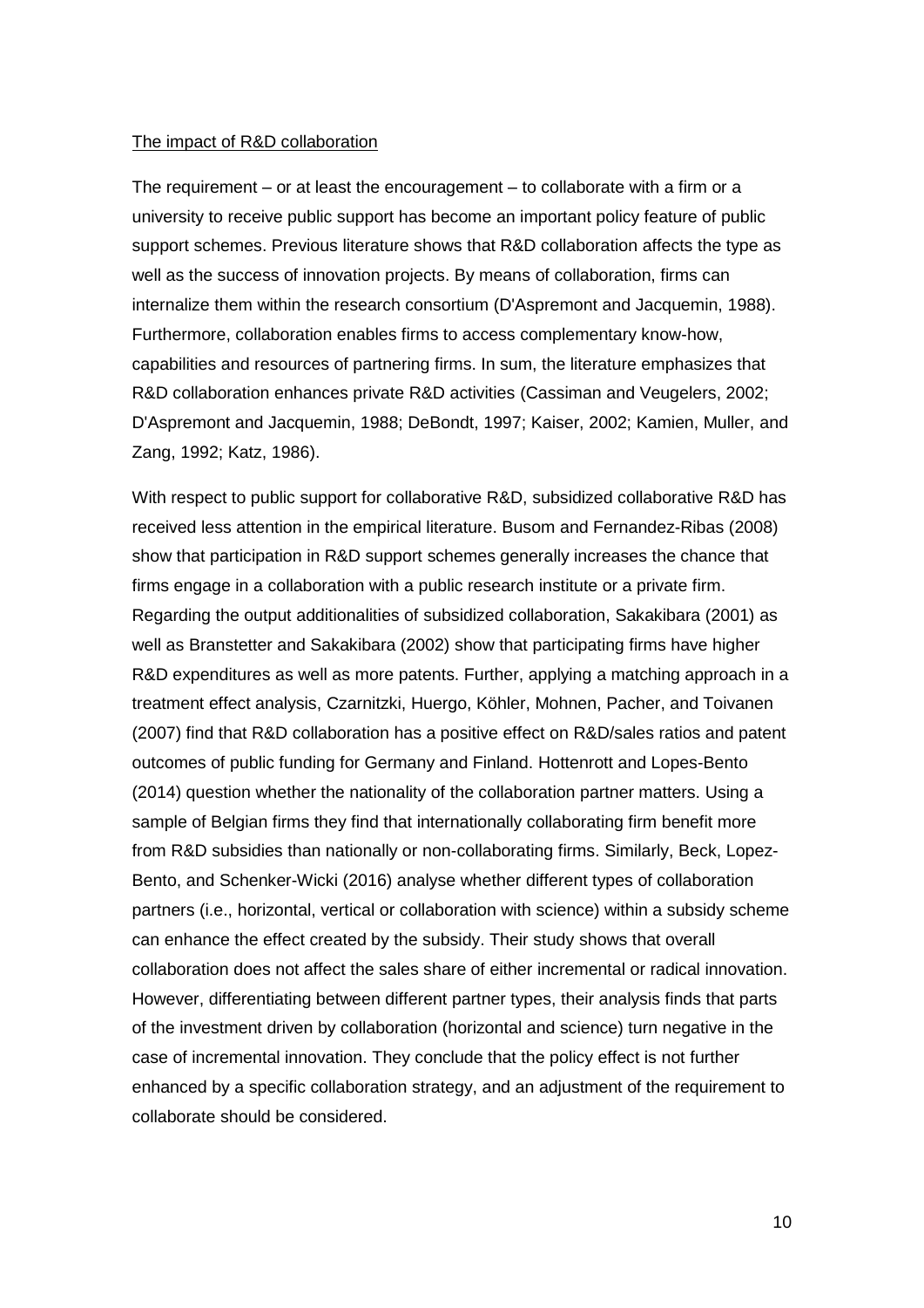The impact of R&D collaboration

The requirement – or at least the encouragement – to collaborate with a firm or a university to receive public support has become an important policy feature of public support schemes. Previous literature shows that R&D collaboration affects the type as well as the success of innovation projects. By means of collaboration, firms can internalize them within the research consortium (D'Aspremont and Jacquemin, 1988). Furthermore, collaboration enables firms to access complementary know-how, capabilities and resources of partnering firms. In sum, the literature emphasizes that R&D collaboration enhances private R&D activities (Cassiman and Veugelers, 2002; D'Aspremont and Jacquemin, 1988; DeBondt, 1997; Kaiser, 2002; Kamien, Muller, and Zang, 1992; Katz, 1986).

With respect to public support for collaborative R&D, subsidized collaborative R&D has received less attention in the empirical literature. Busom and Fernandez-Ribas (2008) show that participation in R&D support schemes generally increases the chance that firms engage in a collaboration with a public research institute or a private firm. Regarding the output additionalities of subsidized collaboration, Sakakibara (2001) as well as Branstetter and Sakakibara (2002) show that participating firms have higher R&D expenditures as well as more patents. Further, applying a matching approach in a treatment effect analysis, Czarnitzki, Huergo, Köhler, Mohnen, Pacher, and Toivanen (2007) find that R&D collaboration has a positive effect on R&D/sales ratios and patent outcomes of public funding for Germany and Finland. Hottenrott and Lopes-Bento (2014) question whether the nationality of the collaboration partner matters. Using a sample of Belgian firms they find that internationally collaborating firm benefit more from R&D subsidies than nationally or non-collaborating firms. Similarly, Beck, Lopez-Bento, and Schenker-Wicki (2016) analyse whether different types of collaboration partners (i.e., horizontal, vertical or collaboration with science) within a subsidy scheme can enhance the effect created by the subsidy. Their study shows that overall collaboration does not affect the sales share of either incremental or radical innovation. However, differentiating between different partner types, their analysis finds that parts of the investment driven by collaboration (horizontal and science) turn negative in the case of incremental innovation. They conclude that the policy effect is not further enhanced by a specific collaboration strategy, and an adjustment of the requirement to collaborate should be considered.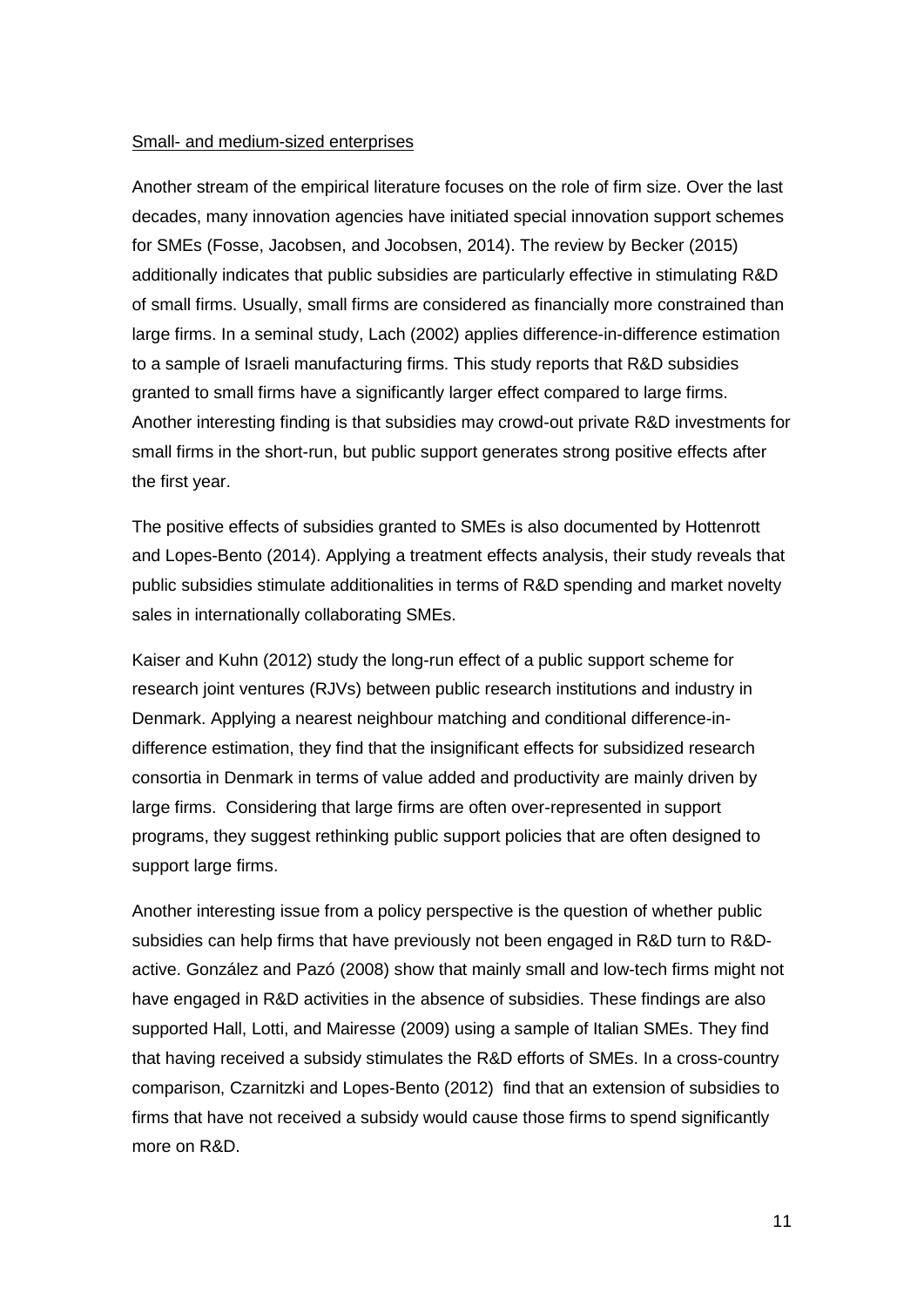Small- and medium-sized enterprises

Another stream of the empirical literature focuses on the role of firm size. Over the last decades, many innovation agencies have initiated special innovation support schemes for SMEs (Fosse, Jacobsen, and Jocobsen, 2014). The review by Becker (2015) additionally indicates that public subsidies are particularly effective in stimulating R&D of small firms. Usually, small firms are considered as financially more constrained than large firms. In a seminal study, Lach (2002) applies difference-in-difference estimation to a sample of Israeli manufacturing firms. This study reports that R&D subsidies granted to small firms have a significantly larger effect compared to large firms. Another interesting finding is that subsidies may crowd-out private R&D investments for small firms in the short-run, but public support generates strong positive effects after the first year.

The positive effects of subsidies granted to SMEs is also documented by Hottenrott and Lopes-Bento (2014). Applying a treatment effects analysis, their study reveals that public subsidies stimulate additionalities in terms of R&D spending and market novelty sales in internationally collaborating SMEs.

Kaiser and Kuhn (2012) study the long-run effect of a public support scheme for research joint ventures (RJVs) between public research institutions and industry in Denmark. Applying a nearest neighbour matching and conditional difference-in-difference estimation, they find that the insignificant effects for subsidized research consortia in Denmark in terms of value added and productivity are mainly driven by large firms. Considering that large firms are often over-represented in support programs, they suggest rethinking public support policies that are often designed to support large firms.

Another interesting issue from a policy perspective is the question of whether public subsidies can help firms that have previously not been engaged in R&D turn to R&D-active. González and Pazó (2008) show that mainly small and low-tech firms might not have engaged in R&D activities in the absence of subsidies. These findings are also supported Hall, Lotti, and Mairesse (2009) using a sample of Italian SMEs. They find that having received a subsidy stimulates the R&D efforts of SMEs. In a cross-country comparison, Czarnitzki and Lopes-Bento (2012) find that an extension of subsidies to firms that have not received a subsidy would cause those firms to spend significantly more on R&D.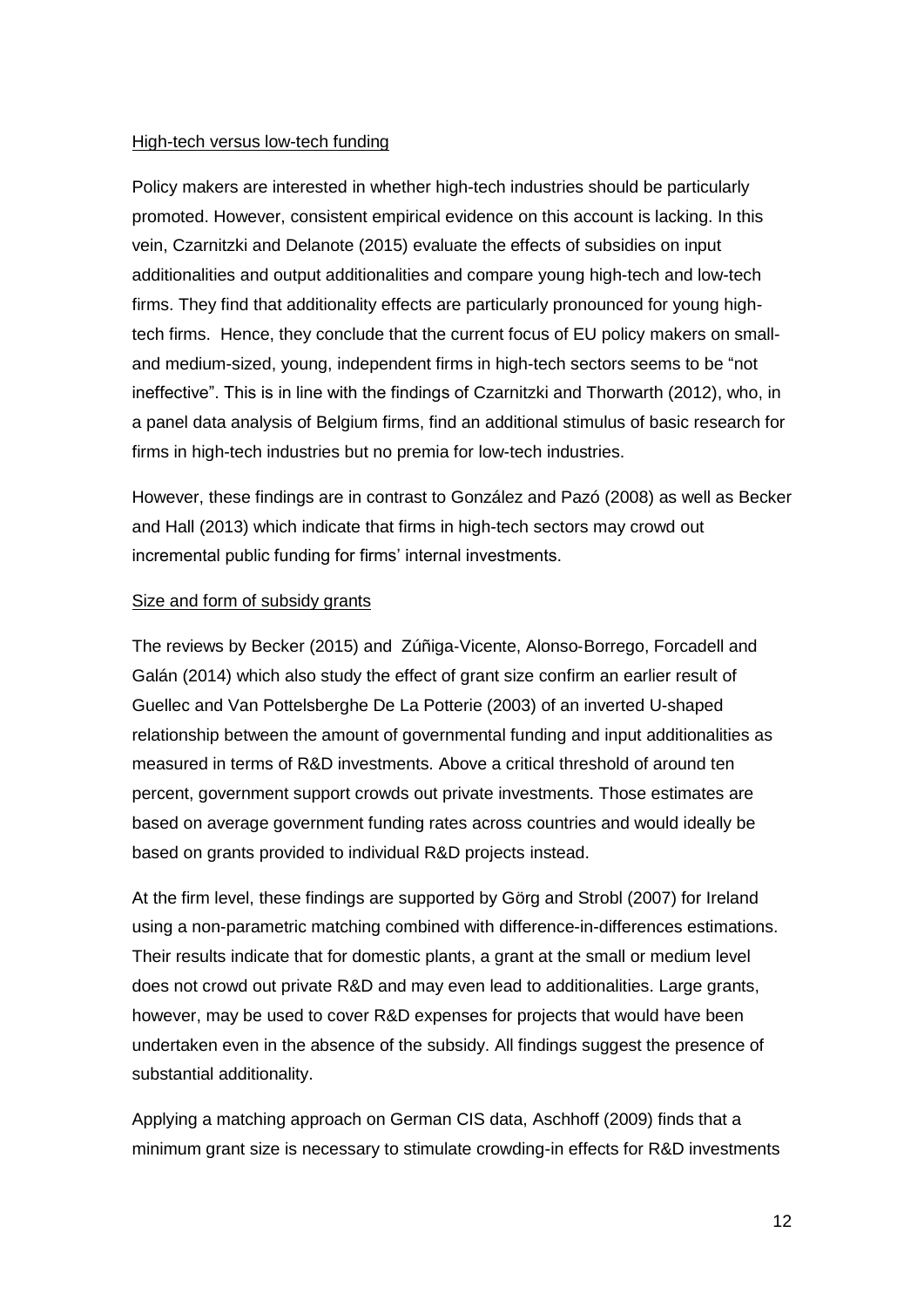High-tech versus low-tech funding

Policy makers are interested in whether high-tech industries should be particularly promoted. However, consistent empirical evidence on this account is lacking. In this vein, Czarnitzki and Delanote (2015) evaluate the effects of subsidies on input additionalities and output additionalities and compare young high-tech and low-tech firms. They find that additionality effects are particularly pronounced for young high-tech firms. Hence, they conclude that the current focus of EU policy makers on small- and medium-sized, young, independent firms in high-tech sectors seems to be "not ineffective". This is in line with the findings of Czarnitzki and Thorwarth (2012), who, in a panel data analysis of Belgium firms, find an additional stimulus of basic research for firms in high-tech industries but no premia for low-tech industries.

However, these findings are in contrast to González and Pazó (2008) as well as Becker and Hall (2013) which indicate that firms in high-tech sectors may crowd out incremental public funding for firms' internal investments.

Size and form of subsidy grants

The reviews by Becker (2015) and Zúñiga-Vicente, Alonso-Borrego, Forcadell and Galán (2014) which also study the effect of grant size confirm an earlier result of Guellec and Van Pottelsberghe De La Potterie (2003) of an inverted U-shaped relationship between the amount of governmental funding and input additionalities as measured in terms of R&D investments. Above a critical threshold of around ten percent, government support crowds out private investments. Those estimates are based on average government funding rates across countries and would ideally be based on grants provided to individual R&D projects instead.

At the firm level, these findings are supported by Görg and Strobl (2007) for Ireland using a non-parametric matching combined with difference-in-differences estimations. Their results indicate that for domestic plants, a grant at the small or medium level does not crowd out private R&D and may even lead to additionalities. Large grants, however, may be used to cover R&D expenses for projects that would have been undertaken even in the absence of the subsidy. All findings suggest the presence of substantial additionality.

Applying a matching approach on German CIS data, Aschhoff (2009) finds that a minimum grant size is necessary to stimulate crowding-in effects for R&D investments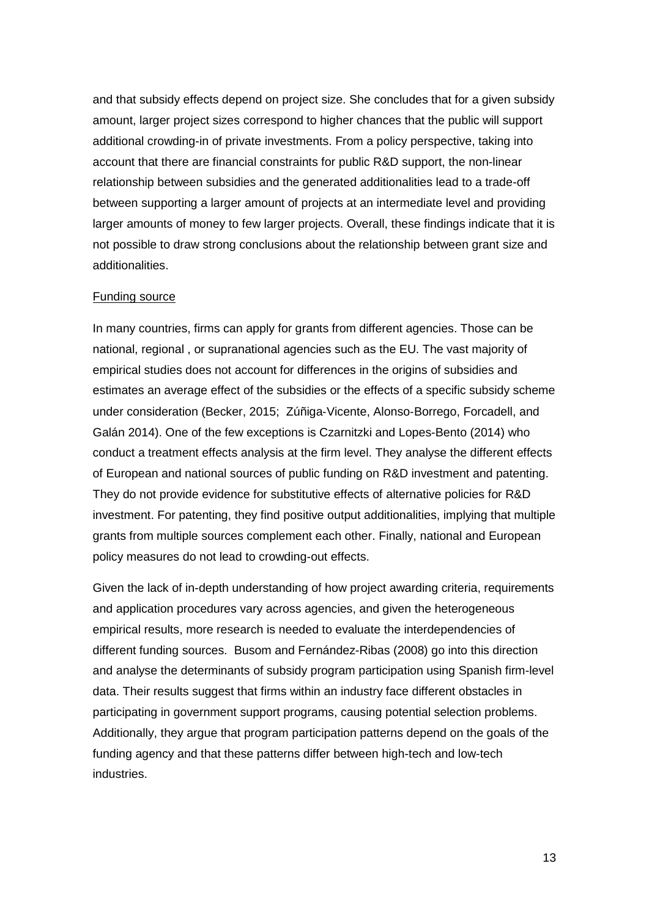and that subsidy effects depend on project size. She concludes that for a given subsidy amount, larger project sizes correspond to higher chances that the public will support additional crowding-in of private investments. From a policy perspective, taking into account that there are financial constraints for public R&D support, the non-linear relationship between subsidies and the generated additionalities lead to a trade-off between supporting a larger amount of projects at an intermediate level and providing larger amounts of money to few larger projects. Overall, these findings indicate that it is not possible to draw strong conclusions about the relationship between grant size and additionalities.

<u>Funding source</u>

In many countries, firms can apply for grants from different agencies. Those can be national, regional , or supranational agencies such as the EU. The vast majority of empirical studies does not account for differences in the origins of subsidies and estimates an average effect of the subsidies or the effects of a specific subsidy scheme under consideration (Becker, 2015; Zúñiga-Vicente, Alonso-Borrego, Forcadell, and Galán 2014). One of the few exceptions is Czarnitzki and Lopes-Bento (2014) who conduct a treatment effects analysis at the firm level. They analyse the different effects of European and national sources of public funding on R&D investment and patenting. They do not provide evidence for substitutive effects of alternative policies for R&D investment. For patenting, they find positive output additionalities, implying that multiple grants from multiple sources complement each other. Finally, national and European policy measures do not lead to crowding-out effects.

Given the lack of in-depth understanding of how project awarding criteria, requirements and application procedures vary across agencies, and given the heterogeneous empirical results, more research is needed to evaluate the interdependencies of different funding sources. Busom and Fernández-Ribas (2008) go into this direction and analyse the determinants of subsidy program participation using Spanish firm-level data. Their results suggest that firms within an industry face different obstacles in participating in government support programs, causing potential selection problems. Additionally, they argue that program participation patterns depend on the goals of the funding agency and that these patterns differ between high-tech and low-tech industries.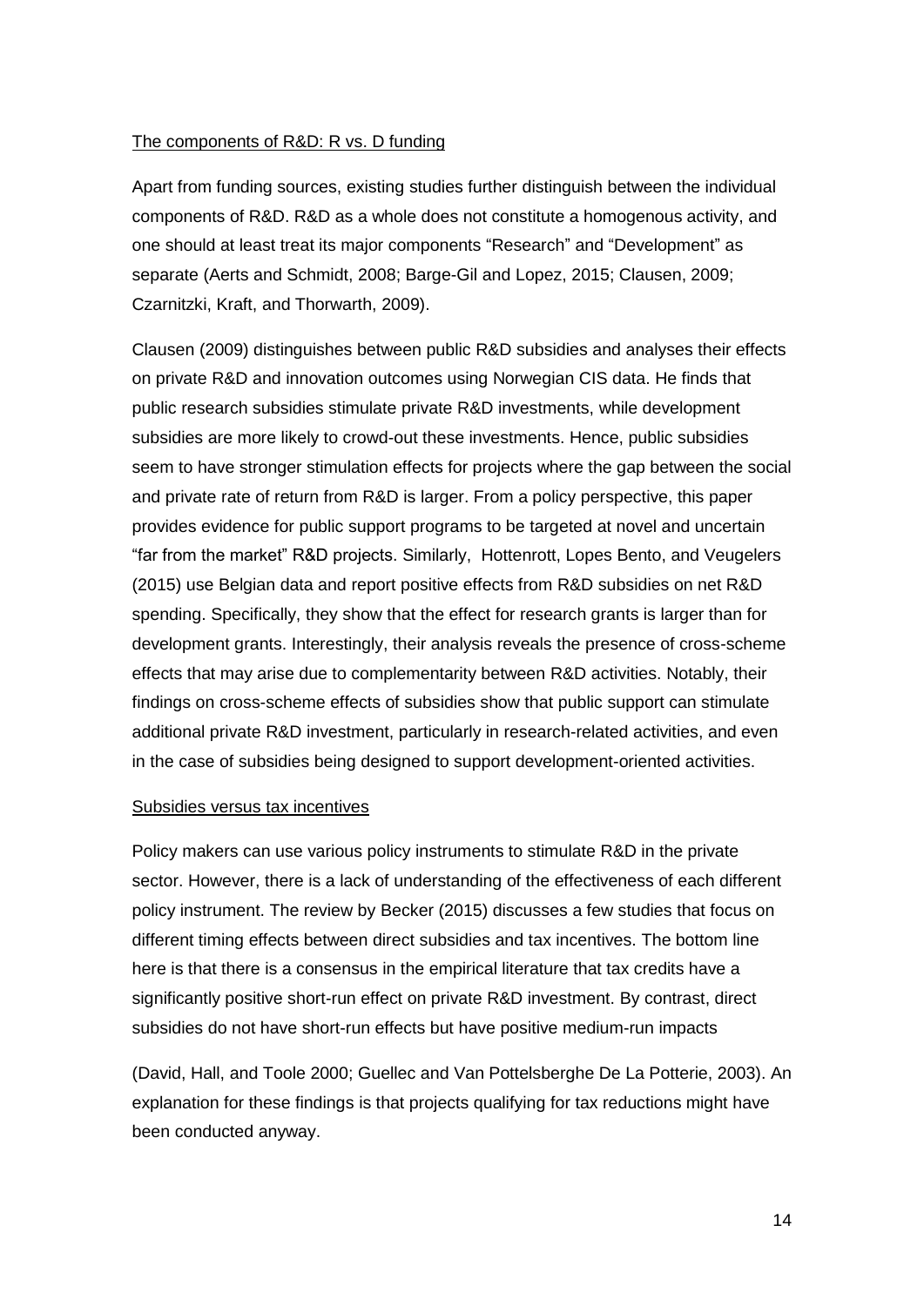The components of R&D: R vs. D funding

Apart from funding sources, existing studies further distinguish between the individual components of R&D. R&D as a whole does not constitute a homogenous activity, and one should at least treat its major components "Research" and "Development" as separate (Aerts and Schmidt, 2008; Barge-Gil and Lopez, 2015; Clausen, 2009; Czarnitzki, Kraft, and Thorwarth, 2009).

Clausen (2009) distinguishes between public R&D subsidies and analyses their effects on private R&D and innovation outcomes using Norwegian CIS data. He finds that public research subsidies stimulate private R&D investments, while development subsidies are more likely to crowd-out these investments. Hence, public subsidies seem to have stronger stimulation effects for projects where the gap between the social and private rate of return from R&D is larger. From a policy perspective, this paper provides evidence for public support programs to be targeted at novel and uncertain "far from the market" R&D projects. Similarly, Hottenrott, Lopes Bento, and Veugelers (2015) use Belgian data and report positive effects from R&D subsidies on net R&D spending. Specifically, they show that the effect for research grants is larger than for development grants. Interestingly, their analysis reveals the presence of cross-scheme effects that may arise due to complementarity between R&D activities. Notably, their findings on cross-scheme effects of subsidies show that public support can stimulate additional private R&D investment, particularly in research-related activities, and even in the case of subsidies being designed to support development-oriented activities.

Subsidies versus tax incentives

Policy makers can use various policy instruments to stimulate R&D in the private sector. However, there is a lack of understanding of the effectiveness of each different policy instrument. The review by Becker (2015) discusses a few studies that focus on different timing effects between direct subsidies and tax incentives. The bottom line here is that there is a consensus in the empirical literature that tax credits have a significantly positive short-run effect on private R&D investment. By contrast, direct subsidies do not have short-run effects but have positive medium-run impacts

(David, Hall, and Toole 2000; Guellec and Van Pottelsberghe De La Potterie, 2003). An explanation for these findings is that projects qualifying for tax reductions might have been conducted anyway.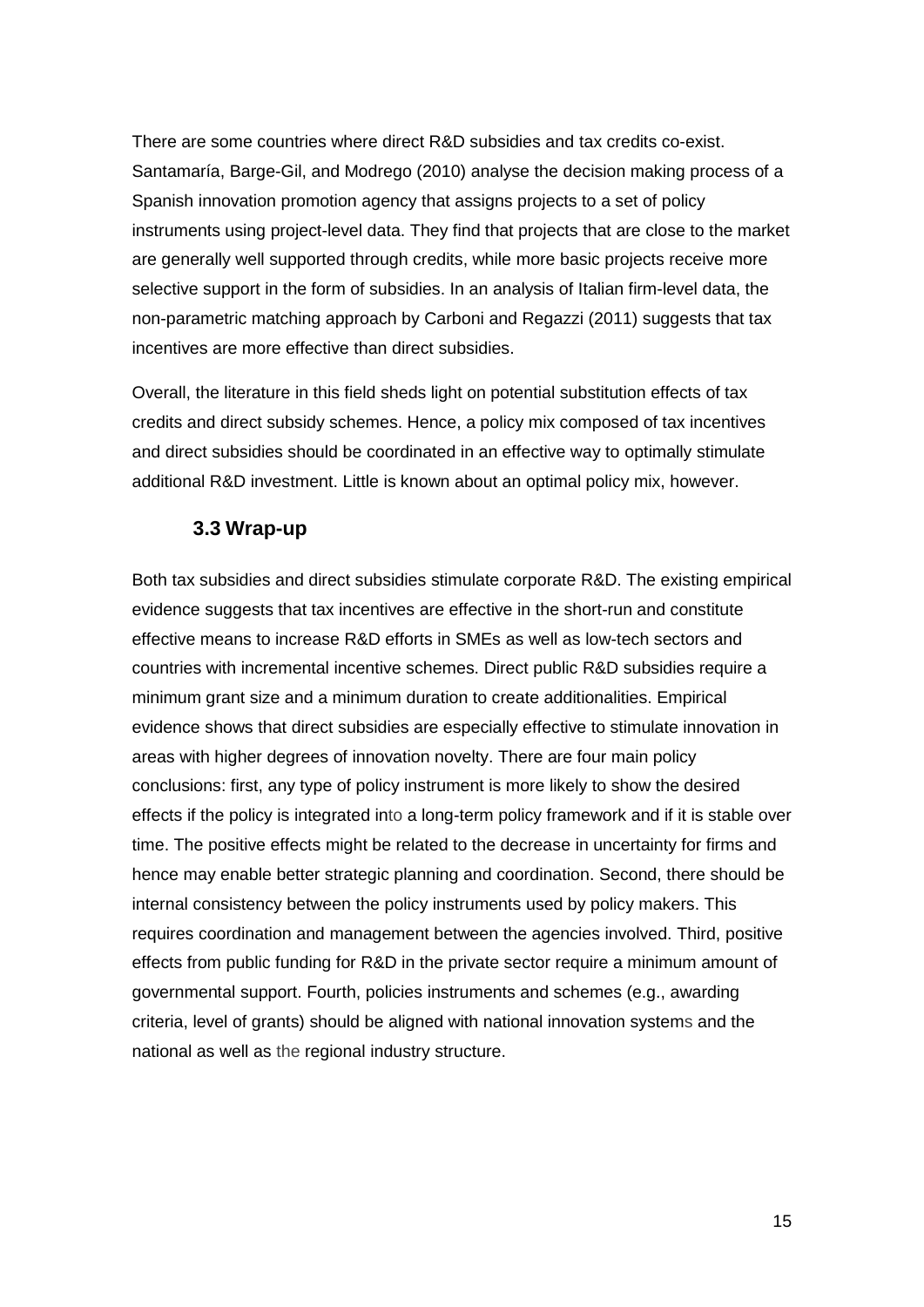There are some countries where direct R&D subsidies and tax credits co-exist. Santamaría, Barge-Gil, and Modrego (2010) analyse the decision making process of a Spanish innovation promotion agency that assigns projects to a set of policy instruments using project-level data. They find that projects that are close to the market are generally well supported through credits, while more basic projects receive more selective support in the form of subsidies. In an analysis of Italian firm-level data, the non-parametric matching approach by Carboni and Regazzi (2011) suggests that tax incentives are more effective than direct subsidies.

Overall, the literature in this field sheds light on potential substitution effects of tax credits and direct subsidy schemes. Hence, a policy mix composed of tax incentives and direct subsidies should be coordinated in an effective way to optimally stimulate additional R&D investment. Little is known about an optimal policy mix, however.

### 3.3 Wrap-up

Both tax subsidies and direct subsidies stimulate corporate R&D. The existing empirical evidence suggests that tax incentives are effective in the short-run and constitute effective means to increase R&D efforts in SMEs as well as low-tech sectors and countries with incremental incentive schemes. Direct public R&D subsidies require a minimum grant size and a minimum duration to create additionalities. Empirical evidence shows that direct subsidies are especially effective to stimulate innovation in areas with higher degrees of innovation novelty. There are four main policy conclusions: first, any type of policy instrument is more likely to show the desired effects if the policy is integrated into a long-term policy framework and if it is stable over time. The positive effects might be related to the decrease in uncertainty for firms and hence may enable better strategic planning and coordination. Second, there should be internal consistency between the policy instruments used by policy makers. This requires coordination and management between the agencies involved. Third, positive effects from public funding for R&D in the private sector require a minimum amount of governmental support. Fourth, policies instruments and schemes (e.g., awarding criteria, level of grants) should be aligned with national innovation systems and the national as well as the regional industry structure.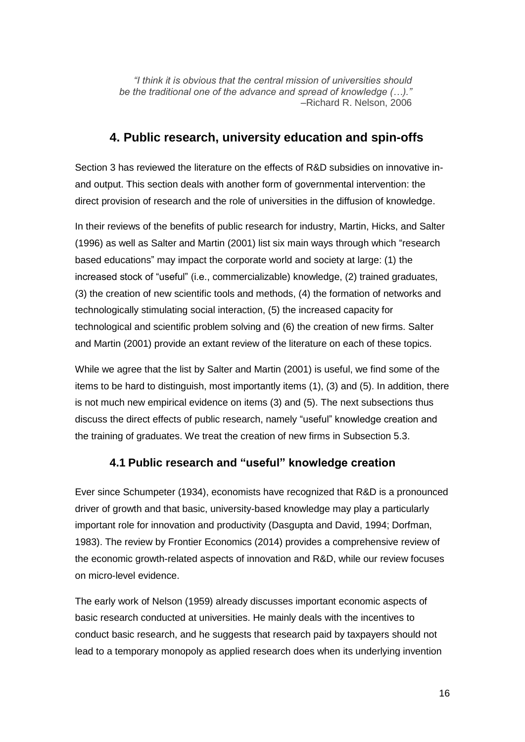*"I think it is obvious that the central mission of universities should be the traditional one of the advance and spread of knowledge (…)."*
–Richard R. Nelson, 2006

## 4. Public research, university education and spin-offs

Section 3 has reviewed the literature on the effects of R&D subsidies on innovative in- and output. This section deals with another form of governmental intervention: the direct provision of research and the role of universities in the diffusion of knowledge.

In their reviews of the benefits of public research for industry, Martin, Hicks, and Salter (1996) as well as Salter and Martin (2001) list six main ways through which "research based educations" may impact the corporate world and society at large: (1) the increased stock of "useful" (i.e., commercializable) knowledge, (2) trained graduates, (3) the creation of new scientific tools and methods, (4) the formation of networks and technologically stimulating social interaction, (5) the increased capacity for technological and scientific problem solving and (6) the creation of new firms. Salter and Martin (2001) provide an extant review of the literature on each of these topics.

While we agree that the list by Salter and Martin (2001) is useful, we find some of the items to be hard to distinguish, most importantly items (1), (3) and (5). In addition, there is not much new empirical evidence on items (3) and (5). The next subsections thus discuss the direct effects of public research, namely "useful" knowledge creation and the training of graduates. We treat the creation of new firms in Subsection 5.3.

### 4.1 Public research and "useful" knowledge creation

Ever since Schumpeter (1934), economists have recognized that R&D is a pronounced driver of growth and that basic, university-based knowledge may play a particularly important role for innovation and productivity (Dasgupta and David, 1994; Dorfman, 1983). The review by Frontier Economics (2014) provides a comprehensive review of the economic growth-related aspects of innovation and R&D, while our review focuses on micro-level evidence.

The early work of Nelson (1959) already discusses important economic aspects of basic research conducted at universities. He mainly deals with the incentives to conduct basic research, and he suggests that research paid by taxpayers should not lead to a temporary monopoly as applied research does when its underlying invention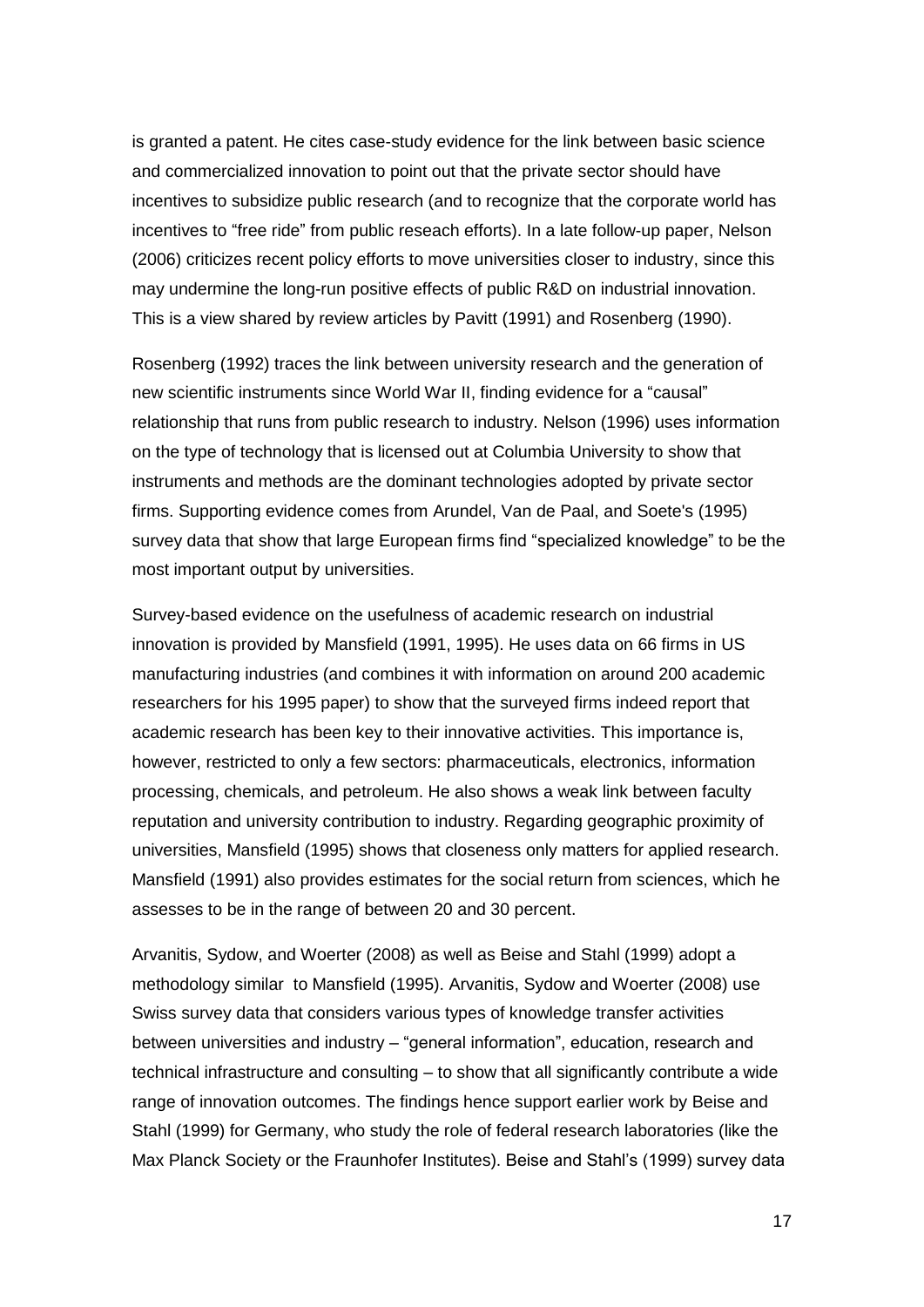is granted a patent. He cites case-study evidence for the link between basic science and commercialized innovation to point out that the private sector should have incentives to subsidize public research (and to recognize that the corporate world has incentives to "free ride" from public reseach efforts). In a late follow-up paper, Nelson (2006) criticizes recent policy efforts to move universities closer to industry, since this may undermine the long-run positive effects of public R&D on industrial innovation. This is a view shared by review articles by Pavitt (1991) and Rosenberg (1990).

Rosenberg (1992) traces the link between university research and the generation of new scientific instruments since World War II, finding evidence for a "causal" relationship that runs from public research to industry. Nelson (1996) uses information on the type of technology that is licensed out at Columbia University to show that instruments and methods are the dominant technologies adopted by private sector firms. Supporting evidence comes from Arundel, Van de Paal, and Soete's (1995) survey data that show that large European firms find "specialized knowledge" to be the most important output by universities.

Survey-based evidence on the usefulness of academic research on industrial innovation is provided by Mansfield (1991, 1995). He uses data on 66 firms in US manufacturing industries (and combines it with information on around 200 academic researchers for his 1995 paper) to show that the surveyed firms indeed report that academic research has been key to their innovative activities. This importance is, however, restricted to only a few sectors: pharmaceuticals, electronics, information processing, chemicals, and petroleum. He also shows a weak link between faculty reputation and university contribution to industry. Regarding geographic proximity of universities, Mansfield (1995) shows that closeness only matters for applied research. Mansfield (1991) also provides estimates for the social return from sciences, which he assesses to be in the range of between 20 and 30 percent.

Arvanitis, Sydow, and Woerter (2008) as well as Beise and Stahl (1999) adopt a methodology similar to Mansfield (1995). Arvanitis, Sydow and Woerter (2008) use Swiss survey data that considers various types of knowledge transfer activities between universities and industry – "general information", education, research and technical infrastructure and consulting – to show that all significantly contribute a wide range of innovation outcomes. The findings hence support earlier work by Beise and Stahl (1999) for Germany, who study the role of federal research laboratories (like the Max Planck Society or the Fraunhofer Institutes). Beise and Stahl's (1999) survey data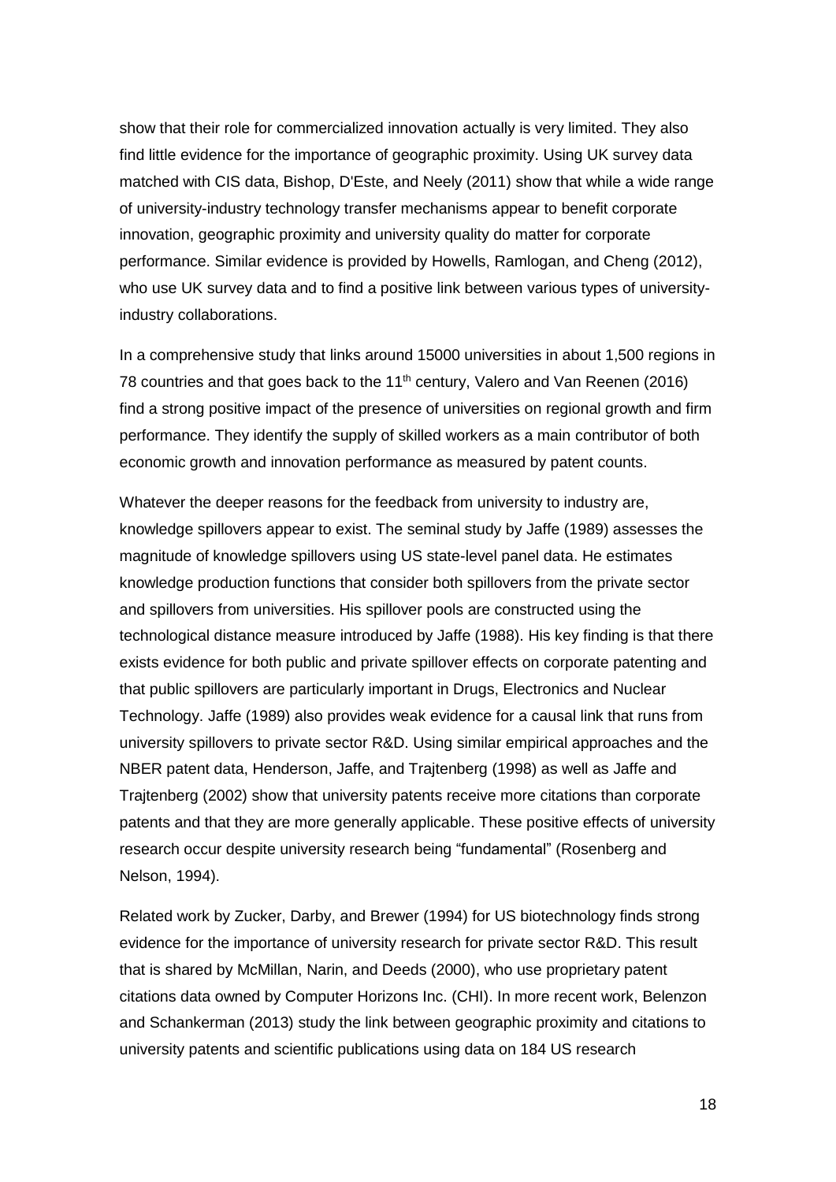show that their role for commercialized innovation actually is very limited. They also find little evidence for the importance of geographic proximity. Using UK survey data matched with CIS data, Bishop, D'Este, and Neely (2011) show that while a wide range of university-industry technology transfer mechanisms appear to benefit corporate innovation, geographic proximity and university quality do matter for corporate performance. Similar evidence is provided by Howells, Ramlogan, and Cheng (2012), who use UK survey data and to find a positive link between various types of university-industry collaborations.

In a comprehensive study that links around 15000 universities in about 1,500 regions in 78 countries and that goes back to the 11th century, Valero and Van Reenen (2016) find a strong positive impact of the presence of universities on regional growth and firm performance. They identify the supply of skilled workers as a main contributor of both economic growth and innovation performance as measured by patent counts.

Whatever the deeper reasons for the feedback from university to industry are, knowledge spillovers appear to exist. The seminal study by Jaffe (1989) assesses the magnitude of knowledge spillovers using US state-level panel data. He estimates knowledge production functions that consider both spillovers from the private sector and spillovers from universities. His spillover pools are constructed using the technological distance measure introduced by Jaffe (1988). His key finding is that there exists evidence for both public and private spillover effects on corporate patenting and that public spillovers are particularly important in Drugs, Electronics and Nuclear Technology. Jaffe (1989) also provides weak evidence for a causal link that runs from university spillovers to private sector R&D. Using similar empirical approaches and the NBER patent data, Henderson, Jaffe, and Trajtenberg (1998) as well as Jaffe and Trajtenberg (2002) show that university patents receive more citations than corporate patents and that they are more generally applicable. These positive effects of university research occur despite university research being "fundamental" (Rosenberg and Nelson, 1994).

Related work by Zucker, Darby, and Brewer (1994) for US biotechnology finds strong evidence for the importance of university research for private sector R&D. This result that is shared by McMillan, Narin, and Deeds (2000), who use proprietary patent citations data owned by Computer Horizons Inc. (CHI). In more recent work, Belenzon and Schankerman (2013) study the link between geographic proximity and citations to university patents and scientific publications using data on 184 US research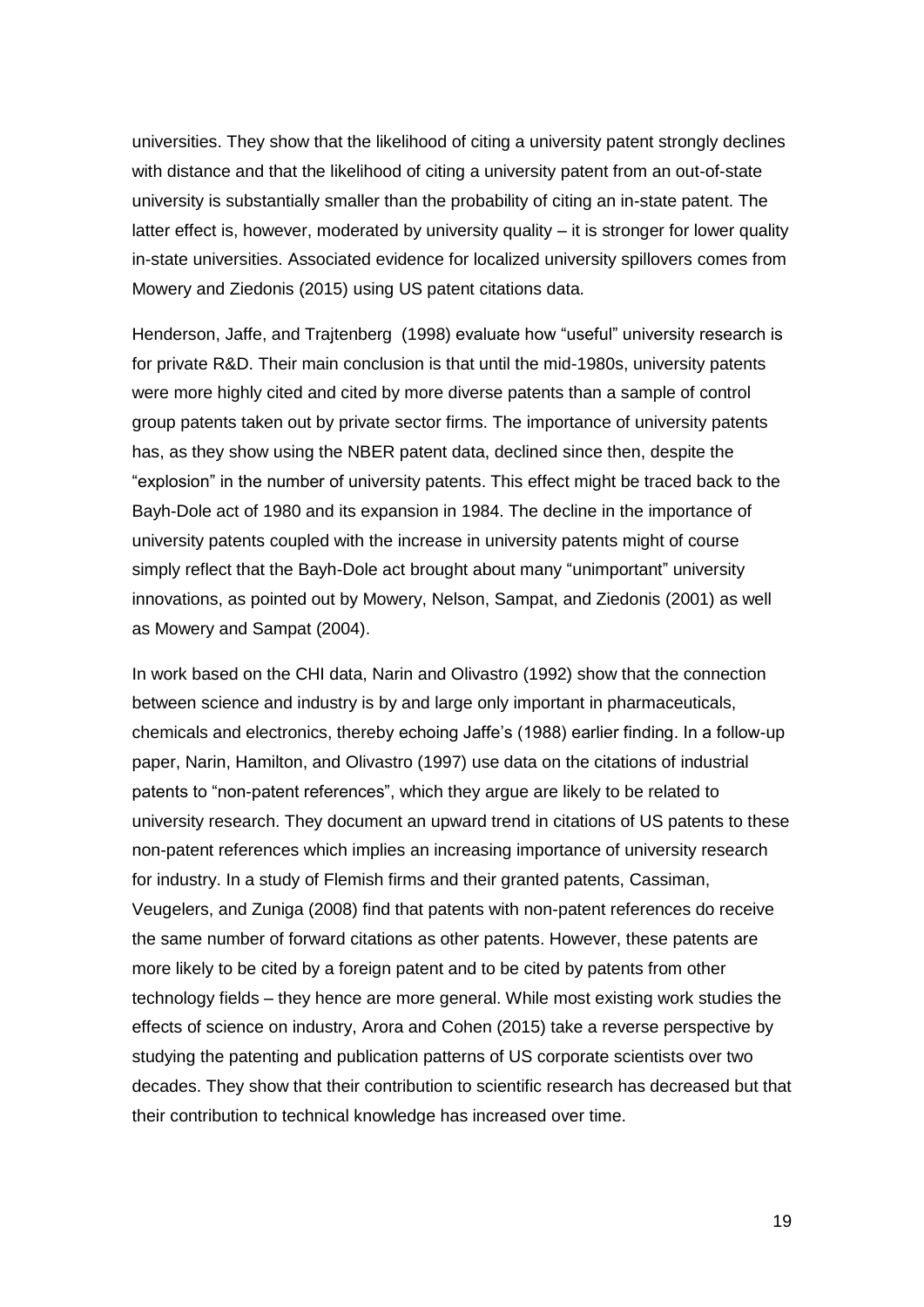universities. They show that the likelihood of citing a university patent strongly declines with distance and that the likelihood of citing a university patent from an out-of-state university is substantially smaller than the probability of citing an in-state patent. The latter effect is, however, moderated by university quality – it is stronger for lower quality in-state universities. Associated evidence for localized university spillovers comes from Mowery and Ziedonis (2015) using US patent citations data.

Henderson, Jaffe, and Trajtenberg (1998) evaluate how "useful" university research is for private R&D. Their main conclusion is that until the mid-1980s, university patents were more highly cited and cited by more diverse patents than a sample of control group patents taken out by private sector firms. The importance of university patents has, as they show using the NBER patent data, declined since then, despite the "explosion" in the number of university patents. This effect might be traced back to the Bayh-Dole act of 1980 and its expansion in 1984. The decline in the importance of university patents coupled with the increase in university patents might of course simply reflect that the Bayh-Dole act brought about many "unimportant" university innovations, as pointed out by Mowery, Nelson, Sampat, and Ziedonis (2001) as well as Mowery and Sampat (2004).

In work based on the CHI data, Narin and Olivastro (1992) show that the connection between science and industry is by and large only important in pharmaceuticals, chemicals and electronics, thereby echoing Jaffe's (1988) earlier finding. In a follow-up paper, Narin, Hamilton, and Olivastro (1997) use data on the citations of industrial patents to "non-patent references", which they argue are likely to be related to university research. They document an upward trend in citations of US patents to these non-patent references which implies an increasing importance of university research for industry. In a study of Flemish firms and their granted patents, Cassiman, Veugelers, and Zuniga (2008) find that patents with non-patent references do receive the same number of forward citations as other patents. However, these patents are more likely to be cited by a foreign patent and to be cited by patents from other technology fields – they hence are more general. While most existing work studies the effects of science on industry, Arora and Cohen (2015) take a reverse perspective by studying the patenting and publication patterns of US corporate scientists over two decades. They show that their contribution to scientific research has decreased but that their contribution to technical knowledge has increased over time.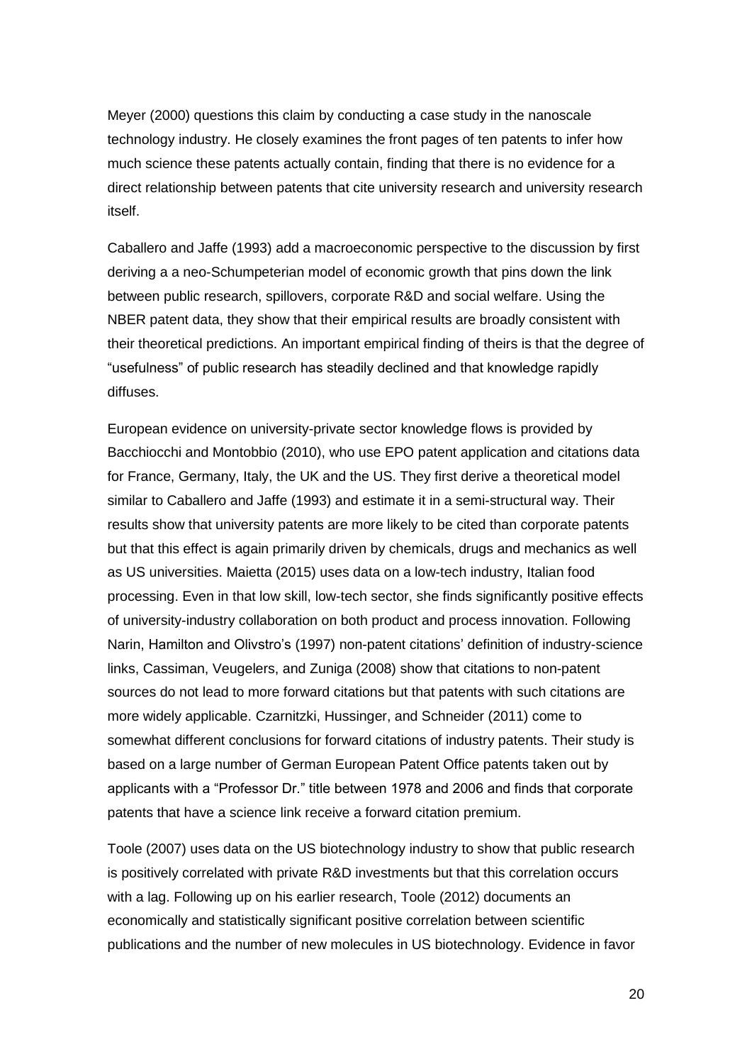Meyer (2000) questions this claim by conducting a case study in the nanoscale technology industry. He closely examines the front pages of ten patents to infer how much science these patents actually contain, finding that there is no evidence for a direct relationship between patents that cite university research and university research itself.

Caballero and Jaffe (1993) add a macroeconomic perspective to the discussion by first deriving a a neo-Schumpeterian model of economic growth that pins down the link between public research, spillovers, corporate R&D and social welfare. Using the NBER patent data, they show that their empirical results are broadly consistent with their theoretical predictions. An important empirical finding of theirs is that the degree of "usefulness" of public research has steadily declined and that knowledge rapidly diffuses.

European evidence on university-private sector knowledge flows is provided by Bacchiocchi and Montobbio (2010), who use EPO patent application and citations data for France, Germany, Italy, the UK and the US. They first derive a theoretical model similar to Caballero and Jaffe (1993) and estimate it in a semi-structural way. Their results show that university patents are more likely to be cited than corporate patents but that this effect is again primarily driven by chemicals, drugs and mechanics as well as US universities. Maietta (2015) uses data on a low-tech industry, Italian food processing. Even in that low skill, low-tech sector, she finds significantly positive effects of university-industry collaboration on both product and process innovation. Following Narin, Hamilton and Olivstro's (1997) non-patent citations' definition of industry-science links, Cassiman, Veugelers, and Zuniga (2008) show that citations to non-patent sources do not lead to more forward citations but that patents with such citations are more widely applicable. Czarnitzki, Hussinger, and Schneider (2011) come to somewhat different conclusions for forward citations of industry patents. Their study is based on a large number of German European Patent Office patents taken out by applicants with a "Professor Dr." title between 1978 and 2006 and finds that corporate patents that have a science link receive a forward citation premium.

Toole (2007) uses data on the US biotechnology industry to show that public research is positively correlated with private R&D investments but that this correlation occurs with a lag. Following up on his earlier research, Toole (2012) documents an economically and statistically significant positive correlation between scientific publications and the number of new molecules in US biotechnology. Evidence in favor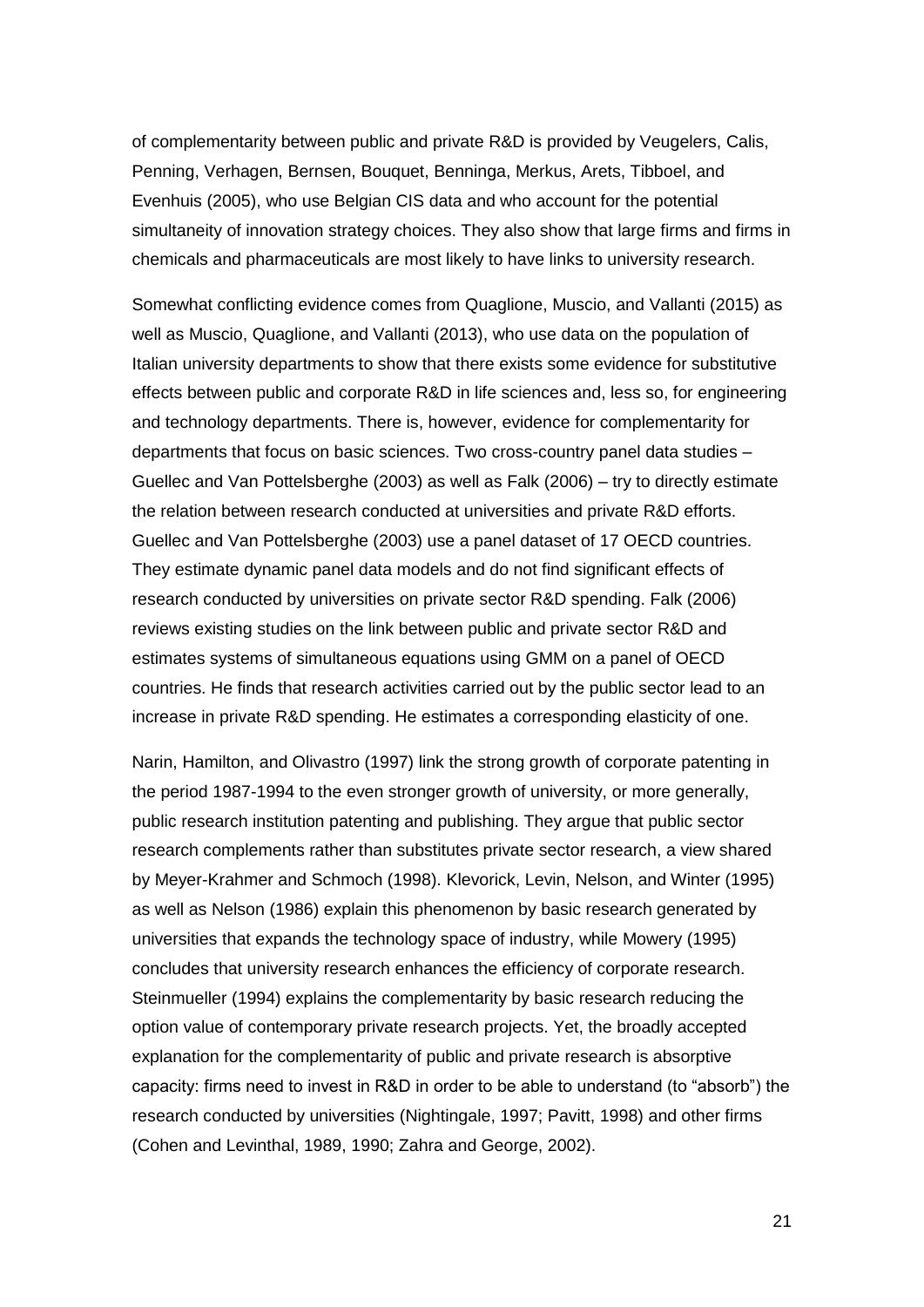of complementarity between public and private R&D is provided by Veugelers, Calis, Penning, Verhagen, Bernsen, Bouquet, Benninga, Merkus, Arets, Tibboel, and Evenhuis (2005), who use Belgian CIS data and who account for the potential simultaneity of innovation strategy choices. They also show that large firms and firms in chemicals and pharmaceuticals are most likely to have links to university research.

Somewhat conflicting evidence comes from Quaglione, Muscio, and Vallanti (2015) as well as Muscio, Quaglione, and Vallanti (2013), who use data on the population of Italian university departments to show that there exists some evidence for substitutive effects between public and corporate R&D in life sciences and, less so, for engineering and technology departments. There is, however, evidence for complementarity for departments that focus on basic sciences. Two cross-country panel data studies – Guellec and Van Pottelsberghe (2003) as well as Falk (2006) – try to directly estimate the relation between research conducted at universities and private R&D efforts. Guellec and Van Pottelsberghe (2003) use a panel dataset of 17 OECD countries. They estimate dynamic panel data models and do not find significant effects of research conducted by universities on private sector R&D spending. Falk (2006) reviews existing studies on the link between public and private sector R&D and estimates systems of simultaneous equations using GMM on a panel of OECD countries. He finds that research activities carried out by the public sector lead to an increase in private R&D spending. He estimates a corresponding elasticity of one.

Narin, Hamilton, and Olivastro (1997) link the strong growth of corporate patenting in the period 1987-1994 to the even stronger growth of university, or more generally, public research institution patenting and publishing. They argue that public sector research complements rather than substitutes private sector research, a view shared by Meyer-Krahmer and Schmoch (1998). Klevorick, Levin, Nelson, and Winter (1995) as well as Nelson (1986) explain this phenomenon by basic research generated by universities that expands the technology space of industry, while Mowery (1995) concludes that university research enhances the efficiency of corporate research. Steinmueller (1994) explains the complementarity by basic research reducing the option value of contemporary private research projects. Yet, the broadly accepted explanation for the complementarity of public and private research is absorptive capacity: firms need to invest in R&D in order to be able to understand (to "absorb") the research conducted by universities (Nightingale, 1997; Pavitt, 1998) and other firms (Cohen and Levinthal, 1989, 1990; Zahra and George, 2002).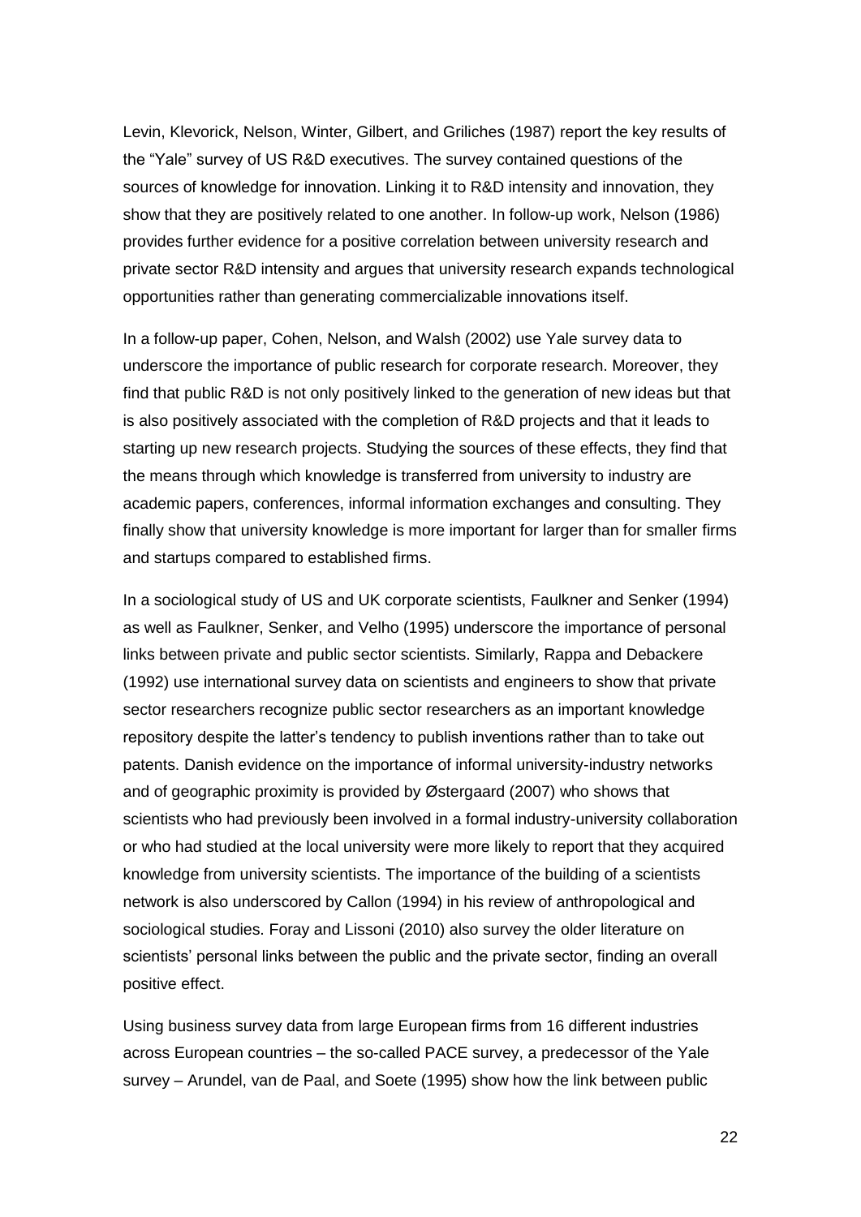Levin, Klevorick, Nelson, Winter, Gilbert, and Griliches (1987) report the key results of the "Yale" survey of US R&D executives. The survey contained questions of the sources of knowledge for innovation. Linking it to R&D intensity and innovation, they show that they are positively related to one another. In follow-up work, Nelson (1986) provides further evidence for a positive correlation between university research and private sector R&D intensity and argues that university research expands technological opportunities rather than generating commercializable innovations itself.

In a follow-up paper, Cohen, Nelson, and Walsh (2002) use Yale survey data to underscore the importance of public research for corporate research. Moreover, they find that public R&D is not only positively linked to the generation of new ideas but that is also positively associated with the completion of R&D projects and that it leads to starting up new research projects. Studying the sources of these effects, they find that the means through which knowledge is transferred from university to industry are academic papers, conferences, informal information exchanges and consulting. They finally show that university knowledge is more important for larger than for smaller firms and startups compared to established firms.

In a sociological study of US and UK corporate scientists, Faulkner and Senker (1994) as well as Faulkner, Senker, and Velho (1995) underscore the importance of personal links between private and public sector scientists. Similarly, Rappa and Debackere (1992) use international survey data on scientists and engineers to show that private sector researchers recognize public sector researchers as an important knowledge repository despite the latter's tendency to publish inventions rather than to take out patents. Danish evidence on the importance of informal university-industry networks and of geographic proximity is provided by Østergaard (2007) who shows that scientists who had previously been involved in a formal industry-university collaboration or who had studied at the local university were more likely to report that they acquired knowledge from university scientists. The importance of the building of a scientists network is also underscored by Callon (1994) in his review of anthropological and sociological studies. Foray and Lissoni (2010) also survey the older literature on scientists' personal links between the public and the private sector, finding an overall positive effect.

Using business survey data from large European firms from 16 different industries across European countries – the so-called PACE survey, a predecessor of the Yale survey – Arundel, van de Paal, and Soete (1995) show how the link between public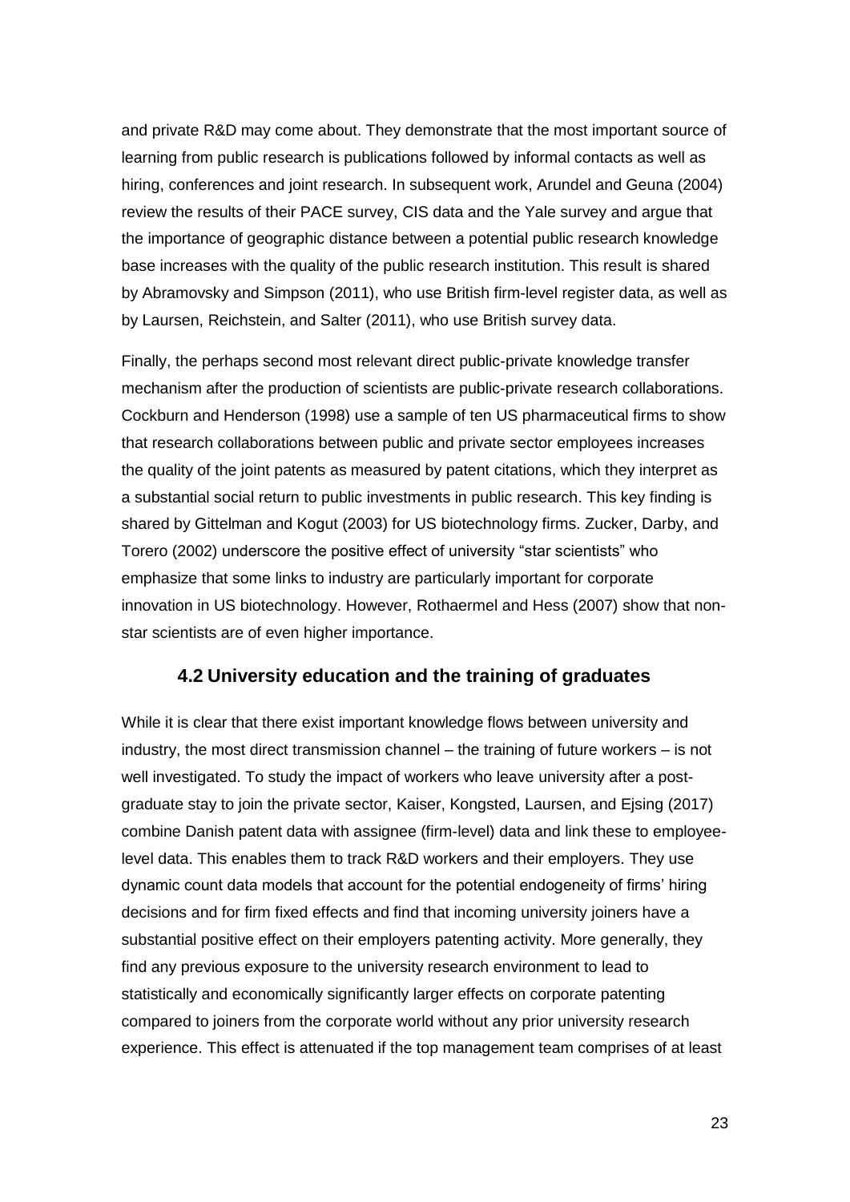and private R&D may come about. They demonstrate that the most important source of learning from public research is publications followed by informal contacts as well as hiring, conferences and joint research. In subsequent work, Arundel and Geuna (2004) review the results of their PACE survey, CIS data and the Yale survey and argue that the importance of geographic distance between a potential public research knowledge base increases with the quality of the public research institution. This result is shared by Abramovsky and Simpson (2011), who use British firm-level register data, as well as by Laursen, Reichstein, and Salter (2011), who use British survey data.

Finally, the perhaps second most relevant direct public-private knowledge transfer mechanism after the production of scientists are public-private research collaborations. Cockburn and Henderson (1998) use a sample of ten US pharmaceutical firms to show that research collaborations between public and private sector employees increases the quality of the joint patents as measured by patent citations, which they interpret as a substantial social return to public investments in public research. This key finding is shared by Gittelman and Kogut (2003) for US biotechnology firms. Zucker, Darby, and Torero (2002) underscore the positive effect of university "star scientists" who emphasize that some links to industry are particularly important for corporate innovation in US biotechnology. However, Rothaermel and Hess (2007) show that non-star scientists are of even higher importance.

### 4.2 University education and the training of graduates

While it is clear that there exist important knowledge flows between university and industry, the most direct transmission channel – the training of future workers – is not well investigated. To study the impact of workers who leave university after a post-graduate stay to join the private sector, Kaiser, Kongsted, Laursen, and Ejsing (2017) combine Danish patent data with assignee (firm-level) data and link these to employee-level data. This enables them to track R&D workers and their employers. They use dynamic count data models that account for the potential endogeneity of firms' hiring decisions and for firm fixed effects and find that incoming university joiners have a substantial positive effect on their employers patenting activity. More generally, they find any previous exposure to the university research environment to lead to statistically and economically significantly larger effects on corporate patenting compared to joiners from the corporate world without any prior university research experience. This effect is attenuated if the top management team comprises of at least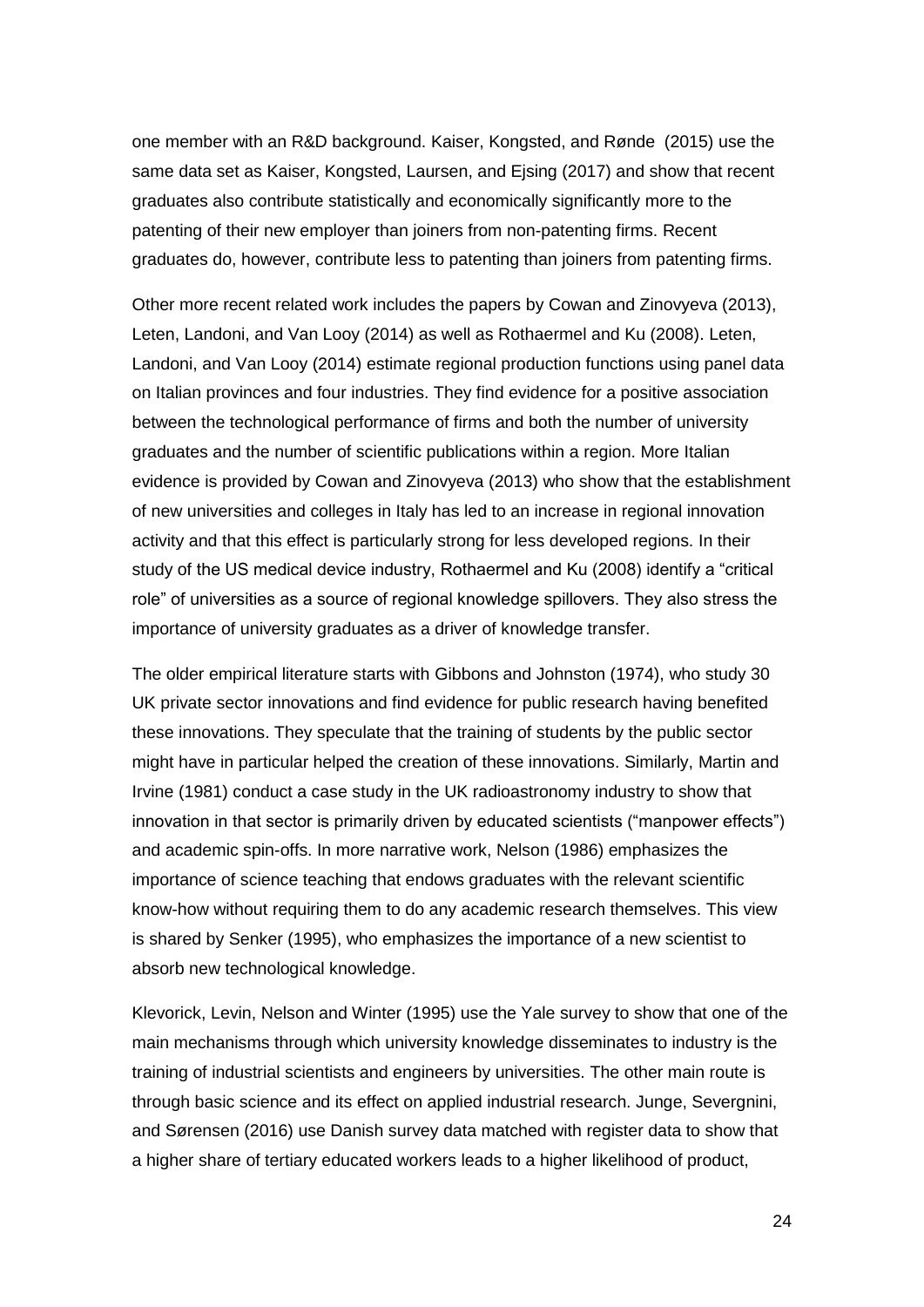one member with an R&D background. Kaiser, Kongsted, and Rønde (2015) use the same data set as Kaiser, Kongsted, Laursen, and Ejsing (2017) and show that recent graduates also contribute statistically and economically significantly more to the patenting of their new employer than joiners from non-patenting firms. Recent graduates do, however, contribute less to patenting than joiners from patenting firms.

Other more recent related work includes the papers by Cowan and Zinovyeva (2013), Leten, Landoni, and Van Looy (2014) as well as Rothaermel and Ku (2008). Leten, Landoni, and Van Looy (2014) estimate regional production functions using panel data on Italian provinces and four industries. They find evidence for a positive association between the technological performance of firms and both the number of university graduates and the number of scientific publications within a region. More Italian evidence is provided by Cowan and Zinovyeva (2013) who show that the establishment of new universities and colleges in Italy has led to an increase in regional innovation activity and that this effect is particularly strong for less developed regions. In their study of the US medical device industry, Rothaermel and Ku (2008) identify a "critical role" of universities as a source of regional knowledge spillovers. They also stress the importance of university graduates as a driver of knowledge transfer.

The older empirical literature starts with Gibbons and Johnston (1974), who study 30 UK private sector innovations and find evidence for public research having benefited these innovations. They speculate that the training of students by the public sector might have in particular helped the creation of these innovations. Similarly, Martin and Irvine (1981) conduct a case study in the UK radioastronomy industry to show that innovation in that sector is primarily driven by educated scientists ("manpower effects") and academic spin-offs. In more narrative work, Nelson (1986) emphasizes the importance of science teaching that endows graduates with the relevant scientific know-how without requiring them to do any academic research themselves. This view is shared by Senker (1995), who emphasizes the importance of a new scientist to absorb new technological knowledge.

Klevorick, Levin, Nelson and Winter (1995) use the Yale survey to show that one of the main mechanisms through which university knowledge disseminates to industry is the training of industrial scientists and engineers by universities. The other main route is through basic science and its effect on applied industrial research. Junge, Severgnini, and Sørensen (2016) use Danish survey data matched with register data to show that a higher share of tertiary educated workers leads to a higher likelihood of product,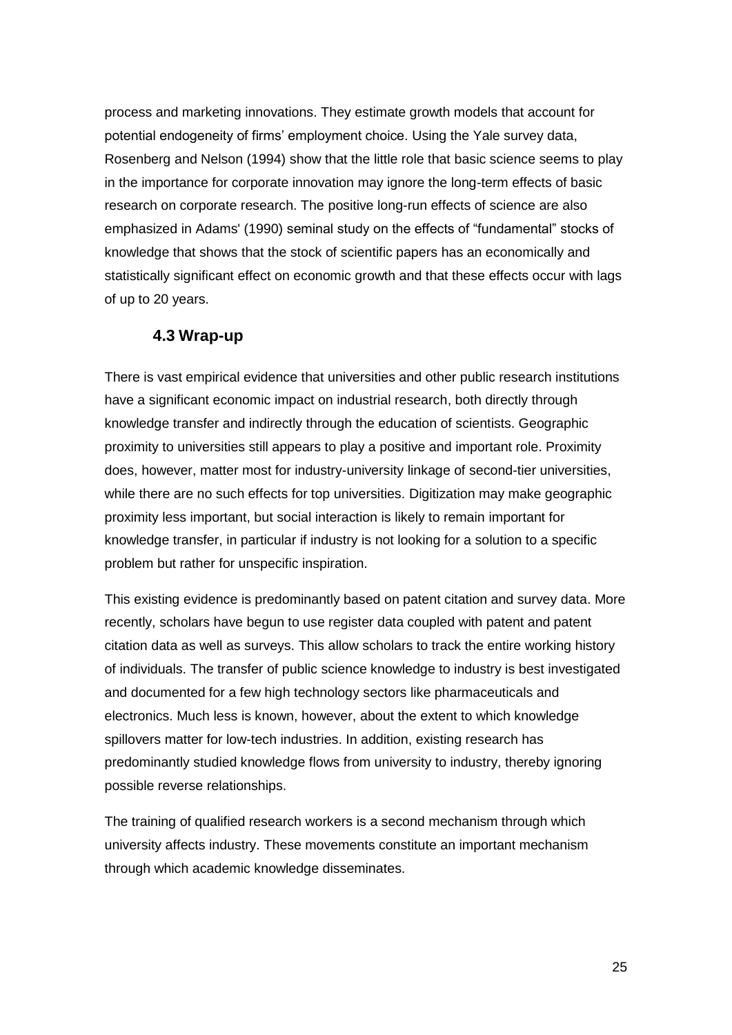process and marketing innovations. They estimate growth models that account for potential endogeneity of firms' employment choice. Using the Yale survey data, Rosenberg and Nelson (1994) show that the little role that basic science seems to play in the importance for corporate innovation may ignore the long-term effects of basic research on corporate research. The positive long-run effects of science are also emphasized in Adams' (1990) seminal study on the effects of "fundamental" stocks of knowledge that shows that the stock of scientific papers has an economically and statistically significant effect on economic growth and that these effects occur with lags of up to 20 years.

## 4.3 Wrap-up

There is vast empirical evidence that universities and other public research institutions have a significant economic impact on industrial research, both directly through knowledge transfer and indirectly through the education of scientists. Geographic proximity to universities still appears to play a positive and important role. Proximity does, however, matter most for industry-university linkage of second-tier universities, while there are no such effects for top universities. Digitization may make geographic proximity less important, but social interaction is likely to remain important for knowledge transfer, in particular if industry is not looking for a solution to a specific problem but rather for unspecific inspiration.

This existing evidence is predominantly based on patent citation and survey data. More recently, scholars have begun to use register data coupled with patent and patent citation data as well as surveys. This allow scholars to track the entire working history of individuals. The transfer of public science knowledge to industry is best investigated and documented for a few high technology sectors like pharmaceuticals and electronics. Much less is known, however, about the extent to which knowledge spillovers matter for low-tech industries. In addition, existing research has predominantly studied knowledge flows from university to industry, thereby ignoring possible reverse relationships.

The training of qualified research workers is a second mechanism through which university affects industry. These movements constitute an important mechanism through which academic knowledge disseminates.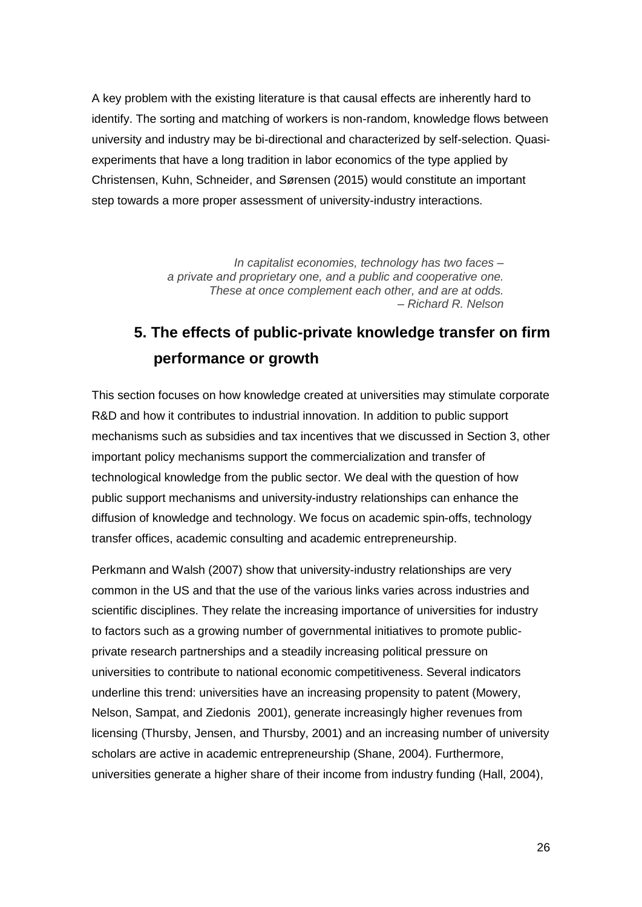A key problem with the existing literature is that causal effects are inherently hard to identify. The sorting and matching of workers is non-random, knowledge flows between university and industry may be bi-directional and characterized by self-selection. Quasi-experiments that have a long tradition in labor economics of the type applied by Christensen, Kuhn, Schneider, and Sørensen (2015) would constitute an important step towards a more proper assessment of university-industry interactions.

> *In capitalist economies, technology has two faces –*
> *a private and proprietary one, and a public and cooperative one.*
> *These at once complement each other, and are at odds.*
> *– Richard R. Nelson*

## 5. The effects of public-private knowledge transfer on firm performance or growth

This section focuses on how knowledge created at universities may stimulate corporate R&D and how it contributes to industrial innovation. In addition to public support mechanisms such as subsidies and tax incentives that we discussed in Section 3, other important policy mechanisms support the commercialization and transfer of technological knowledge from the public sector. We deal with the question of how public support mechanisms and university-industry relationships can enhance the diffusion of knowledge and technology. We focus on academic spin-offs, technology transfer offices, academic consulting and academic entrepreneurship.

Perkmann and Walsh (2007) show that university-industry relationships are very common in the US and that the use of the various links varies across industries and scientific disciplines. They relate the increasing importance of universities for industry to factors such as a growing number of governmental initiatives to promote public-private research partnerships and a steadily increasing political pressure on universities to contribute to national economic competitiveness. Several indicators underline this trend: universities have an increasing propensity to patent (Mowery, Nelson, Sampat, and Ziedonis 2001), generate increasingly higher revenues from licensing (Thursby, Jensen, and Thursby, 2001) and an increasing number of university scholars are active in academic entrepreneurship (Shane, 2004). Furthermore, universities generate a higher share of their income from industry funding (Hall, 2004),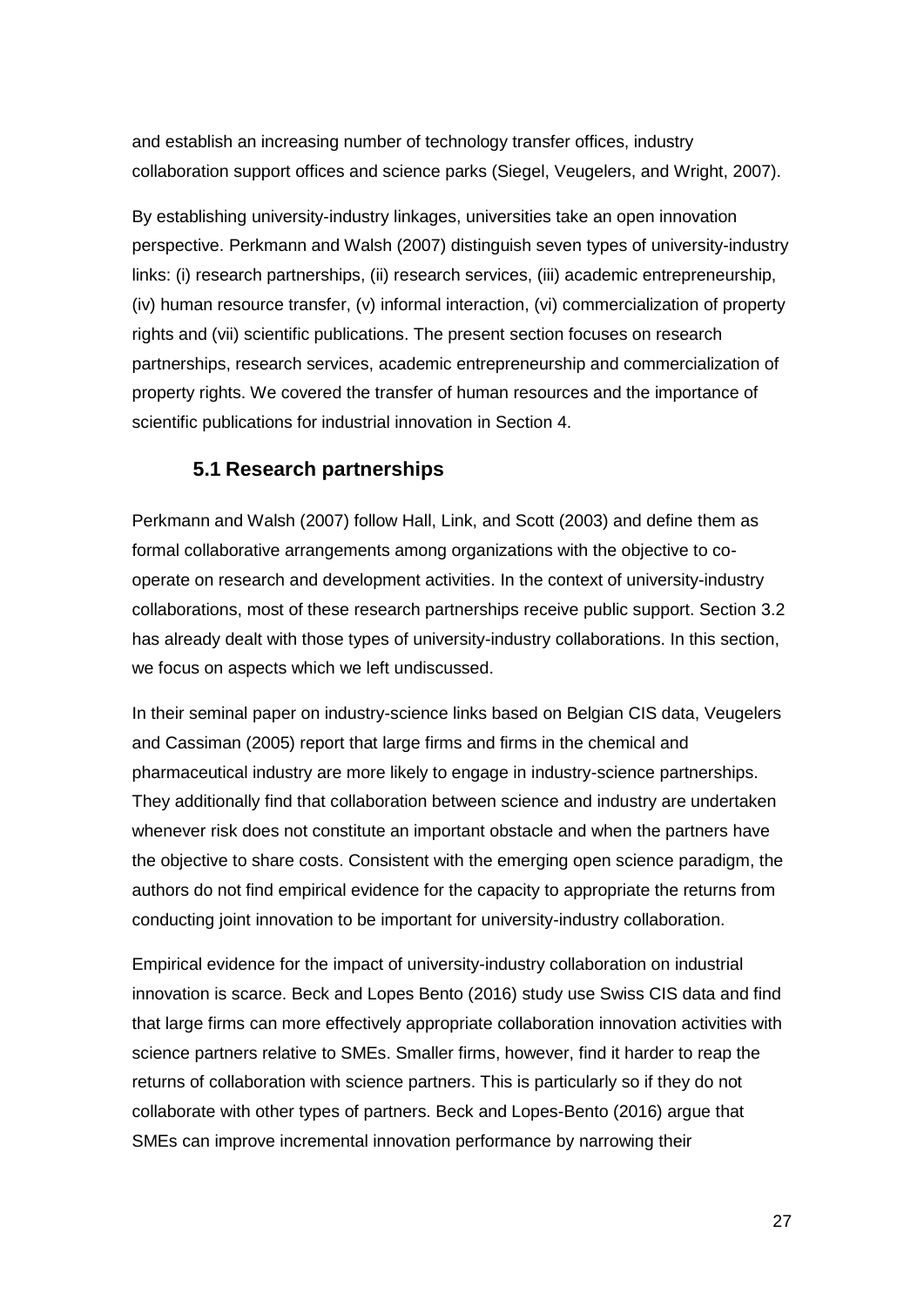and establish an increasing number of technology transfer offices, industry collaboration support offices and science parks (Siegel, Veugelers, and Wright, 2007).

By establishing university-industry linkages, universities take an open innovation perspective. Perkmann and Walsh (2007) distinguish seven types of university-industry links: (i) research partnerships, (ii) research services, (iii) academic entrepreneurship, (iv) human resource transfer, (v) informal interaction, (vi) commercialization of property rights and (vii) scientific publications. The present section focuses on research partnerships, research services, academic entrepreneurship and commercialization of property rights. We covered the transfer of human resources and the importance of scientific publications for industrial innovation in Section 4.

### 5.1 Research partnerships

Perkmann and Walsh (2007) follow Hall, Link, and Scott (2003) and define them as formal collaborative arrangements among organizations with the objective to co-operate on research and development activities. In the context of university-industry collaborations, most of these research partnerships receive public support. Section 3.2 has already dealt with those types of university-industry collaborations. In this section, we focus on aspects which we left undiscussed.

In their seminal paper on industry-science links based on Belgian CIS data, Veugelers and Cassiman (2005) report that large firms and firms in the chemical and pharmaceutical industry are more likely to engage in industry-science partnerships. They additionally find that collaboration between science and industry are undertaken whenever risk does not constitute an important obstacle and when the partners have the objective to share costs. Consistent with the emerging open science paradigm, the authors do not find empirical evidence for the capacity to appropriate the returns from conducting joint innovation to be important for university-industry collaboration.

Empirical evidence for the impact of university-industry collaboration on industrial innovation is scarce. Beck and Lopes Bento (2016) study use Swiss CIS data and find that large firms can more effectively appropriate collaboration innovation activities with science partners relative to SMEs. Smaller firms, however, find it harder to reap the returns of collaboration with science partners. This is particularly so if they do not collaborate with other types of partners. Beck and Lopes-Bento (2016) argue that SMEs can improve incremental innovation performance by narrowing their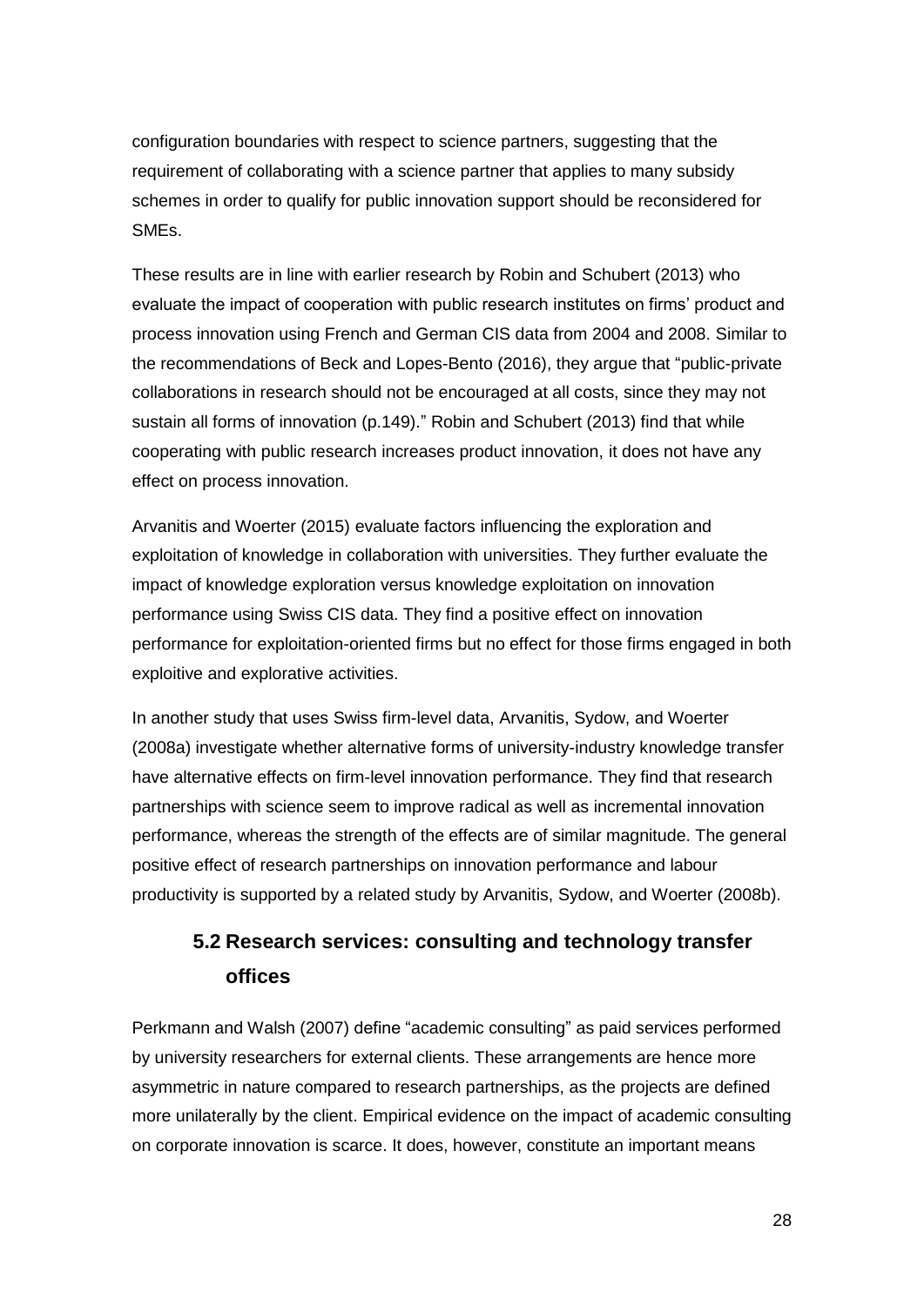configuration boundaries with respect to science partners, suggesting that the requirement of collaborating with a science partner that applies to many subsidy schemes in order to qualify for public innovation support should be reconsidered for SMEs.

These results are in line with earlier research by Robin and Schubert (2013) who evaluate the impact of cooperation with public research institutes on firms' product and process innovation using French and German CIS data from 2004 and 2008. Similar to the recommendations of Beck and Lopes-Bento (2016), they argue that "public-private collaborations in research should not be encouraged at all costs, since they may not sustain all forms of innovation (p.149)." Robin and Schubert (2013) find that while cooperating with public research increases product innovation, it does not have any effect on process innovation.

Arvanitis and Woerter (2015) evaluate factors influencing the exploration and exploitation of knowledge in collaboration with universities. They further evaluate the impact of knowledge exploration versus knowledge exploitation on innovation performance using Swiss CIS data. They find a positive effect on innovation performance for exploitation-oriented firms but no effect for those firms engaged in both exploitive and explorative activities.

In another study that uses Swiss firm-level data, Arvanitis, Sydow, and Woerter (2008a) investigate whether alternative forms of university-industry knowledge transfer have alternative effects on firm-level innovation performance. They find that research partnerships with science seem to improve radical as well as incremental innovation performance, whereas the strength of the effects are of similar magnitude. The general positive effect of research partnerships on innovation performance and labour productivity is supported by a related study by Arvanitis, Sydow, and Woerter (2008b).

## 5.2 Research services: consulting and technology transfer offices

Perkmann and Walsh (2007) define "academic consulting" as paid services performed by university researchers for external clients. These arrangements are hence more asymmetric in nature compared to research partnerships, as the projects are defined more unilaterally by the client. Empirical evidence on the impact of academic consulting on corporate innovation is scarce. It does, however, constitute an important means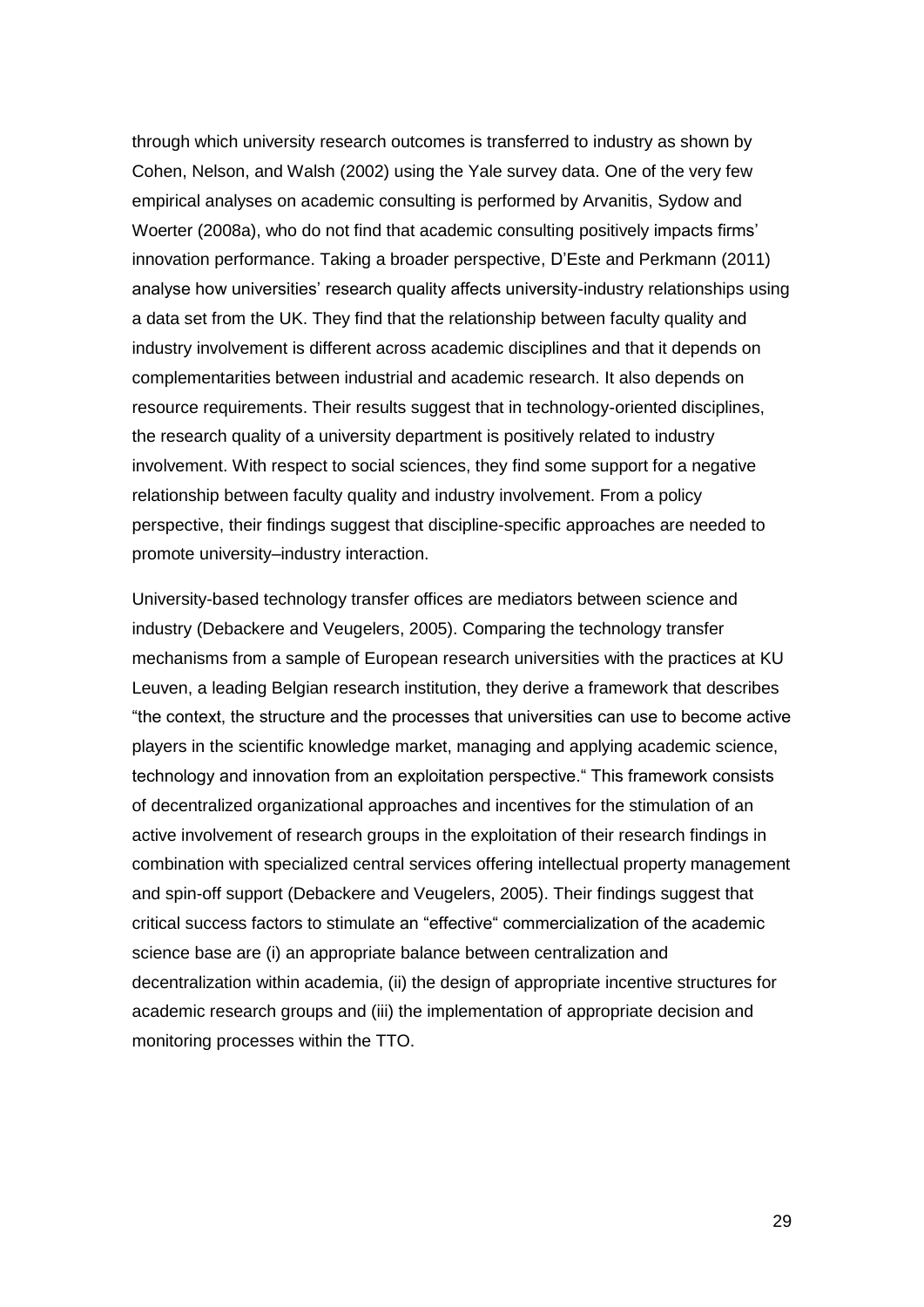through which university research outcomes is transferred to industry as shown by Cohen, Nelson, and Walsh (2002) using the Yale survey data. One of the very few empirical analyses on academic consulting is performed by Arvanitis, Sydow and Woerter (2008a), who do not find that academic consulting positively impacts firms' innovation performance. Taking a broader perspective, D'Este and Perkmann (2011) analyse how universities' research quality affects university-industry relationships using a data set from the UK. They find that the relationship between faculty quality and industry involvement is different across academic disciplines and that it depends on complementarities between industrial and academic research. It also depends on resource requirements. Their results suggest that in technology-oriented disciplines, the research quality of a university department is positively related to industry involvement. With respect to social sciences, they find some support for a negative relationship between faculty quality and industry involvement. From a policy perspective, their findings suggest that discipline-specific approaches are needed to promote university–industry interaction.

University-based technology transfer offices are mediators between science and industry (Debackere and Veugelers, 2005). Comparing the technology transfer mechanisms from a sample of European research universities with the practices at KU Leuven, a leading Belgian research institution, they derive a framework that describes "the context, the structure and the processes that universities can use to become active players in the scientific knowledge market, managing and applying academic science, technology and innovation from an exploitation perspective." This framework consists of decentralized organizational approaches and incentives for the stimulation of an active involvement of research groups in the exploitation of their research findings in combination with specialized central services offering intellectual property management and spin-off support (Debackere and Veugelers, 2005). Their findings suggest that critical success factors to stimulate an "effective" commercialization of the academic science base are (i) an appropriate balance between centralization and decentralization within academia, (ii) the design of appropriate incentive structures for academic research groups and (iii) the implementation of appropriate decision and monitoring processes within the TTO.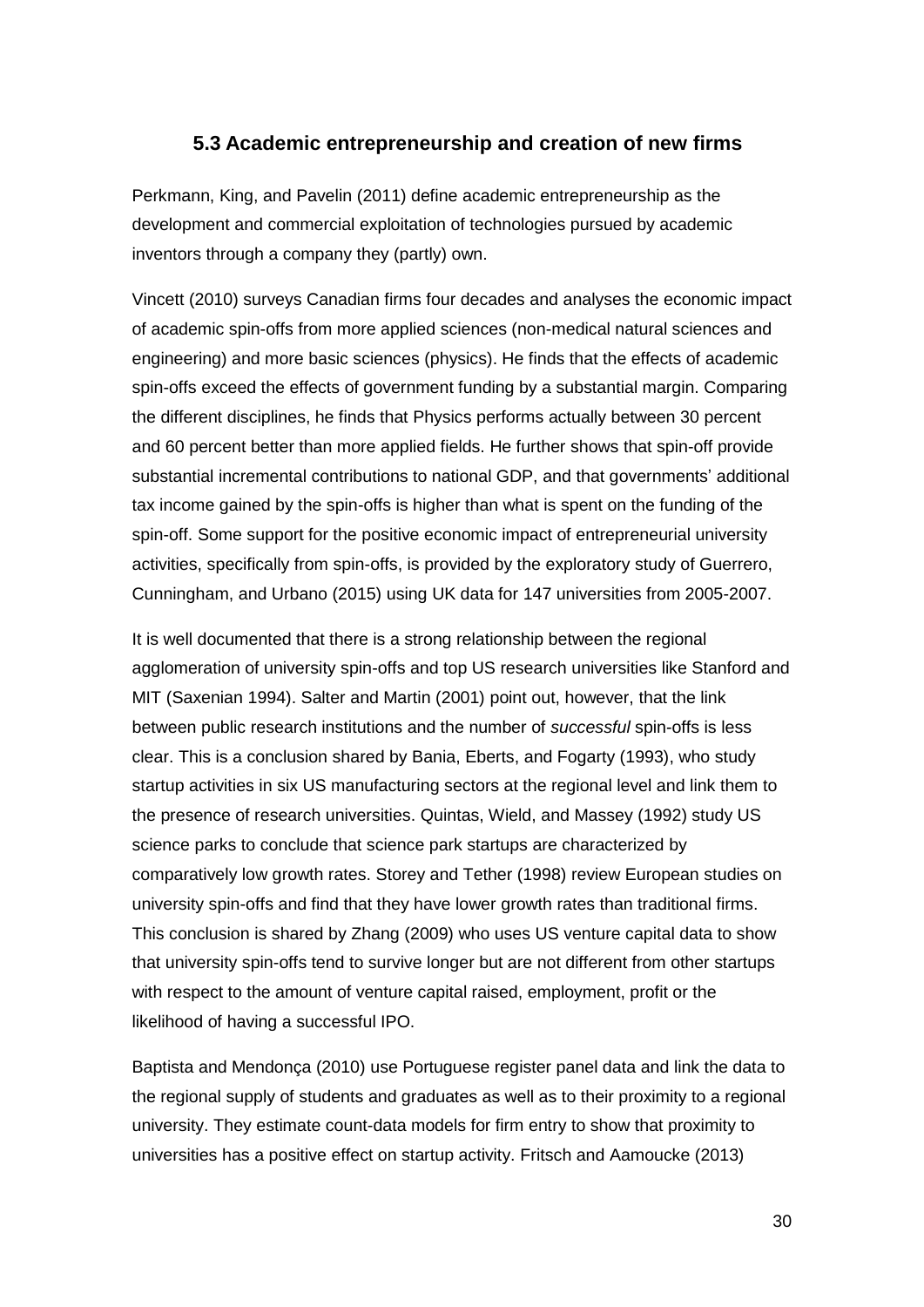## 5.3 Academic entrepreneurship and creation of new firms

Perkmann, King, and Pavelin (2011) define academic entrepreneurship as the development and commercial exploitation of technologies pursued by academic inventors through a company they (partly) own.

Vincett (2010) surveys Canadian firms four decades and analyses the economic impact of academic spin-offs from more applied sciences (non-medical natural sciences and engineering) and more basic sciences (physics). He finds that the effects of academic spin-offs exceed the effects of government funding by a substantial margin. Comparing the different disciplines, he finds that Physics performs actually between 30 percent and 60 percent better than more applied fields. He further shows that spin-off provide substantial incremental contributions to national GDP, and that governments' additional tax income gained by the spin-offs is higher than what is spent on the funding of the spin-off. Some support for the positive economic impact of entrepreneurial university activities, specifically from spin-offs, is provided by the exploratory study of Guerrero, Cunningham, and Urbano (2015) using UK data for 147 universities from 2005-2007.

It is well documented that there is a strong relationship between the regional agglomeration of university spin-offs and top US research universities like Stanford and MIT (Saxenian 1994). Salter and Martin (2001) point out, however, that the link between public research institutions and the number of *successful* spin-offs is less clear. This is a conclusion shared by Bania, Eberts, and Fogarty (1993), who study startup activities in six US manufacturing sectors at the regional level and link them to the presence of research universities. Quintas, Wield, and Massey (1992) study US science parks to conclude that science park startups are characterized by comparatively low growth rates. Storey and Tether (1998) review European studies on university spin-offs and find that they have lower growth rates than traditional firms. This conclusion is shared by Zhang (2009) who uses US venture capital data to show that university spin-offs tend to survive longer but are not different from other startups with respect to the amount of venture capital raised, employment, profit or the likelihood of having a successful IPO.

Baptista and Mendonça (2010) use Portuguese register panel data and link the data to the regional supply of students and graduates as well as to their proximity to a regional university. They estimate count-data models for firm entry to show that proximity to universities has a positive effect on startup activity. Fritsch and Aamoucke (2013)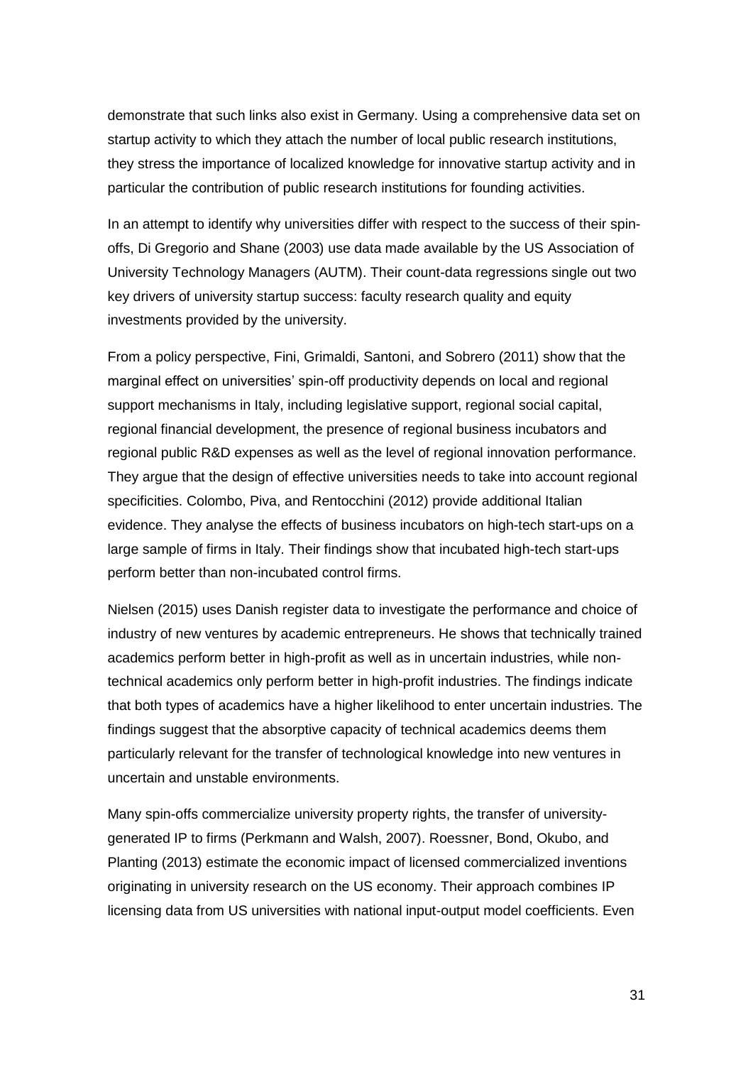demonstrate that such links also exist in Germany. Using a comprehensive data set on startup activity to which they attach the number of local public research institutions, they stress the importance of localized knowledge for innovative startup activity and in particular the contribution of public research institutions for founding activities.

In an attempt to identify why universities differ with respect to the success of their spin-offs, Di Gregorio and Shane (2003) use data made available by the US Association of University Technology Managers (AUTM). Their count-data regressions single out two key drivers of university startup success: faculty research quality and equity investments provided by the university.

From a policy perspective, Fini, Grimaldi, Santoni, and Sobrero (2011) show that the marginal effect on universities' spin-off productivity depends on local and regional support mechanisms in Italy, including legislative support, regional social capital, regional financial development, the presence of regional business incubators and regional public R&D expenses as well as the level of regional innovation performance. They argue that the design of effective universities needs to take into account regional specificities. Colombo, Piva, and Rentocchini (2012) provide additional Italian evidence. They analyse the effects of business incubators on high-tech start-ups on a large sample of firms in Italy. Their findings show that incubated high-tech start-ups perform better than non-incubated control firms.

Nielsen (2015) uses Danish register data to investigate the performance and choice of industry of new ventures by academic entrepreneurs. He shows that technically trained academics perform better in high-profit as well as in uncertain industries, while non-technical academics only perform better in high-profit industries. The findings indicate that both types of academics have a higher likelihood to enter uncertain industries. The findings suggest that the absorptive capacity of technical academics deems them particularly relevant for the transfer of technological knowledge into new ventures in uncertain and unstable environments.

Many spin-offs commercialize university property rights, the transfer of university-generated IP to firms (Perkmann and Walsh, 2007). Roessner, Bond, Okubo, and Planting (2013) estimate the economic impact of licensed commercialized inventions originating in university research on the US economy. Their approach combines IP licensing data from US universities with national input-output model coefficients. Even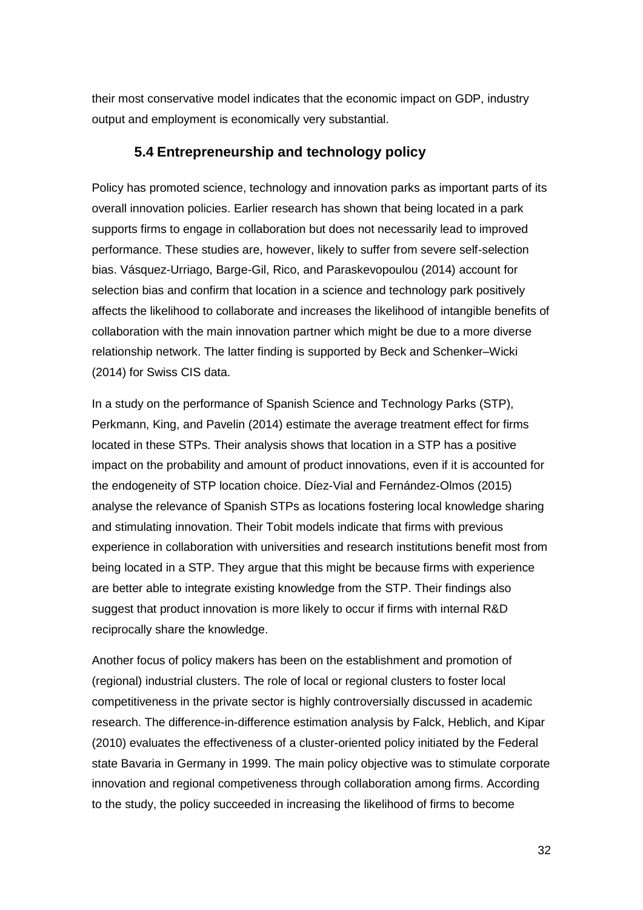their most conservative model indicates that the economic impact on GDP, industry output and employment is economically very substantial.

## 5.4 Entrepreneurship and technology policy

Policy has promoted science, technology and innovation parks as important parts of its overall innovation policies. Earlier research has shown that being located in a park supports firms to engage in collaboration but does not necessarily lead to improved performance. These studies are, however, likely to suffer from severe self-selection bias. Vásquez-Urriago, Barge-Gil, Rico, and Paraskevopoulou (2014) account for selection bias and confirm that location in a science and technology park positively affects the likelihood to collaborate and increases the likelihood of intangible benefits of collaboration with the main innovation partner which might be due to a more diverse relationship network. The latter finding is supported by Beck and Schenker–Wicki (2014) for Swiss CIS data.

In a study on the performance of Spanish Science and Technology Parks (STP), Perkmann, King, and Pavelin (2014) estimate the average treatment effect for firms located in these STPs. Their analysis shows that location in a STP has a positive impact on the probability and amount of product innovations, even if it is accounted for the endogeneity of STP location choice. Díez-Vial and Fernández-Olmos (2015) analyse the relevance of Spanish STPs as locations fostering local knowledge sharing and stimulating innovation. Their Tobit models indicate that firms with previous experience in collaboration with universities and research institutions benefit most from being located in a STP. They argue that this might be because firms with experience are better able to integrate existing knowledge from the STP. Their findings also suggest that product innovation is more likely to occur if firms with internal R&D reciprocally share the knowledge.

Another focus of policy makers has been on the establishment and promotion of (regional) industrial clusters. The role of local or regional clusters to foster local competitiveness in the private sector is highly controversially discussed in academic research. The difference-in-difference estimation analysis by Falck, Heblich, and Kipar (2010) evaluates the effectiveness of a cluster-oriented policy initiated by the Federal state Bavaria in Germany in 1999. The main policy objective was to stimulate corporate innovation and regional competiveness through collaboration among firms. According to the study, the policy succeeded in increasing the likelihood of firms to become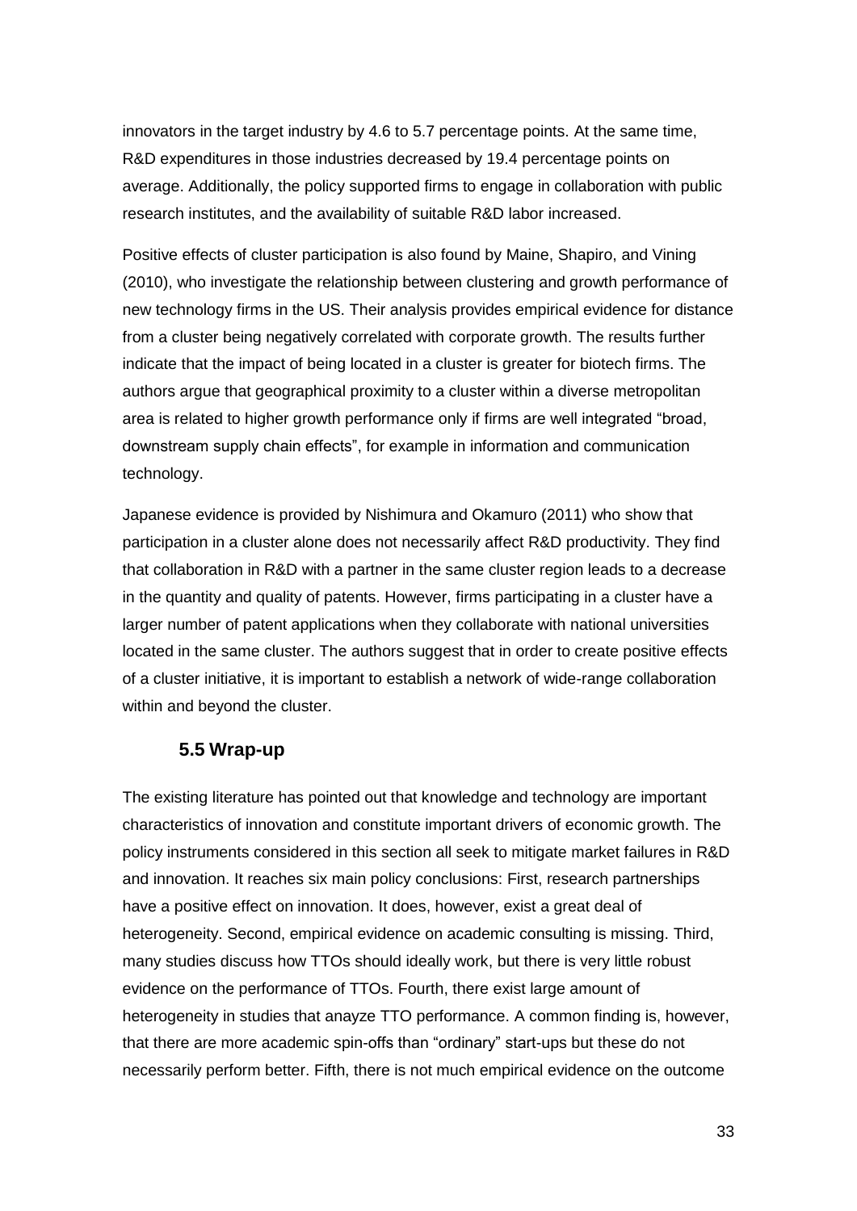innovators in the target industry by 4.6 to 5.7 percentage points. At the same time, R&D expenditures in those industries decreased by 19.4 percentage points on average. Additionally, the policy supported firms to engage in collaboration with public research institutes, and the availability of suitable R&D labor increased.

Positive effects of cluster participation is also found by Maine, Shapiro, and Vining (2010), who investigate the relationship between clustering and growth performance of new technology firms in the US. Their analysis provides empirical evidence for distance from a cluster being negatively correlated with corporate growth. The results further indicate that the impact of being located in a cluster is greater for biotech firms. The authors argue that geographical proximity to a cluster within a diverse metropolitan area is related to higher growth performance only if firms are well integrated "broad, downstream supply chain effects", for example in information and communication technology.

Japanese evidence is provided by Nishimura and Okamuro (2011) who show that participation in a cluster alone does not necessarily affect R&D productivity. They find that collaboration in R&D with a partner in the same cluster region leads to a decrease in the quantity and quality of patents. However, firms participating in a cluster have a larger number of patent applications when they collaborate with national universities located in the same cluster. The authors suggest that in order to create positive effects of a cluster initiative, it is important to establish a network of wide-range collaboration within and beyond the cluster.

## 5.5 Wrap-up

The existing literature has pointed out that knowledge and technology are important characteristics of innovation and constitute important drivers of economic growth. The policy instruments considered in this section all seek to mitigate market failures in R&D and innovation. It reaches six main policy conclusions: First, research partnerships have a positive effect on innovation. It does, however, exist a great deal of heterogeneity. Second, empirical evidence on academic consulting is missing. Third, many studies discuss how TTOs should ideally work, but there is very little robust evidence on the performance of TTOs. Fourth, there exist large amount of heterogeneity in studies that anayze TTO performance. A common finding is, however, that there are more academic spin-offs than "ordinary" start-ups but these do not necessarily perform better. Fifth, there is not much empirical evidence on the outcome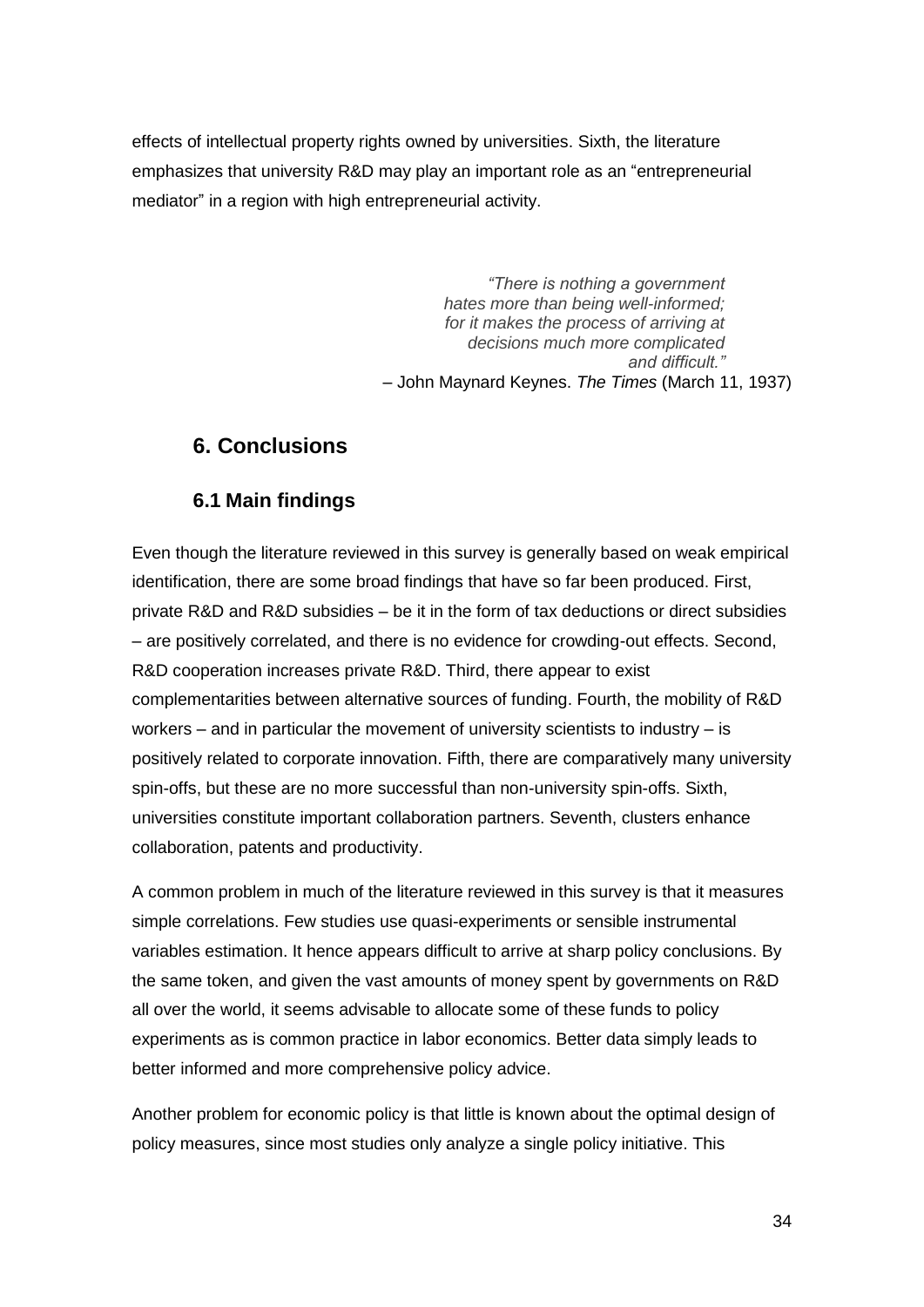effects of intellectual property rights owned by universities. Sixth, the literature emphasizes that university R&D may play an important role as an "entrepreneurial mediator" in a region with high entrepreneurial activity.

> *"There is nothing a government hates more than being well-informed; for it makes the process of arriving at decisions much more complicated and difficult."*
> – John Maynard Keynes. *The Times* (March 11, 1937)

## 6. Conclusions

### 6.1 Main findings

Even though the literature reviewed in this survey is generally based on weak empirical identification, there are some broad findings that have so far been produced. First, private R&D and R&D subsidies – be it in the form of tax deductions or direct subsidies – are positively correlated, and there is no evidence for crowding-out effects. Second, R&D cooperation increases private R&D. Third, there appear to exist complementarities between alternative sources of funding. Fourth, the mobility of R&D workers – and in particular the movement of university scientists to industry – is positively related to corporate innovation. Fifth, there are comparatively many university spin-offs, but these are no more successful than non-university spin-offs. Sixth, universities constitute important collaboration partners. Seventh, clusters enhance collaboration, patents and productivity.

A common problem in much of the literature reviewed in this survey is that it measures simple correlations. Few studies use quasi-experiments or sensible instrumental variables estimation. It hence appears difficult to arrive at sharp policy conclusions. By the same token, and given the vast amounts of money spent by governments on R&D all over the world, it seems advisable to allocate some of these funds to policy experiments as is common practice in labor economics. Better data simply leads to better informed and more comprehensive policy advice.

Another problem for economic policy is that little is known about the optimal design of policy measures, since most studies only analyze a single policy initiative. This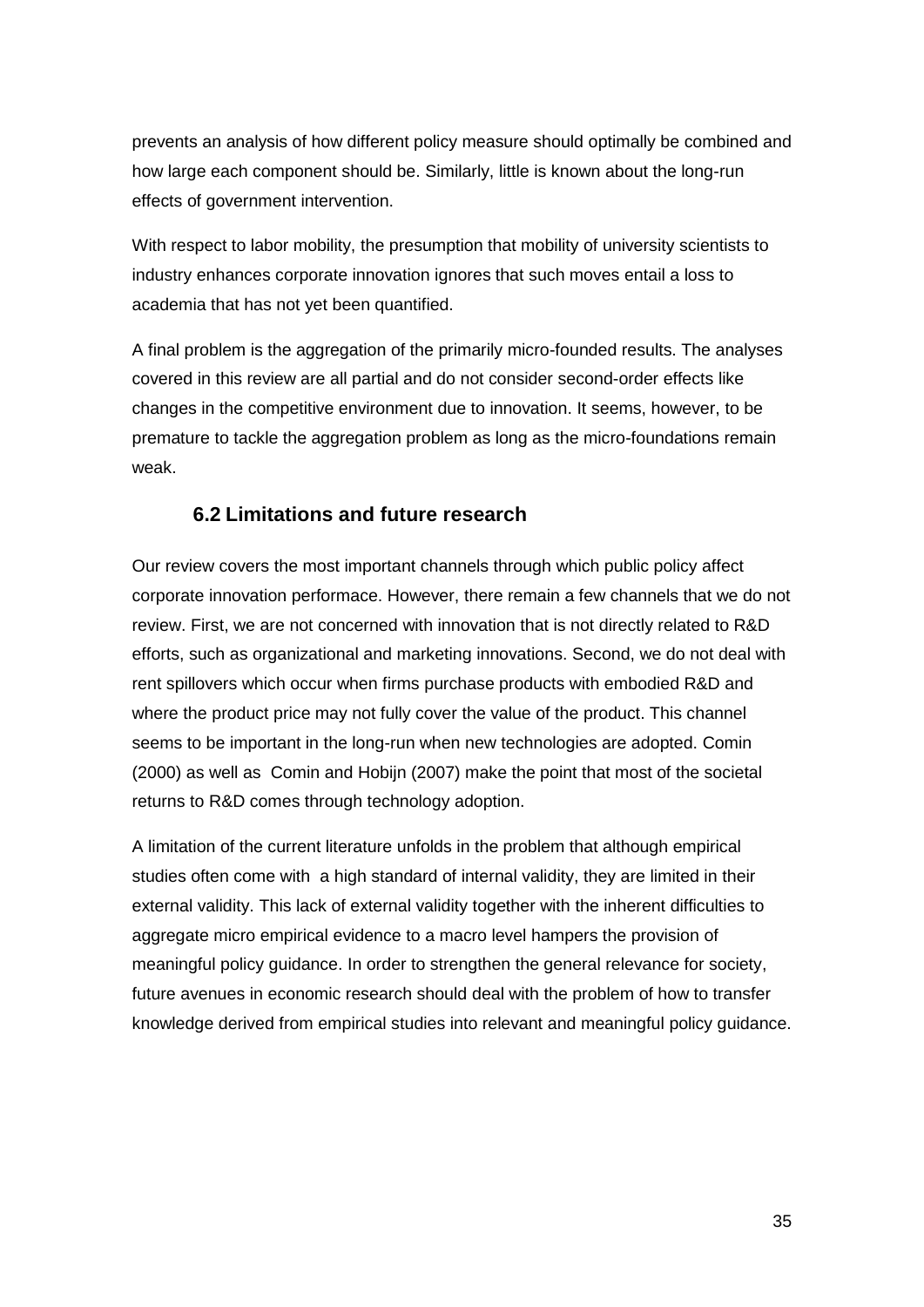prevents an analysis of how different policy measure should optimally be combined and how large each component should be. Similarly, little is known about the long-run effects of government intervention.

With respect to labor mobility, the presumption that mobility of university scientists to industry enhances corporate innovation ignores that such moves entail a loss to academia that has not yet been quantified.

A final problem is the aggregation of the primarily micro-founded results. The analyses covered in this review are all partial and do not consider second-order effects like changes in the competitive environment due to innovation. It seems, however, to be premature to tackle the aggregation problem as long as the micro-foundations remain weak.

### 6.2 Limitations and future research

Our review covers the most important channels through which public policy affect corporate innovation performace. However, there remain a few channels that we do not review. First, we are not concerned with innovation that is not directly related to R&D efforts, such as organizational and marketing innovations. Second, we do not deal with rent spillovers which occur when firms purchase products with embodied R&D and where the product price may not fully cover the value of the product. This channel seems to be important in the long-run when new technologies are adopted. Comin (2000) as well as Comin and Hobijn (2007) make the point that most of the societal returns to R&D comes through technology adoption.

A limitation of the current literature unfolds in the problem that although empirical studies often come with a high standard of internal validity, they are limited in their external validity. This lack of external validity together with the inherent difficulties to aggregate micro empirical evidence to a macro level hampers the provision of meaningful policy guidance. In order to strengthen the general relevance for society, future avenues in economic research should deal with the problem of how to transfer knowledge derived from empirical studies into relevant and meaningful policy guidance.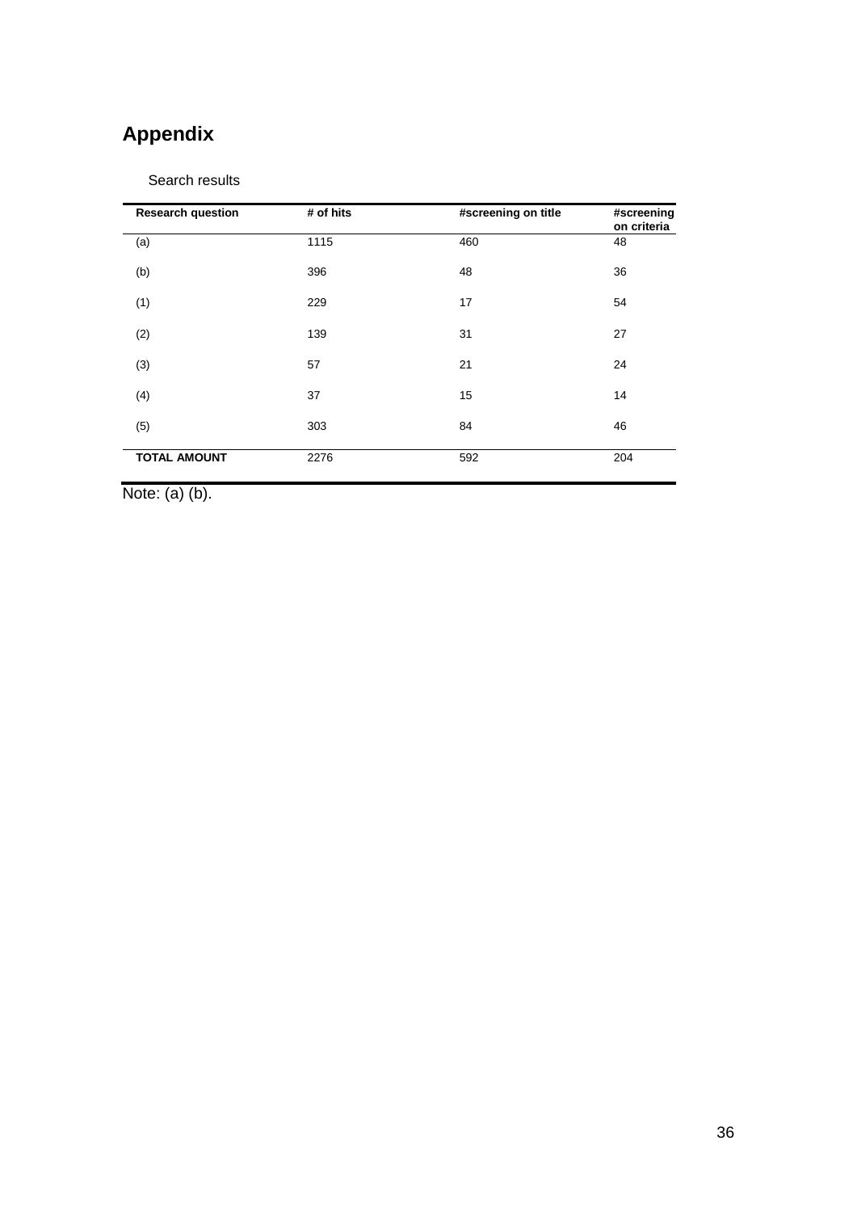# Appendix

Search results

| Research question | # of hits | #screening on title | #screening on criteria |
|---|---|---|---|
| (a) | 1115 | 460 | 48 |
| (b) | 396 | 48 | 36 |
| (1) | 229 | 17 | 54 |
| (2) | 139 | 31 | 27 |
| (3) | 57 | 21 | 24 |
| (4) | 37 | 15 | 14 |
| (5) | 303 | 84 | 46 |
| **TOTAL AMOUNT** | 2276 | 592 | 204 |

Note: (a) (b).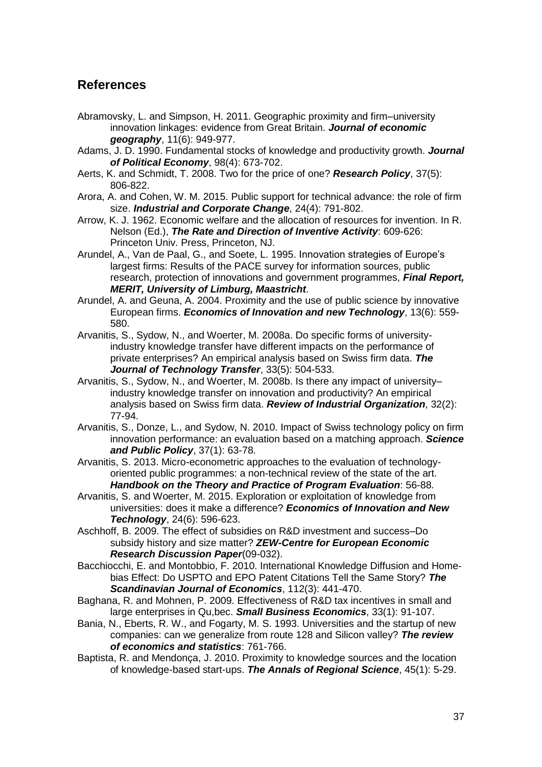## References

Abramovsky, L. and Simpson, H. 2011. Geographic proximity and firm–university innovation linkages: evidence from Great Britain. ***Journal of economic geography***, 11(6): 949-977.

Adams, J. D. 1990. Fundamental stocks of knowledge and productivity growth. ***Journal of Political Economy***, 98(4): 673-702.

Aerts, K. and Schmidt, T. 2008. Two for the price of one? ***Research Policy***, 37(5): 806-822.

Arora, A. and Cohen, W. M. 2015. Public support for technical advance: the role of firm size. ***Industrial and Corporate Change***, 24(4): 791-802.

Arrow, K. J. 1962. Economic welfare and the allocation of resources for invention. In R. Nelson (Ed.), ***The Rate and Direction of Inventive Activity***: 609-626: Princeton Univ. Press, Princeton, NJ.

Arundel, A., Van de Paal, G., and Soete, L. 1995. Innovation strategies of Europe's largest firms: Results of the PACE survey for information sources, public research, protection of innovations and government programmes, ***Final Report, MERIT, University of Limburg, Maastricht***.

Arundel, A. and Geuna, A. 2004. Proximity and the use of public science by innovative European firms. ***Economics of Innovation and new Technology***, 13(6): 559-580.

Arvanitis, S., Sydow, N., and Woerter, M. 2008a. Do specific forms of university-industry knowledge transfer have different impacts on the performance of private enterprises? An empirical analysis based on Swiss firm data. ***The Journal of Technology Transfer***, 33(5): 504-533.

Arvanitis, S., Sydow, N., and Woerter, M. 2008b. Is there any impact of university–industry knowledge transfer on innovation and productivity? An empirical analysis based on Swiss firm data. ***Review of Industrial Organization***, 32(2): 77-94.

Arvanitis, S., Donze, L., and Sydow, N. 2010. Impact of Swiss technology policy on firm innovation performance: an evaluation based on a matching approach. ***Science and Public Policy***, 37(1): 63-78.

Arvanitis, S. 2013. Micro-econometric approaches to the evaluation of technology-oriented public programmes: a non-technical review of the state of the art. ***Handbook on the Theory and Practice of Program Evaluation***: 56-88.

Arvanitis, S. and Woerter, M. 2015. Exploration or exploitation of knowledge from universities: does it make a difference? ***Economics of Innovation and New Technology***, 24(6): 596-623.

Aschhoff, B. 2009. The effect of subsidies on R&D investment and success–Do subsidy history and size matter? ***ZEW-Centre for European Economic Research Discussion Paper***(09-032).

Bacchiocchi, E. and Montobbio, F. 2010. International Knowledge Diffusion and Home-bias Effect: Do USPTO and EPO Patent Citations Tell the Same Story? ***The Scandinavian Journal of Economics***, 112(3): 441-470.

Baghana, R. and Mohnen, P. 2009. Effectiveness of R&D tax incentives in small and large enterprises in Qu,bec. ***Small Business Economics***, 33(1): 91-107.

Bania, N., Eberts, R. W., and Fogarty, M. S. 1993. Universities and the startup of new companies: can we generalize from route 128 and Silicon valley? ***The review of economics and statistics***: 761-766.

Baptista, R. and Mendonça, J. 2010. Proximity to knowledge sources and the location of knowledge-based start-ups. ***The Annals of Regional Science***, 45(1): 5-29.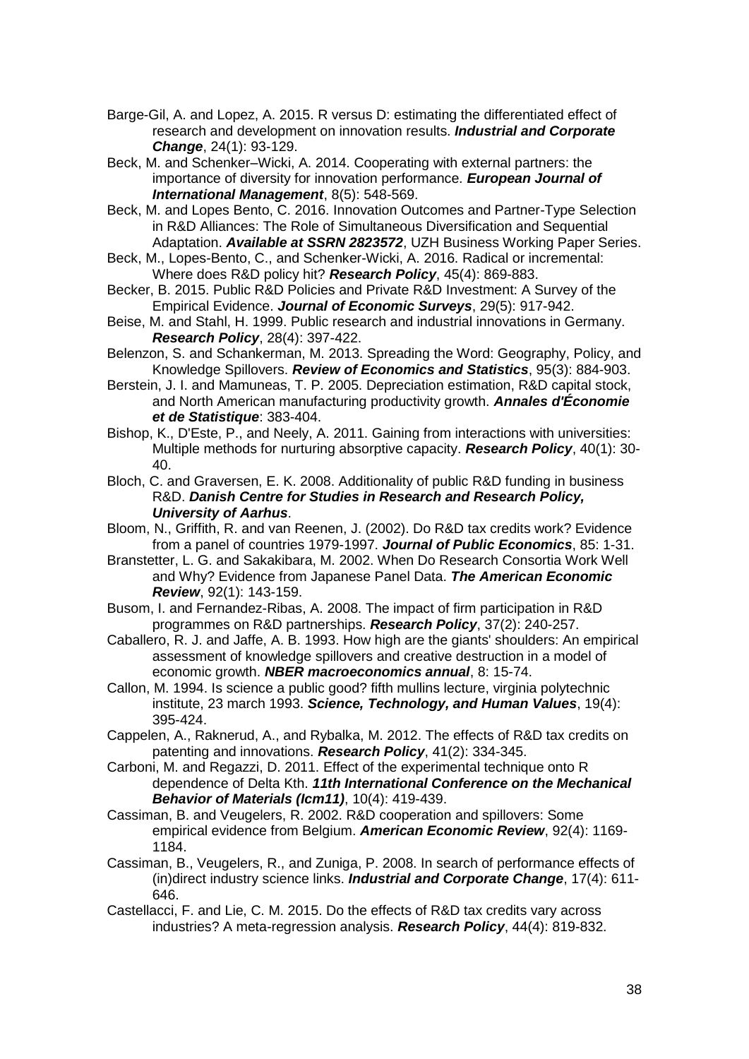Barge-Gil, A. and Lopez, A. 2015. R versus D: estimating the differentiated effect of research and development on innovation results. ***Industrial and Corporate Change***, 24(1): 93-129.

Beck, M. and Schenker–Wicki, A. 2014. Cooperating with external partners: the importance of diversity for innovation performance. ***European Journal of International Management***, 8(5): 548-569.

Beck, M. and Lopes Bento, C. 2016. Innovation Outcomes and Partner-Type Selection in R&D Alliances: The Role of Simultaneous Diversification and Sequential Adaptation. ***Available at SSRN 2823572***, UZH Business Working Paper Series.

Beck, M., Lopes-Bento, C., and Schenker-Wicki, A. 2016. Radical or incremental: Where does R&D policy hit? ***Research Policy***, 45(4): 869-883.

Becker, B. 2015. Public R&D Policies and Private R&D Investment: A Survey of the Empirical Evidence. ***Journal of Economic Surveys***, 29(5): 917-942.

Beise, M. and Stahl, H. 1999. Public research and industrial innovations in Germany. ***Research Policy***, 28(4): 397-422.

Belenzon, S. and Schankerman, M. 2013. Spreading the Word: Geography, Policy, and Knowledge Spillovers. ***Review of Economics and Statistics***, 95(3): 884-903.

Berstein, J. I. and Mamuneas, T. P. 2005. Depreciation estimation, R&D capital stock, and North American manufacturing productivity growth. ***Annales d'Économie et de Statistique***: 383-404.

Bishop, K., D'Este, P., and Neely, A. 2011. Gaining from interactions with universities: Multiple methods for nurturing absorptive capacity. ***Research Policy***, 40(1): 30-40.

Bloch, C. and Graversen, E. K. 2008. Additionality of public R&D funding in business R&D. ***Danish Centre for Studies in Research and Research Policy, University of Aarhus***.

Bloom, N., Griffith, R. and van Reenen, J. (2002). Do R&D tax credits work? Evidence from a panel of countries 1979-1997. ***Journal of Public Economics***, 85: 1-31.

Branstetter, L. G. and Sakakibara, M. 2002. When Do Research Consortia Work Well and Why? Evidence from Japanese Panel Data. ***The American Economic Review***, 92(1): 143-159.

Busom, I. and Fernandez-Ribas, A. 2008. The impact of firm participation in R&D programmes on R&D partnerships. ***Research Policy***, 37(2): 240-257.

Caballero, R. J. and Jaffe, A. B. 1993. How high are the giants' shoulders: An empirical assessment of knowledge spillovers and creative destruction in a model of economic growth. ***NBER macroeconomics annual***, 8: 15-74.

Callon, M. 1994. Is science a public good? fifth mullins lecture, virginia polytechnic institute, 23 march 1993. ***Science, Technology, and Human Values***, 19(4): 395-424.

Cappelen, A., Raknerud, A., and Rybalka, M. 2012. The effects of R&D tax credits on patenting and innovations. ***Research Policy***, 41(2): 334-345.

Carboni, M. and Regazzi, D. 2011. Effect of the experimental technique onto R dependence of Delta Kth. ***11th International Conference on the Mechanical Behavior of Materials (Icm11)***, 10(4): 419-439.

Cassiman, B. and Veugelers, R. 2002. R&D cooperation and spillovers: Some empirical evidence from Belgium. ***American Economic Review***, 92(4): 1169-1184.

Cassiman, B., Veugelers, R., and Zuniga, P. 2008. In search of performance effects of (in)direct industry science links. ***Industrial and Corporate Change***, 17(4): 611-646.

Castellacci, F. and Lie, C. M. 2015. Do the effects of R&D tax credits vary across industries? A meta-regression analysis. ***Research Policy***, 44(4): 819-832.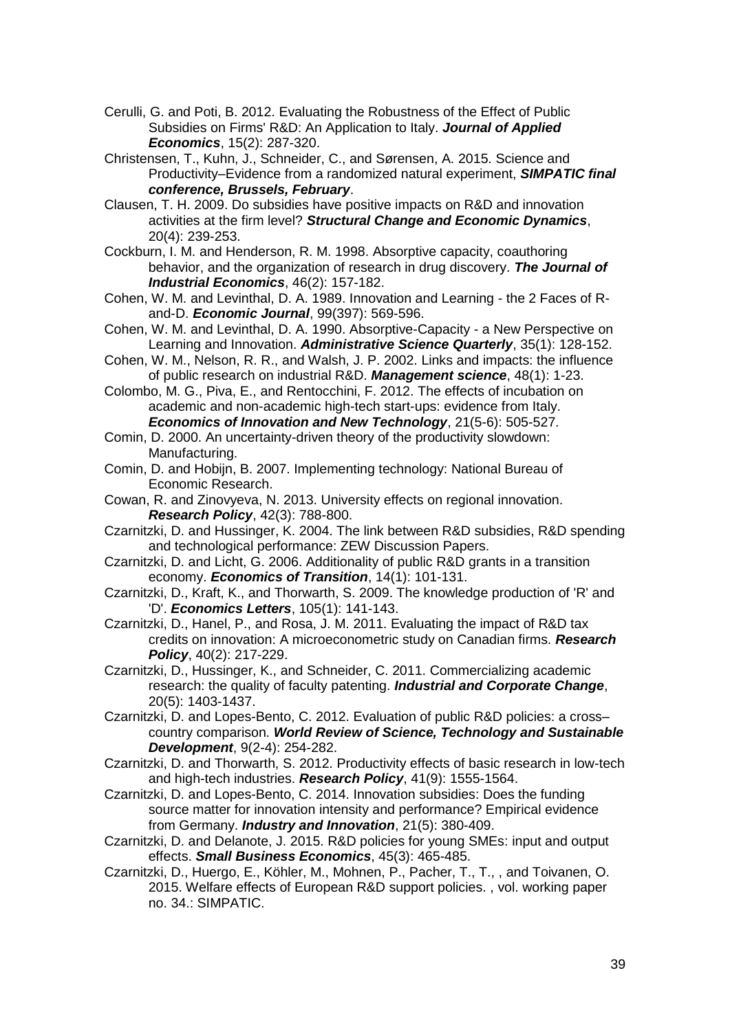Cerulli, G. and Poti, B. 2012. Evaluating the Robustness of the Effect of Public Subsidies on Firms' R&D: An Application to Italy. ***Journal of Applied Economics***, 15(2): 287-320.

Christensen, T., Kuhn, J., Schneider, C., and Sørensen, A. 2015. Science and Productivity–Evidence from a randomized natural experiment, ***SIMPATIC final conference, Brussels, February***.

Clausen, T. H. 2009. Do subsidies have positive impacts on R&D and innovation activities at the firm level? ***Structural Change and Economic Dynamics***, 20(4): 239-253.

Cockburn, I. M. and Henderson, R. M. 1998. Absorptive capacity, coauthoring behavior, and the organization of research in drug discovery. ***The Journal of Industrial Economics***, 46(2): 157-182.

Cohen, W. M. and Levinthal, D. A. 1989. Innovation and Learning - the 2 Faces of R-and-D. ***Economic Journal***, 99(397): 569-596.

Cohen, W. M. and Levinthal, D. A. 1990. Absorptive-Capacity - a New Perspective on Learning and Innovation. ***Administrative Science Quarterly***, 35(1): 128-152.

Cohen, W. M., Nelson, R. R., and Walsh, J. P. 2002. Links and impacts: the influence of public research on industrial R&D. ***Management science***, 48(1): 1-23.

Colombo, M. G., Piva, E., and Rentocchini, F. 2012. The effects of incubation on academic and non-academic high-tech start-ups: evidence from Italy. ***Economics of Innovation and New Technology***, 21(5-6): 505-527.

Comin, D. 2000. An uncertainty-driven theory of the productivity slowdown: Manufacturing.

Comin, D. and Hobijn, B. 2007. Implementing technology: National Bureau of Economic Research.

Cowan, R. and Zinovyeva, N. 2013. University effects on regional innovation. ***Research Policy***, 42(3): 788-800.

Czarnitzki, D. and Hussinger, K. 2004. The link between R&D subsidies, R&D spending and technological performance: ZEW Discussion Papers.

Czarnitzki, D. and Licht, G. 2006. Additionality of public R&D grants in a transition economy. ***Economics of Transition***, 14(1): 101-131.

Czarnitzki, D., Kraft, K., and Thorwarth, S. 2009. The knowledge production of 'R' and 'D'. ***Economics Letters***, 105(1): 141-143.

Czarnitzki, D., Hanel, P., and Rosa, J. M. 2011. Evaluating the impact of R&D tax credits on innovation: A microeconometric study on Canadian firms. ***Research Policy***, 40(2): 217-229.

Czarnitzki, D., Hussinger, K., and Schneider, C. 2011. Commercializing academic research: the quality of faculty patenting. ***Industrial and Corporate Change***, 20(5): 1403-1437.

Czarnitzki, D. and Lopes-Bento, C. 2012. Evaluation of public R&D policies: a cross–country comparison. ***World Review of Science, Technology and Sustainable Development***, 9(2-4): 254-282.

Czarnitzki, D. and Thorwarth, S. 2012. Productivity effects of basic research in low-tech and high-tech industries. ***Research Policy***, 41(9): 1555-1564.

Czarnitzki, D. and Lopes-Bento, C. 2014. Innovation subsidies: Does the funding source matter for innovation intensity and performance? Empirical evidence from Germany. ***Industry and Innovation***, 21(5): 380-409.

Czarnitzki, D. and Delanote, J. 2015. R&D policies for young SMEs: input and output effects. ***Small Business Economics***, 45(3): 465-485.

Czarnitzki, D., Huergo, E., Köhler, M., Mohnen, P., Pacher, T., T., , and Toivanen, O. 2015. Welfare effects of European R&D support policies. , vol. working paper no. 34.: SIMPATIC.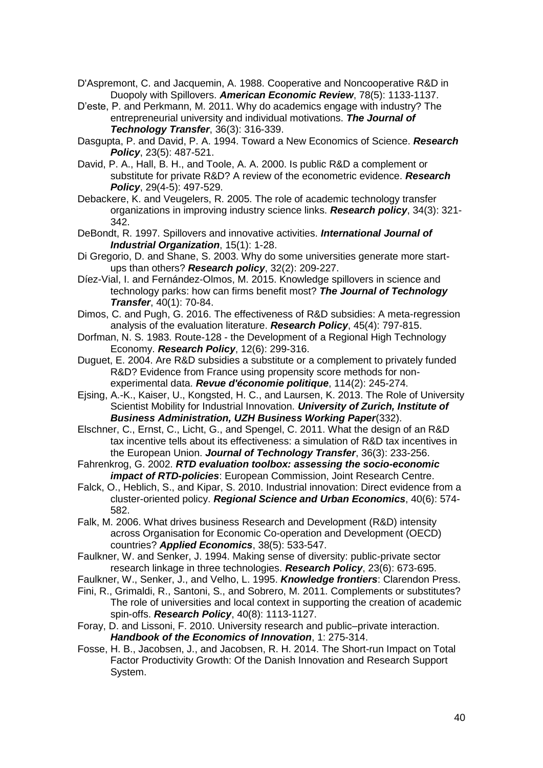D'Aspremont, C. and Jacquemin, A. 1988. Cooperative and Noncooperative R&D in Duopoly with Spillovers. ***American Economic Review***, 78(5): 1133-1137.

D'este, P. and Perkmann, M. 2011. Why do academics engage with industry? The entrepreneurial university and individual motivations. ***The Journal of Technology Transfer***, 36(3): 316-339.

Dasgupta, P. and David, P. A. 1994. Toward a New Economics of Science. ***Research Policy***, 23(5): 487-521.

David, P. A., Hall, B. H., and Toole, A. A. 2000. Is public R&D a complement or substitute for private R&D? A review of the econometric evidence. ***Research Policy***, 29(4-5): 497-529.

Debackere, K. and Veugelers, R. 2005. The role of academic technology transfer organizations in improving industry science links. ***Research policy***, 34(3): 321-342.

DeBondt, R. 1997. Spillovers and innovative activities. ***International Journal of Industrial Organization***, 15(1): 1-28.

Di Gregorio, D. and Shane, S. 2003. Why do some universities generate more start-ups than others? ***Research policy***, 32(2): 209-227.

Díez-Vial, I. and Fernández-Olmos, M. 2015. Knowledge spillovers in science and technology parks: how can firms benefit most? ***The Journal of Technology Transfer***, 40(1): 70-84.

Dimos, C. and Pugh, G. 2016. The effectiveness of R&D subsidies: A meta-regression analysis of the evaluation literature. ***Research Policy***, 45(4): 797-815.

Dorfman, N. S. 1983. Route-128 - the Development of a Regional High Technology Economy. ***Research Policy***, 12(6): 299-316.

Duguet, E. 2004. Are R&D subsidies a substitute or a complement to privately funded R&D? Evidence from France using propensity score methods for non-experimental data. ***Revue d'économie politique***, 114(2): 245-274.

Ejsing, A.-K., Kaiser, U., Kongsted, H. C., and Laursen, K. 2013. The Role of University Scientist Mobility for Industrial Innovation. ***University of Zurich, Institute of Business Administration, UZH Business Working Paper***(332).

Elschner, C., Ernst, C., Licht, G., and Spengel, C. 2011. What the design of an R&D tax incentive tells about its effectiveness: a simulation of R&D tax incentives in the European Union. ***Journal of Technology Transfer***, 36(3): 233-256.

Fahrenkrog, G. 2002. ***RTD evaluation toolbox: assessing the socio-economic impact of RTD-policies***: European Commission, Joint Research Centre.

Falck, O., Heblich, S., and Kipar, S. 2010. Industrial innovation: Direct evidence from a cluster-oriented policy. ***Regional Science and Urban Economics***, 40(6): 574-582.

Falk, M. 2006. What drives business Research and Development (R&D) intensity across Organisation for Economic Co-operation and Development (OECD) countries? ***Applied Economics***, 38(5): 533-547.

Faulkner, W. and Senker, J. 1994. Making sense of diversity: public-private sector research linkage in three technologies. ***Research Policy***, 23(6): 673-695.

Faulkner, W., Senker, J., and Velho, L. 1995. ***Knowledge frontiers***: Clarendon Press.

Fini, R., Grimaldi, R., Santoni, S., and Sobrero, M. 2011. Complements or substitutes? The role of universities and local context in supporting the creation of academic spin-offs. ***Research Policy***, 40(8): 1113-1127.

Foray, D. and Lissoni, F. 2010. University research and public–private interaction. ***Handbook of the Economics of Innovation***, 1: 275-314.

Fosse, H. B., Jacobsen, J., and Jacobsen, R. H. 2014. The Short-run Impact on Total Factor Productivity Growth: Of the Danish Innovation and Research Support System.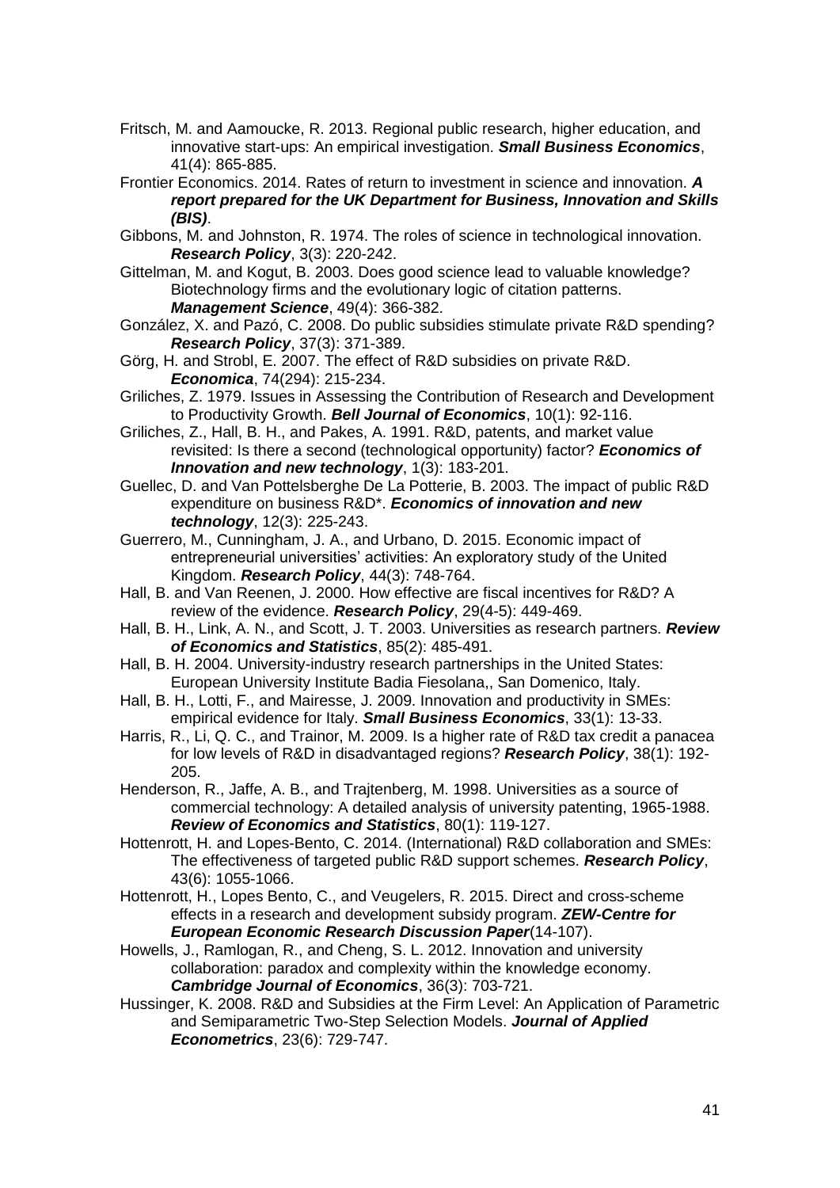Fritsch, M. and Aamoucke, R. 2013. Regional public research, higher education, and innovative start-ups: An empirical investigation. ***Small Business Economics***, 41(4): 865-885.

Frontier Economics. 2014. Rates of return to investment in science and innovation. ***A report prepared for the UK Department for Business, Innovation and Skills (BIS)***.

Gibbons, M. and Johnston, R. 1974. The roles of science in technological innovation. ***Research Policy***, 3(3): 220-242.

Gittelman, M. and Kogut, B. 2003. Does good science lead to valuable knowledge? Biotechnology firms and the evolutionary logic of citation patterns. ***Management Science***, 49(4): 366-382.

González, X. and Pazó, C. 2008. Do public subsidies stimulate private R&D spending? ***Research Policy***, 37(3): 371-389.

Görg, H. and Strobl, E. 2007. The effect of R&D subsidies on private R&D. ***Economica***, 74(294): 215-234.

Griliches, Z. 1979. Issues in Assessing the Contribution of Research and Development to Productivity Growth. ***Bell Journal of Economics***, 10(1): 92-116.

Griliches, Z., Hall, B. H., and Pakes, A. 1991. R&D, patents, and market value revisited: Is there a second (technological opportunity) factor? ***Economics of Innovation and new technology***, 1(3): 183-201.

Guellec, D. and Van Pottelsberghe De La Potterie, B. 2003. The impact of public R&D expenditure on business R&D*. ***Economics of innovation and new technology***, 12(3): 225-243.

Guerrero, M., Cunningham, J. A., and Urbano, D. 2015. Economic impact of entrepreneurial universities' activities: An exploratory study of the United Kingdom. ***Research Policy***, 44(3): 748-764.

Hall, B. and Van Reenen, J. 2000. How effective are fiscal incentives for R&D? A review of the evidence. ***Research Policy***, 29(4-5): 449-469.

Hall, B. H., Link, A. N., and Scott, J. T. 2003. Universities as research partners. ***Review of Economics and Statistics***, 85(2): 485-491.

Hall, B. H. 2004. University-industry research partnerships in the United States: European University Institute Badia Fiesolana,, San Domenico, Italy.

Hall, B. H., Lotti, F., and Mairesse, J. 2009. Innovation and productivity in SMEs: empirical evidence for Italy. ***Small Business Economics***, 33(1): 13-33.

Harris, R., Li, Q. C., and Trainor, M. 2009. Is a higher rate of R&D tax credit a panacea for low levels of R&D in disadvantaged regions? ***Research Policy***, 38(1): 192-205.

Henderson, R., Jaffe, A. B., and Trajtenberg, M. 1998. Universities as a source of commercial technology: A detailed analysis of university patenting, 1965-1988. ***Review of Economics and Statistics***, 80(1): 119-127.

Hottenrott, H. and Lopes-Bento, C. 2014. (International) R&D collaboration and SMEs: The effectiveness of targeted public R&D support schemes. ***Research Policy***, 43(6): 1055-1066.

Hottenrott, H., Lopes Bento, C., and Veugelers, R. 2015. Direct and cross-scheme effects in a research and development subsidy program. ***ZEW-Centre for European Economic Research Discussion Paper***(14-107).

Howells, J., Ramlogan, R., and Cheng, S. L. 2012. Innovation and university collaboration: paradox and complexity within the knowledge economy. ***Cambridge Journal of Economics***, 36(3): 703-721.

Hussinger, K. 2008. R&D and Subsidies at the Firm Level: An Application of Parametric and Semiparametric Two-Step Selection Models. ***Journal of Applied Econometrics***, 23(6): 729-747.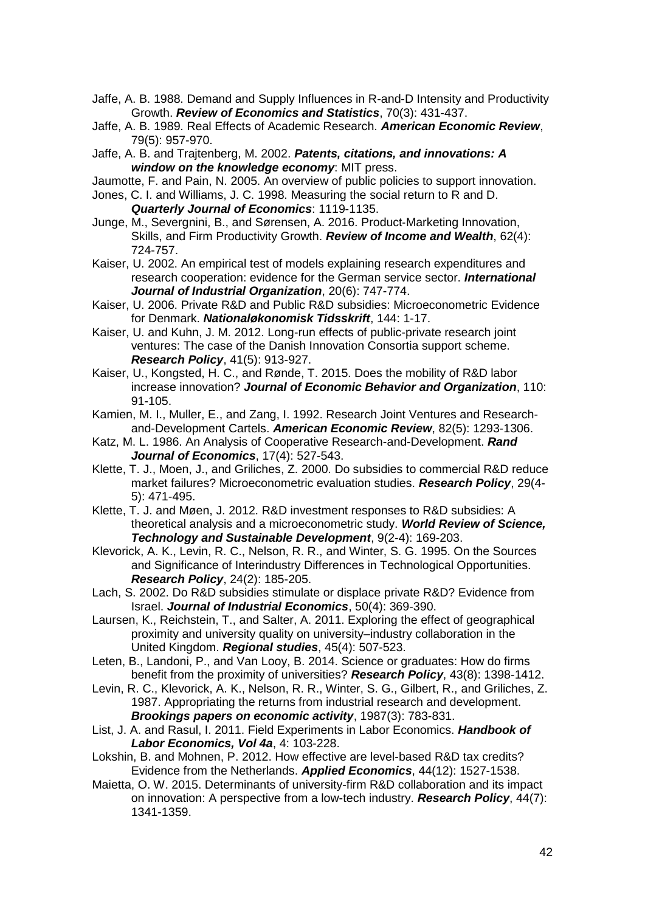Jaffe, A. B. 1988. Demand and Supply Influences in R-and-D Intensity and Productivity Growth. ***Review of Economics and Statistics***, 70(3): 431-437.

Jaffe, A. B. 1989. Real Effects of Academic Research. ***American Economic Review***, 79(5): 957-970.

Jaffe, A. B. and Trajtenberg, M. 2002. ***Patents, citations, and innovations: A window on the knowledge economy***: MIT press.

Jaumotte, F. and Pain, N. 2005. An overview of public policies to support innovation.

Jones, C. I. and Williams, J. C. 1998. Measuring the social return to R and D. ***Quarterly Journal of Economics***: 1119-1135.

Junge, M., Severgnini, B., and Sørensen, A. 2016. Product-Marketing Innovation, Skills, and Firm Productivity Growth. ***Review of Income and Wealth***, 62(4): 724-757.

Kaiser, U. 2002. An empirical test of models explaining research expenditures and research cooperation: evidence for the German service sector. ***International Journal of Industrial Organization***, 20(6): 747-774.

Kaiser, U. 2006. Private R&D and Public R&D subsidies: Microeconometric Evidence for Denmark. ***Nationaløkonomisk Tidsskrift***, 144: 1-17.

Kaiser, U. and Kuhn, J. M. 2012. Long-run effects of public-private research joint ventures: The case of the Danish Innovation Consortia support scheme. ***Research Policy***, 41(5): 913-927.

Kaiser, U., Kongsted, H. C., and Rønde, T. 2015. Does the mobility of R&D labor increase innovation? ***Journal of Economic Behavior and Organization***, 110: 91-105.

Kamien, M. I., Muller, E., and Zang, I. 1992. Research Joint Ventures and Research-and-Development Cartels. ***American Economic Review***, 82(5): 1293-1306.

Katz, M. L. 1986. An Analysis of Cooperative Research-and-Development. ***Rand Journal of Economics***, 17(4): 527-543.

Klette, T. J., Moen, J., and Griliches, Z. 2000. Do subsidies to commercial R&D reduce market failures? Microeconometric evaluation studies. ***Research Policy***, 29(4-5): 471-495.

Klette, T. J. and Møen, J. 2012. R&D investment responses to R&D subsidies: A theoretical analysis and a microeconometric study. ***World Review of Science, Technology and Sustainable Development***, 9(2-4): 169-203.

Klevorick, A. K., Levin, R. C., Nelson, R. R., and Winter, S. G. 1995. On the Sources and Significance of Interindustry Differences in Technological Opportunities. ***Research Policy***, 24(2): 185-205.

Lach, S. 2002. Do R&D subsidies stimulate or displace private R&D? Evidence from Israel. ***Journal of Industrial Economics***, 50(4): 369-390.

Laursen, K., Reichstein, T., and Salter, A. 2011. Exploring the effect of geographical proximity and university quality on university–industry collaboration in the United Kingdom. ***Regional studies***, 45(4): 507-523.

Leten, B., Landoni, P., and Van Looy, B. 2014. Science or graduates: How do firms benefit from the proximity of universities? ***Research Policy***, 43(8): 1398-1412.

Levin, R. C., Klevorick, A. K., Nelson, R. R., Winter, S. G., Gilbert, R., and Griliches, Z. 1987. Appropriating the returns from industrial research and development. ***Brookings papers on economic activity***, 1987(3): 783-831.

List, J. A. and Rasul, I. 2011. Field Experiments in Labor Economics. ***Handbook of Labor Economics, Vol 4a***, 4: 103-228.

Lokshin, B. and Mohnen, P. 2012. How effective are level-based R&D tax credits? Evidence from the Netherlands. ***Applied Economics***, 44(12): 1527-1538.

Maietta, O. W. 2015. Determinants of university-firm R&D collaboration and its impact on innovation: A perspective from a low-tech industry. ***Research Policy***, 44(7): 1341-1359.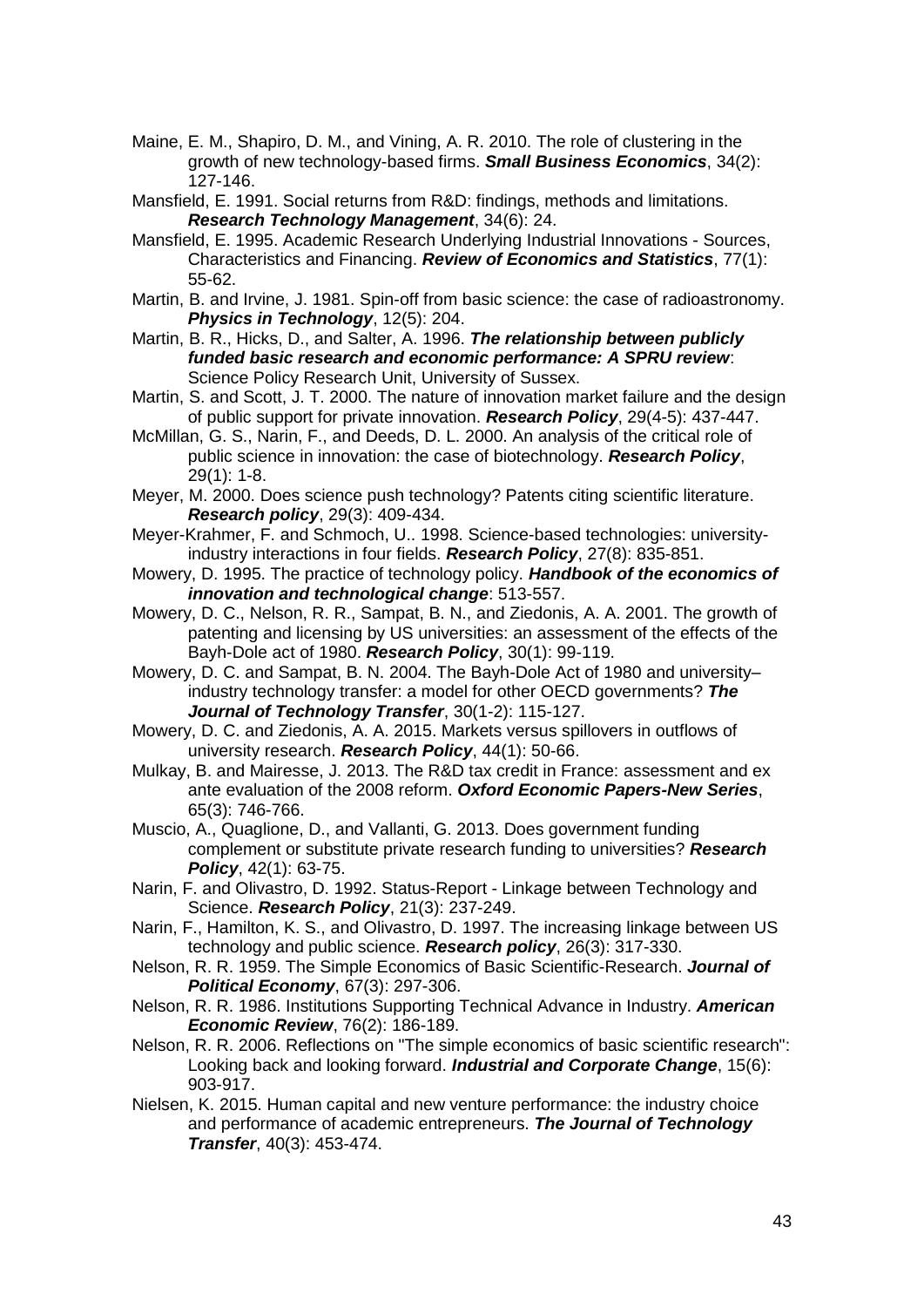Maine, E. M., Shapiro, D. M., and Vining, A. R. 2010. The role of clustering in the growth of new technology-based firms. ***Small Business Economics***, 34(2): 127-146.

Mansfield, E. 1991. Social returns from R&D: findings, methods and limitations. ***Research Technology Management***, 34(6): 24.

Mansfield, E. 1995. Academic Research Underlying Industrial Innovations - Sources, Characteristics and Financing. ***Review of Economics and Statistics***, 77(1): 55-62.

Martin, B. and Irvine, J. 1981. Spin-off from basic science: the case of radioastronomy. ***Physics in Technology***, 12(5): 204.

Martin, B. R., Hicks, D., and Salter, A. 1996. ***The relationship between publicly funded basic research and economic performance: A SPRU review***: Science Policy Research Unit, University of Sussex.

Martin, S. and Scott, J. T. 2000. The nature of innovation market failure and the design of public support for private innovation. ***Research Policy***, 29(4-5): 437-447.

McMillan, G. S., Narin, F., and Deeds, D. L. 2000. An analysis of the critical role of public science in innovation: the case of biotechnology. ***Research Policy***, 29(1): 1-8.

Meyer, M. 2000. Does science push technology? Patents citing scientific literature. ***Research policy***, 29(3): 409-434.

Meyer-Krahmer, F. and Schmoch, U.. 1998. Science-based technologies: university-industry interactions in four fields. ***Research Policy***, 27(8): 835-851.

Mowery, D. 1995. The practice of technology policy. ***Handbook of the economics of innovation and technological change***: 513-557.

Mowery, D. C., Nelson, R. R., Sampat, B. N., and Ziedonis, A. A. 2001. The growth of patenting and licensing by US universities: an assessment of the effects of the Bayh-Dole act of 1980. ***Research Policy***, 30(1): 99-119.

Mowery, D. C. and Sampat, B. N. 2004. The Bayh-Dole Act of 1980 and university–industry technology transfer: a model for other OECD governments? ***The Journal of Technology Transfer***, 30(1-2): 115-127.

Mowery, D. C. and Ziedonis, A. A. 2015. Markets versus spillovers in outflows of university research. ***Research Policy***, 44(1): 50-66.

Mulkay, B. and Mairesse, J. 2013. The R&D tax credit in France: assessment and ex ante evaluation of the 2008 reform. ***Oxford Economic Papers-New Series***, 65(3): 746-766.

Muscio, A., Quaglione, D., and Vallanti, G. 2013. Does government funding complement or substitute private research funding to universities? ***Research Policy***, 42(1): 63-75.

Narin, F. and Olivastro, D. 1992. Status-Report - Linkage between Technology and Science. ***Research Policy***, 21(3): 237-249.

Narin, F., Hamilton, K. S., and Olivastro, D. 1997. The increasing linkage between US technology and public science. ***Research policy***, 26(3): 317-330.

Nelson, R. R. 1959. The Simple Economics of Basic Scientific-Research. ***Journal of Political Economy***, 67(3): 297-306.

Nelson, R. R. 1986. Institutions Supporting Technical Advance in Industry. ***American Economic Review***, 76(2): 186-189.

Nelson, R. R. 2006. Reflections on "The simple economics of basic scientific research": Looking back and looking forward. ***Industrial and Corporate Change***, 15(6): 903-917.

Nielsen, K. 2015. Human capital and new venture performance: the industry choice and performance of academic entrepreneurs. ***The Journal of Technology Transfer***, 40(3): 453-474.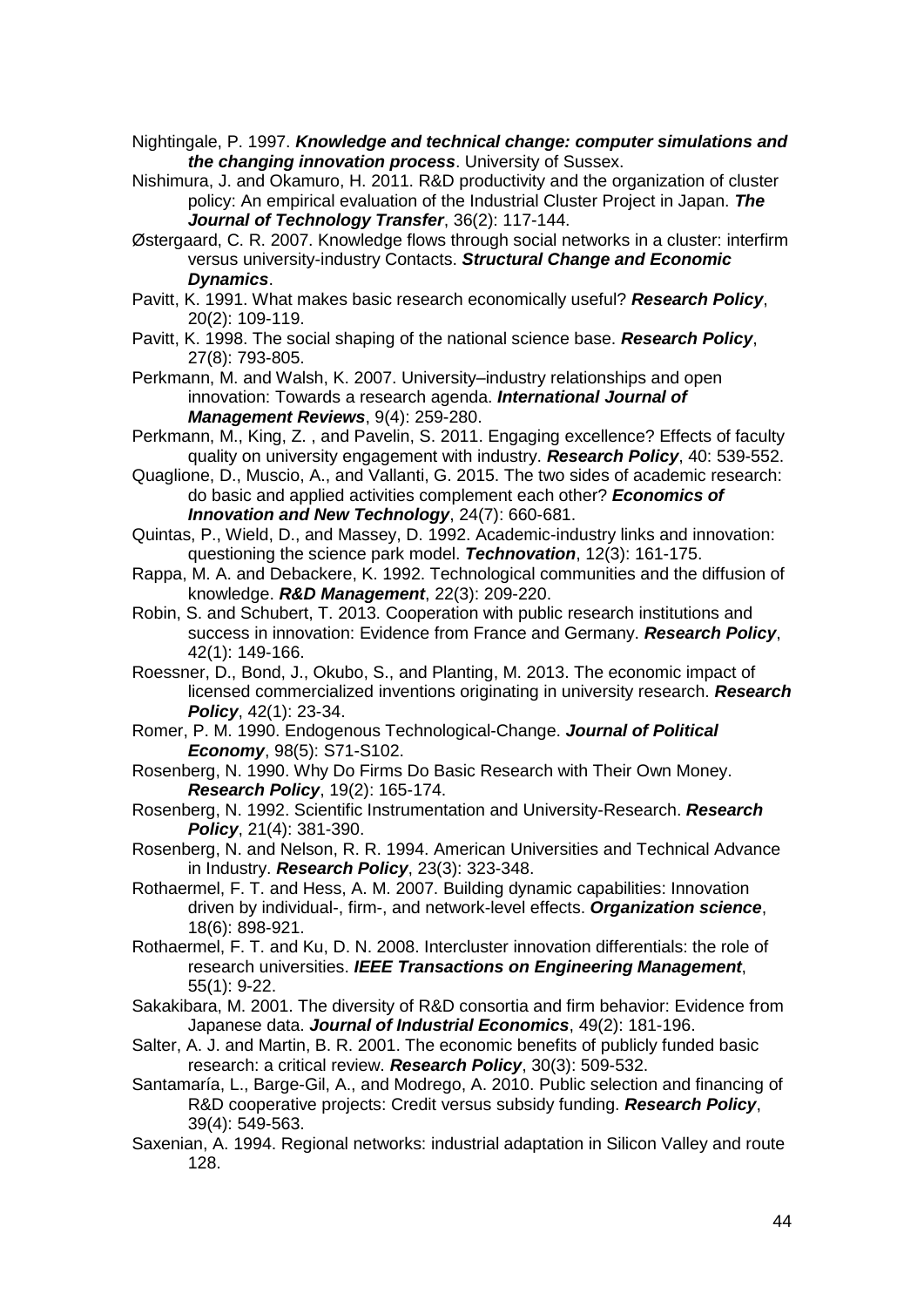Nightingale, P. 1997. ***Knowledge and technical change: computer simulations and the changing innovation process***. University of Sussex.

Nishimura, J. and Okamuro, H. 2011. R&D productivity and the organization of cluster policy: An empirical evaluation of the Industrial Cluster Project in Japan. ***The Journal of Technology Transfer***, 36(2): 117-144.

Østergaard, C. R. 2007. Knowledge flows through social networks in a cluster: interfirm versus university-industry Contacts. ***Structural Change and Economic Dynamics***.

Pavitt, K. 1991. What makes basic research economically useful? ***Research Policy***, 20(2): 109-119.

Pavitt, K. 1998. The social shaping of the national science base. ***Research Policy***, 27(8): 793-805.

Perkmann, M. and Walsh, K. 2007. University–industry relationships and open innovation: Towards a research agenda. ***International Journal of Management Reviews***, 9(4): 259-280.

Perkmann, M., King, Z. , and Pavelin, S. 2011. Engaging excellence? Effects of faculty quality on university engagement with industry. ***Research Policy***, 40: 539-552.

Quaglione, D., Muscio, A., and Vallanti, G. 2015. The two sides of academic research: do basic and applied activities complement each other? ***Economics of Innovation and New Technology***, 24(7): 660-681.

Quintas, P., Wield, D., and Massey, D. 1992. Academic-industry links and innovation: questioning the science park model. ***Technovation***, 12(3): 161-175.

Rappa, M. A. and Debackere, K. 1992. Technological communities and the diffusion of knowledge. ***R&D Management***, 22(3): 209-220.

Robin, S. and Schubert, T. 2013. Cooperation with public research institutions and success in innovation: Evidence from France and Germany. ***Research Policy***, 42(1): 149-166.

Roessner, D., Bond, J., Okubo, S., and Planting, M. 2013. The economic impact of licensed commercialized inventions originating in university research. ***Research Policy***, 42(1): 23-34.

Romer, P. M. 1990. Endogenous Technological-Change. ***Journal of Political Economy***, 98(5): S71-S102.

Rosenberg, N. 1990. Why Do Firms Do Basic Research with Their Own Money. ***Research Policy***, 19(2): 165-174.

Rosenberg, N. 1992. Scientific Instrumentation and University-Research. ***Research Policy***, 21(4): 381-390.

Rosenberg, N. and Nelson, R. R. 1994. American Universities and Technical Advance in Industry. ***Research Policy***, 23(3): 323-348.

Rothaermel, F. T. and Hess, A. M. 2007. Building dynamic capabilities: Innovation driven by individual-, firm-, and network-level effects. ***Organization science***, 18(6): 898-921.

Rothaermel, F. T. and Ku, D. N. 2008. Intercluster innovation differentials: the role of research universities. ***IEEE Transactions on Engineering Management***, 55(1): 9-22.

Sakakibara, M. 2001. The diversity of R&D consortia and firm behavior: Evidence from Japanese data. ***Journal of Industrial Economics***, 49(2): 181-196.

Salter, A. J. and Martin, B. R. 2001. The economic benefits of publicly funded basic research: a critical review. ***Research Policy***, 30(3): 509-532.

Santamaría, L., Barge-Gil, A., and Modrego, A. 2010. Public selection and financing of R&D cooperative projects: Credit versus subsidy funding. ***Research Policy***, 39(4): 549-563.

Saxenian, A. 1994. Regional networks: industrial adaptation in Silicon Valley and route 128.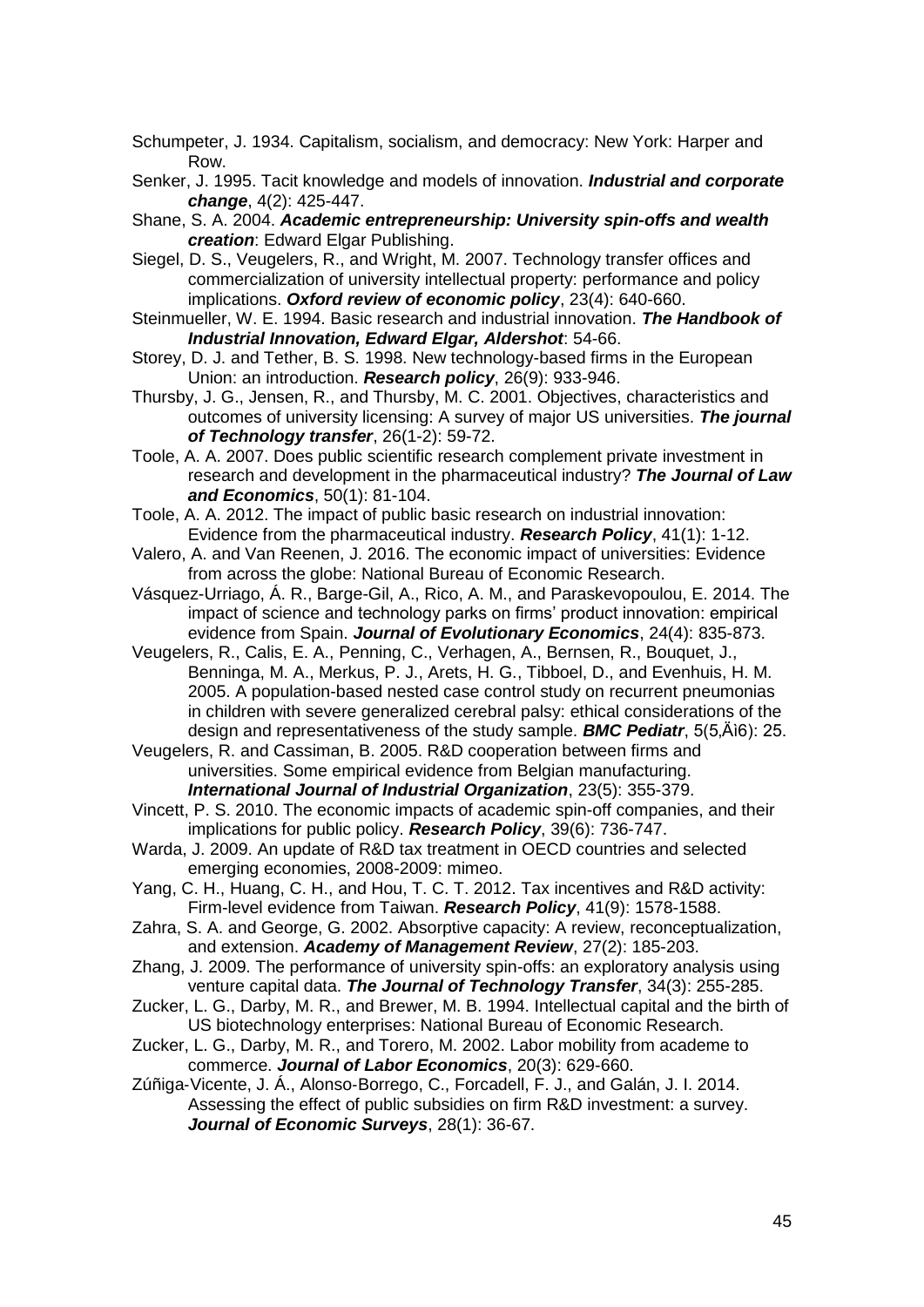Schumpeter, J. 1934. Capitalism, socialism, and democracy: New York: Harper and Row.

Senker, J. 1995. Tacit knowledge and models of innovation. ***Industrial and corporate change***, 4(2): 425-447.

Shane, S. A. 2004. ***Academic entrepreneurship: University spin-offs and wealth creation***: Edward Elgar Publishing.

Siegel, D. S., Veugelers, R., and Wright, M. 2007. Technology transfer offices and commercialization of university intellectual property: performance and policy implications. ***Oxford review of economic policy***, 23(4): 640-660.

Steinmueller, W. E. 1994. Basic research and industrial innovation. ***The Handbook of Industrial Innovation, Edward Elgar, Aldershot***: 54-66.

Storey, D. J. and Tether, B. S. 1998. New technology-based firms in the European Union: an introduction. ***Research policy***, 26(9): 933-946.

Thursby, J. G., Jensen, R., and Thursby, M. C. 2001. Objectives, characteristics and outcomes of university licensing: A survey of major US universities. ***The journal of Technology transfer***, 26(1-2): 59-72.

Toole, A. A. 2007. Does public scientific research complement private investment in research and development in the pharmaceutical industry? ***The Journal of Law and Economics***, 50(1): 81-104.

Toole, A. A. 2012. The impact of public basic research on industrial innovation: Evidence from the pharmaceutical industry. ***Research Policy***, 41(1): 1-12.

Valero, A. and Van Reenen, J. 2016. The economic impact of universities: Evidence from across the globe: National Bureau of Economic Research.

Vásquez-Urriago, Á. R., Barge-Gil, A., Rico, A. M., and Paraskevopoulou, E. 2014. The impact of science and technology parks on firms' product innovation: empirical evidence from Spain. ***Journal of Evolutionary Economics***, 24(4): 835-873.

Veugelers, R., Calis, E. A., Penning, C., Verhagen, A., Bernsen, R., Bouquet, J., Benninga, M. A., Merkus, P. J., Arets, H. G., Tibboel, D., and Evenhuis, H. M. 2005. A population-based nested case control study on recurrent pneumonias in children with severe generalized cerebral palsy: ethical considerations of the design and representativeness of the study sample. ***BMC Pediatr***, 5(5,Äì6): 25.

Veugelers, R. and Cassiman, B. 2005. R&D cooperation between firms and universities. Some empirical evidence from Belgian manufacturing. ***International Journal of Industrial Organization***, 23(5): 355-379.

Vincett, P. S. 2010. The economic impacts of academic spin-off companies, and their implications for public policy. ***Research Policy***, 39(6): 736-747.

Warda, J. 2009. An update of R&D tax treatment in OECD countries and selected emerging economies, 2008-2009: mimeo.

Yang, C. H., Huang, C. H., and Hou, T. C. T. 2012. Tax incentives and R&D activity: Firm-level evidence from Taiwan. ***Research Policy***, 41(9): 1578-1588.

Zahra, S. A. and George, G. 2002. Absorptive capacity: A review, reconceptualization, and extension. ***Academy of Management Review***, 27(2): 185-203.

Zhang, J. 2009. The performance of university spin-offs: an exploratory analysis using venture capital data. ***The Journal of Technology Transfer***, 34(3): 255-285.

Zucker, L. G., Darby, M. R., and Brewer, M. B. 1994. Intellectual capital and the birth of US biotechnology enterprises: National Bureau of Economic Research.

Zucker, L. G., Darby, M. R., and Torero, M. 2002. Labor mobility from academe to commerce. ***Journal of Labor Economics***, 20(3): 629-660.

Zúñiga-Vicente, J. Á., Alonso-Borrego, C., Forcadell, F. J., and Galán, J. I. 2014. Assessing the effect of public subsidies on firm R&D investment: a survey. ***Journal of Economic Surveys***, 28(1): 36-67.